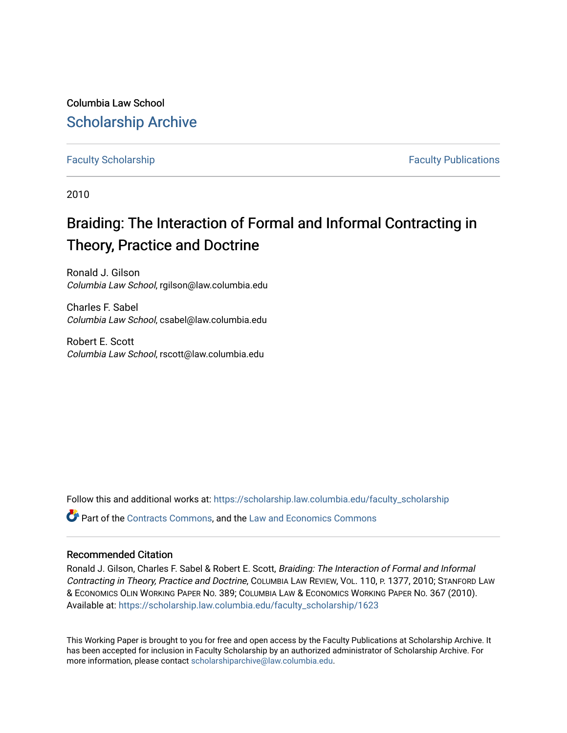Columbia Law School

# Scholarship Archive

Faculty Scholarship | Faculty Publications

2010

## Braiding: The Interaction of Formal and Informal Contracting in Theory, Practice and Doctrine

Ronald J. Gilson
*Columbia Law School*, rgilson@law.columbia.edu

Charles F. Sabel
*Columbia Law School*, csabel@law.columbia.edu

Robert E. Scott
*Columbia Law School*, rscott@law.columbia.edu

Follow this and additional works at: https://scholarship.law.columbia.edu/faculty_scholarship

Part of the Contracts Commons, and the Law and Economics Commons

### Recommended Citation

Ronald J. Gilson, Charles F. Sabel & Robert E. Scott, *Braiding: The Interaction of Formal and Informal Contracting in Theory, Practice and Doctrine*, Columbia Law Review, Vol. 110, p. 1377, 2010; Stanford Law & Economics Olin Working Paper No. 389; Columbia Law & Economics Working Paper No. 367 (2010). Available at: https://scholarship.law.columbia.edu/faculty_scholarship/1623

This Working Paper is brought to you for free and open access by the Faculty Publications at Scholarship Archive. It has been accepted for inclusion in Faculty Scholarship by an authorized administrator of Scholarship Archive. For more information, please contact scholarshiparchive@law.columbia.edu.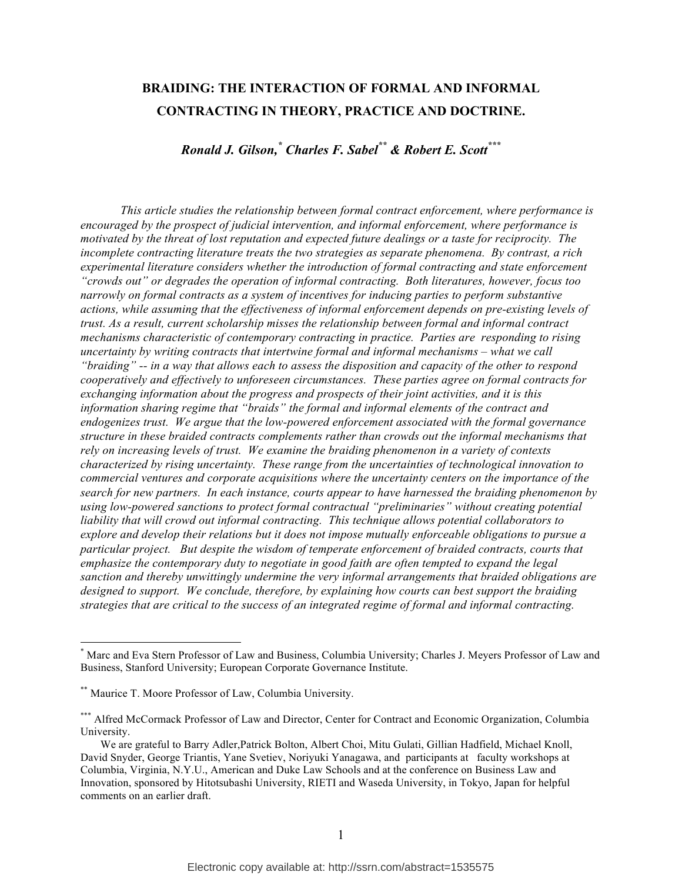# BRAIDING: THE INTERACTION OF FORMAL AND INFORMAL CONTRACTING IN THEORY, PRACTICE AND DOCTRINE.

***Ronald J. Gilson,[*] Charles F. Sabel[**] & Robert E. Scott[***]***

*This article studies the relationship between formal contract enforcement, where performance is encouraged by the prospect of judicial intervention, and informal enforcement, where performance is motivated by the threat of lost reputation and expected future dealings or a taste for reciprocity. The incomplete contracting literature treats the two strategies as separate phenomena. By contrast, a rich experimental literature considers whether the introduction of formal contracting and state enforcement "crowds out" or degrades the operation of informal contracting. Both literatures, however, focus too narrowly on formal contracts as a system of incentives for inducing parties to perform substantive actions, while assuming that the effectiveness of informal enforcement depends on pre-existing levels of trust. As a result, current scholarship misses the relationship between formal and informal contract mechanisms characteristic of contemporary contracting in practice. Parties are responding to rising uncertainty by writing contracts that intertwine formal and informal mechanisms – what we call "braiding" -- in a way that allows each to assess the disposition and capacity of the other to respond cooperatively and effectively to unforeseen circumstances. These parties agree on formal contracts for exchanging information about the progress and prospects of their joint activities, and it is this information sharing regime that "braids" the formal and informal elements of the contract and endogenizes trust. We argue that the low-powered enforcement associated with the formal governance structure in these braided contracts complements rather than crowds out the informal mechanisms that rely on increasing levels of trust. We examine the braiding phenomenon in a variety of contexts characterized by rising uncertainty. These range from the uncertainties of technological innovation to commercial ventures and corporate acquisitions where the uncertainty centers on the importance of the search for new partners. In each instance, courts appear to have harnessed the braiding phenomenon by using low-powered sanctions to protect formal contractual "preliminaries" without creating potential liability that will crowd out informal contracting. This technique allows potential collaborators to explore and develop their relations but it does not impose mutually enforceable obligations to pursue a particular project. But despite the wisdom of temperate enforcement of braided contracts, courts that emphasize the contemporary duty to negotiate in good faith are often tempted to expand the legal sanction and thereby unwittingly undermine the very informal arrangements that braided obligations are designed to support. We conclude, therefore, by explaining how courts can best support the braiding strategies that are critical to the success of an integrated regime of formal and informal contracting.*

---

[*] Marc and Eva Stern Professor of Law and Business, Columbia University; Charles J. Meyers Professor of Law and Business, Stanford University; European Corporate Governance Institute.

[**] Maurice T. Moore Professor of Law, Columbia University.

[***] Alfred McCormack Professor of Law and Director, Center for Contract and Economic Organization, Columbia University.

We are grateful to Barry Adler,Patrick Bolton, Albert Choi, Mitu Gulati, Gillian Hadfield, Michael Knoll, David Snyder, George Triantis, Yane Svetiev, Noriyuki Yanagawa, and participants at faculty workshops at Columbia, Virginia, N.Y.U., American and Duke Law Schools and at the conference on Business Law and Innovation, sponsored by Hitotsubashi University, RIETI and Waseda University, in Tokyo, Japan for helpful comments on an earlier draft.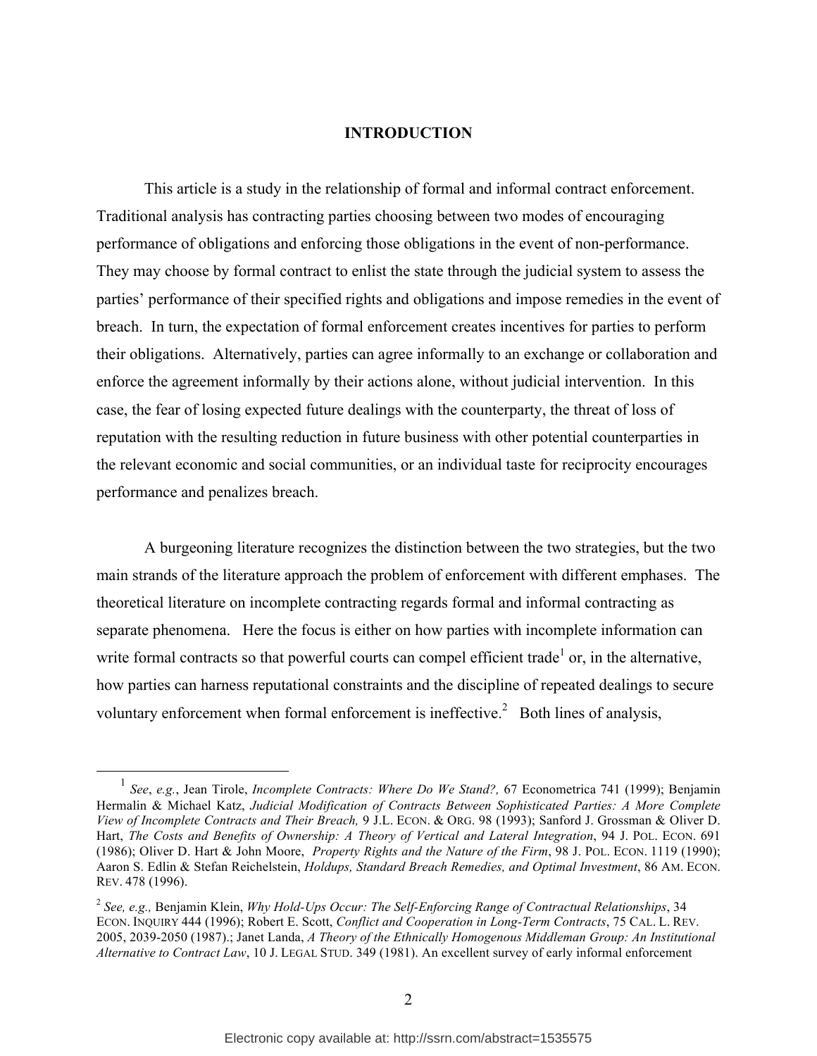## INTRODUCTION

This article is a study in the relationship of formal and informal contract enforcement. Traditional analysis has contracting parties choosing between two modes of encouraging performance of obligations and enforcing those obligations in the event of non-performance. They may choose by formal contract to enlist the state through the judicial system to assess the parties' performance of their specified rights and obligations and impose remedies in the event of breach. In turn, the expectation of formal enforcement creates incentives for parties to perform their obligations. Alternatively, parties can agree informally to an exchange or collaboration and enforce the agreement informally by their actions alone, without judicial intervention. In this case, the fear of losing expected future dealings with the counterparty, the threat of loss of reputation with the resulting reduction in future business with other potential counterparties in the relevant economic and social communities, or an individual taste for reciprocity encourages performance and penalizes breach.

A burgeoning literature recognizes the distinction between the two strategies, but the two main strands of the literature approach the problem of enforcement with different emphases. The theoretical literature on incomplete contracting regards formal and informal contracting as separate phenomena. Here the focus is either on how parties with incomplete information can write formal contracts so that powerful courts can compel efficient trade[1] or, in the alternative, how parties can harness reputational constraints and the discipline of repeated dealings to secure voluntary enforcement when formal enforcement is ineffective.[2] Both lines of analysis,

---

[1] *See*, *e.g.*, Jean Tirole, *Incomplete Contracts: Where Do We Stand?,* 67 Econometrica 741 (1999); Benjamin Hermalin & Michael Katz, *Judicial Modification of Contracts Between Sophisticated Parties: A More Complete View of Incomplete Contracts and Their Breach,* 9 J.L. ECON. & ORG. 98 (1993); Sanford J. Grossman & Oliver D. Hart, *The Costs and Benefits of Ownership: A Theory of Vertical and Lateral Integration*, 94 J. POL. ECON. 691 (1986); Oliver D. Hart & John Moore, *Property Rights and the Nature of the Firm*, 98 J. POL. ECON. 1119 (1990); Aaron S. Edlin & Stefan Reichelstein, *Holdups, Standard Breach Remedies, and Optimal Investment*, 86 AM. ECON. REV. 478 (1996).

[2] *See, e.g.,* Benjamin Klein, *Why Hold-Ups Occur: The Self-Enforcing Range of Contractual Relationships*, 34 ECON. INQUIRY 444 (1996); Robert E. Scott, *Conflict and Cooperation in Long-Term Contracts*, 75 CAL. L. REV. 2005, 2039-2050 (1987).; Janet Landa, *A Theory of the Ethnically Homogenous Middleman Group: An Institutional Alternative to Contract Law*, 10 J. LEGAL STUD. 349 (1981). An excellent survey of early informal enforcement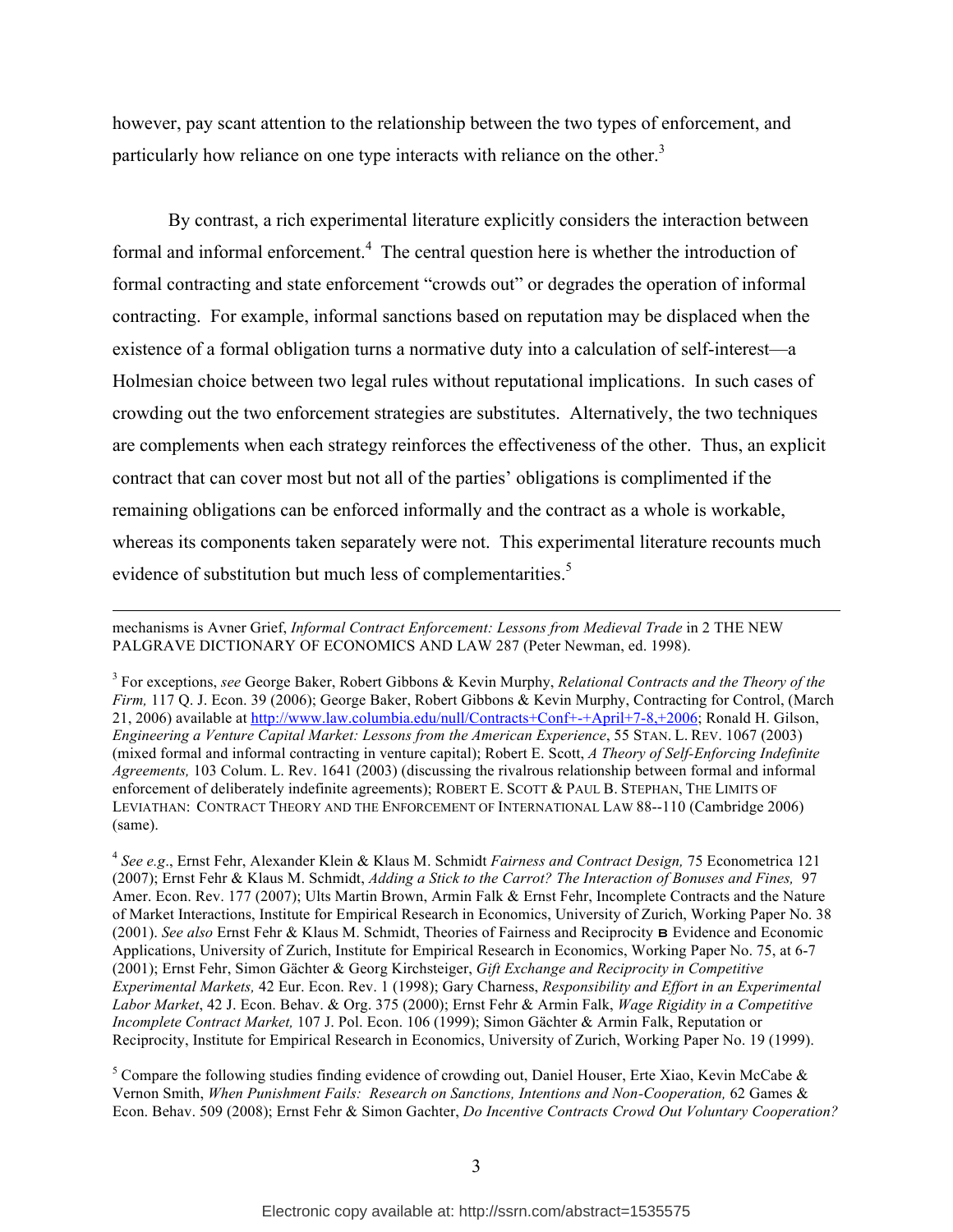however, pay scant attention to the relationship between the two types of enforcement, and particularly how reliance on one type interacts with reliance on the other.[3]

By contrast, a rich experimental literature explicitly considers the interaction between formal and informal enforcement.[4] The central question here is whether the introduction of formal contracting and state enforcement "crowds out" or degrades the operation of informal contracting. For example, informal sanctions based on reputation may be displaced when the existence of a formal obligation turns a normative duty into a calculation of self-interest—a Holmesian choice between two legal rules without reputational implications. In such cases of crowding out the two enforcement strategies are substitutes. Alternatively, the two techniques are complements when each strategy reinforces the effectiveness of the other. Thus, an explicit contract that can cover most but not all of the parties' obligations is complimented if the remaining obligations can be enforced informally and the contract as a whole is workable, whereas its components taken separately were not. This experimental literature recounts much evidence of substitution but much less of complementarities.[5]

---

mechanisms is Avner Grief, *Informal Contract Enforcement: Lessons from Medieval Trade* in 2 THE NEW PALGRAVE DICTIONARY OF ECONOMICS AND LAW 287 (Peter Newman, ed. 1998).

[3] For exceptions, *see* George Baker, Robert Gibbons & Kevin Murphy, *Relational Contracts and the Theory of the Firm,* 117 Q. J. Econ. 39 (2006); George Baker, Robert Gibbons & Kevin Murphy, Contracting for Control, (March 21, 2006) available at http://www.law.columbia.edu/null/Contracts+Conf+-+April+7-8,+2006; Ronald H. Gilson, *Engineering a Venture Capital Market: Lessons from the American Experience*, 55 STAN. L. REV. 1067 (2003) (mixed formal and informal contracting in venture capital); Robert E. Scott, *A Theory of Self-Enforcing Indefinite Agreements,* 103 Colum. L. Rev. 1641 (2003) (discussing the rivalrous relationship between formal and informal enforcement of deliberately indefinite agreements); ROBERT E. SCOTT & PAUL B. STEPHAN, THE LIMITS OF LEVIATHAN: CONTRACT THEORY AND THE ENFORCEMENT OF INTERNATIONAL LAW 88--110 (Cambridge 2006) (same).

[4] *See e.g*., Ernst Fehr, Alexander Klein & Klaus M. Schmidt *Fairness and Contract Design,* 75 Econometrica 121 (2007); Ernst Fehr & Klaus M. Schmidt, *Adding a Stick to the Carrot? The Interaction of Bonuses and Fines,* 97 Amer. Econ. Rev. 177 (2007); Ults Martin Brown, Armin Falk & Ernst Fehr, Incomplete Contracts and the Nature of Market Interactions, Institute for Empirical Research in Economics, University of Zurich, Working Paper No. 38 (2001). *See also* Ernst Fehr & Klaus M. Schmidt, Theories of Fairness and Reciprocity B Evidence and Economic Applications, University of Zurich, Institute for Empirical Research in Economics, Working Paper No. 75, at 6-7 (2001); Ernst Fehr, Simon Gächter & Georg Kirchsteiger, *Gift Exchange and Reciprocity in Competitive Experimental Markets,* 42 Eur. Econ. Rev. 1 (1998); Gary Charness, *Responsibility and Effort in an Experimental Labor Market*, 42 J. Econ. Behav. & Org. 375 (2000); Ernst Fehr & Armin Falk, *Wage Rigidity in a Competitive Incomplete Contract Market,* 107 J. Pol. Econ. 106 (1999); Simon Gächter & Armin Falk, Reputation or Reciprocity, Institute for Empirical Research in Economics, University of Zurich, Working Paper No. 19 (1999).

[5] Compare the following studies finding evidence of crowding out, Daniel Houser, Erte Xiao, Kevin McCabe & Vernon Smith, *When Punishment Fails: Research on Sanctions, Intentions and Non-Cooperation,* 62 Games & Econ. Behav. 509 (2008); Ernst Fehr & Simon Gachter, *Do Incentive Contracts Crowd Out Voluntary Cooperation?*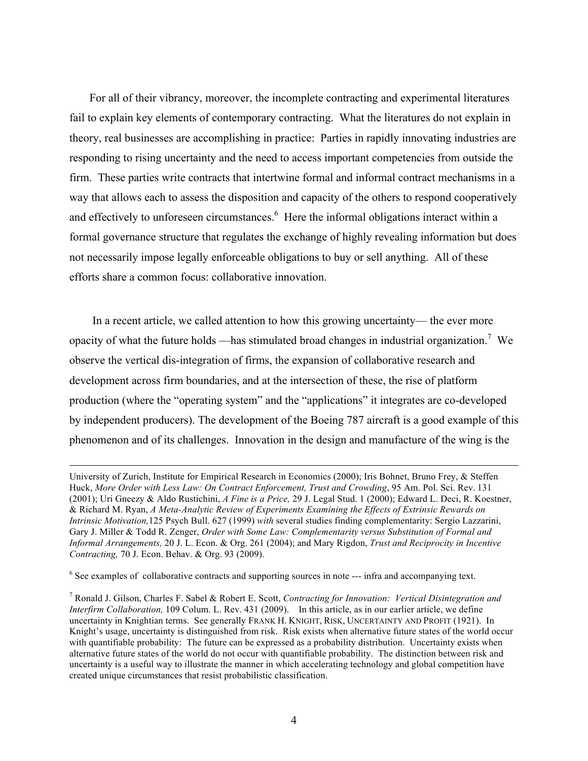For all of their vibrancy, moreover, the incomplete contracting and experimental literatures fail to explain key elements of contemporary contracting. What the literatures do not explain in theory, real businesses are accomplishing in practice: Parties in rapidly innovating industries are responding to rising uncertainty and the need to access important competencies from outside the firm. These parties write contracts that intertwine formal and informal contract mechanisms in a way that allows each to assess the disposition and capacity of the others to respond cooperatively and effectively to unforeseen circumstances.[6] Here the informal obligations interact within a formal governance structure that regulates the exchange of highly revealing information but does not necessarily impose legally enforceable obligations to buy or sell anything. All of these efforts share a common focus: collaborative innovation.

In a recent article, we called attention to how this growing uncertainty— the ever more opacity of what the future holds —has stimulated broad changes in industrial organization.[7] We observe the vertical dis-integration of firms, the expansion of collaborative research and development across firm boundaries, and at the intersection of these, the rise of platform production (where the "operating system" and the "applications" it integrates are co-developed by independent producers). The development of the Boeing 787 aircraft is a good example of this phenomenon and of its challenges. Innovation in the design and manufacture of the wing is the

---

University of Zurich, Institute for Empirical Research in Economics (2000); Iris Bohnet, Bruno Frey, & Steffen Huck, *More Order with Less Law: On Contract Enforcement, Trust and Crowding*, 95 Am. Pol. Sci. Rev. 131 (2001); Uri Gneezy & Aldo Rustichini, *A Fine is a Price,* 29 J. Legal Stud. 1 (2000); Edward L. Deci, R. Koestner, & Richard M. Ryan, *A Meta-Analytic Review of Experiments Examining the Effects of Extrinsic Rewards on Intrinsic Motivation,*125 Psych Bull. 627 (1999) *with* several studies finding complementarity: Sergio Lazzarini, Gary J. Miller & Todd R. Zenger, *Order with Some Law: Complementarity versus Substitution of Formal and Informal Arrangements,* 20 J. L. Econ. & Org. 261 (2004); and Mary Rigdon, *Trust and Reciprocity in Incentive Contracting,* 70 J. Econ. Behav. & Org. 93 (2009).

[6] See examples of collaborative contracts and supporting sources in note --- infra and accompanying text.

[7] Ronald J. Gilson, Charles F. Sabel & Robert E. Scott, *Contracting for Innovation: Vertical Disintegration and Interfirm Collaboration,* 109 Colum. L. Rev. 431 (2009). In this article, as in our earlier article, we define uncertainty in Knightian terms. See generally FRANK H. KNIGHT, RISK, UNCERTAINTY AND PROFIT (1921). In Knight's usage, uncertainty is distinguished from risk. Risk exists when alternative future states of the world occur with quantifiable probability: The future can be expressed as a probability distribution. Uncertainty exists when alternative future states of the world do not occur with quantifiable probability. The distinction between risk and uncertainty is a useful way to illustrate the manner in which accelerating technology and global competition have created unique circumstances that resist probabilistic classification.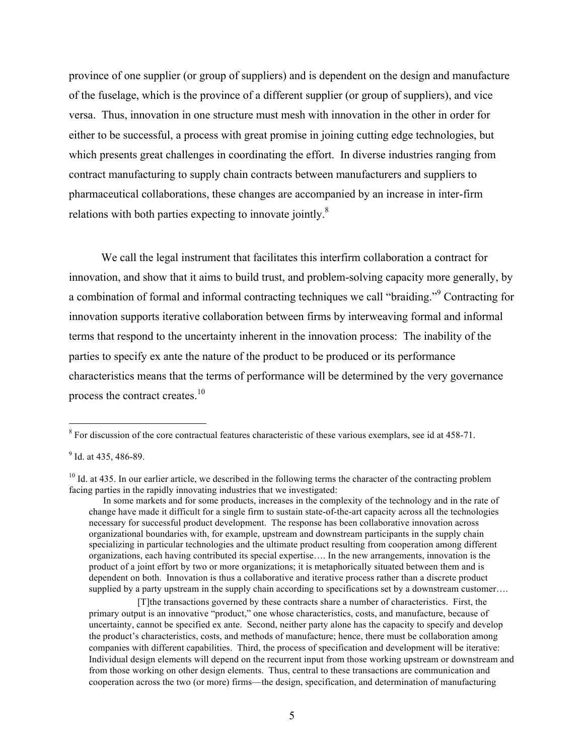province of one supplier (or group of suppliers) and is dependent on the design and manufacture of the fuselage, which is the province of a different supplier (or group of suppliers), and vice versa. Thus, innovation in one structure must mesh with innovation in the other in order for either to be successful, a process with great promise in joining cutting edge technologies, but which presents great challenges in coordinating the effort. In diverse industries ranging from contract manufacturing to supply chain contracts between manufacturers and suppliers to pharmaceutical collaborations, these changes are accompanied by an increase in inter-firm relations with both parties expecting to innovate jointly.[8]

We call the legal instrument that facilitates this interfirm collaboration a contract for innovation, and show that it aims to build trust, and problem-solving capacity more generally, by a combination of formal and informal contracting techniques we call "braiding."[9] Contracting for innovation supports iterative collaboration between firms by interweaving formal and informal terms that respond to the uncertainty inherent in the innovation process: The inability of the parties to specify ex ante the nature of the product to be produced or its performance characteristics means that the terms of performance will be determined by the very governance process the contract creates.[10]

---

[8] For discussion of the core contractual features characteristic of these various exemplars, see id at 458-71.

[9] Id. at 435, 486-89.

[10] Id. at 435. In our earlier article, we described in the following terms the character of the contracting problem facing parties in the rapidly innovating industries that we investigated:

> In some markets and for some products, increases in the complexity of the technology and in the rate of change have made it difficult for a single firm to sustain state-of-the-art capacity across all the technologies necessary for successful product development. The response has been collaborative innovation across organizational boundaries with, for example, upstream and downstream participants in the supply chain specializing in particular technologies and the ultimate product resulting from cooperation among different organizations, each having contributed its special expertise…. In the new arrangements, innovation is the product of a joint effort by two or more organizations; it is metaphorically situated between them and is dependent on both. Innovation is thus a collaborative and iterative process rather than a discrete product supplied by a party upstream in the supply chain according to specifications set by a downstream customer….
>
> [T]the transactions governed by these contracts share a number of characteristics. First, the primary output is an innovative "product," one whose characteristics, costs, and manufacture, because of uncertainty, cannot be specified ex ante. Second, neither party alone has the capacity to specify and develop the product's characteristics, costs, and methods of manufacture; hence, there must be collaboration among companies with different capabilities. Third, the process of specification and development will be iterative: Individual design elements will depend on the recurrent input from those working upstream or downstream and from those working on other design elements. Thus, central to these transactions are communication and cooperation across the two (or more) firms—the design, specification, and determination of manufacturing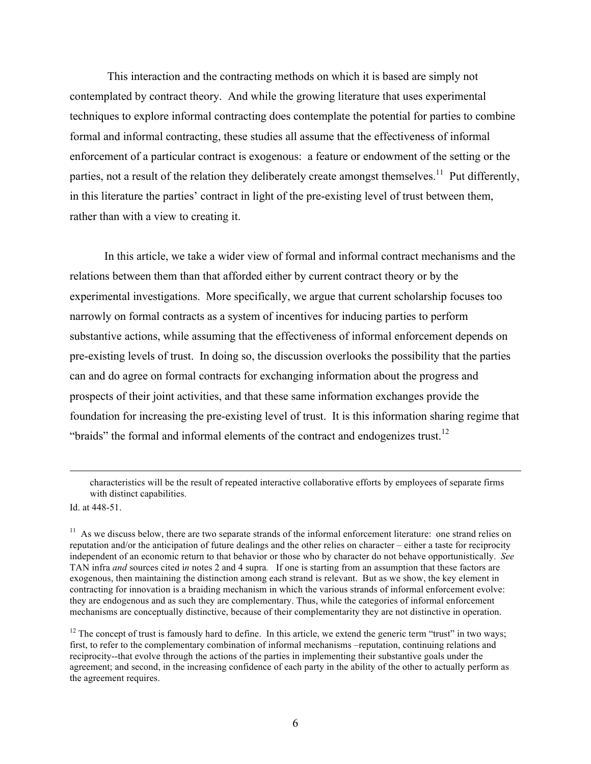This interaction and the contracting methods on which it is based are simply not contemplated by contract theory. And while the growing literature that uses experimental techniques to explore informal contracting does contemplate the potential for parties to combine formal and informal contracting, these studies all assume that the effectiveness of informal enforcement of a particular contract is exogenous: a feature or endowment of the setting or the parties, not a result of the relation they deliberately create amongst themselves.[11] Put differently, in this literature the parties' contract in light of the pre-existing level of trust between them, rather than with a view to creating it.

In this article, we take a wider view of formal and informal contract mechanisms and the relations between them than that afforded either by current contract theory or by the experimental investigations. More specifically, we argue that current scholarship focuses too narrowly on formal contracts as a system of incentives for inducing parties to perform substantive actions, while assuming that the effectiveness of informal enforcement depends on pre-existing levels of trust. In doing so, the discussion overlooks the possibility that the parties can and do agree on formal contracts for exchanging information about the progress and prospects of their joint activities, and that these same information exchanges provide the foundation for increasing the pre-existing level of trust. It is this information sharing regime that "braids" the formal and informal elements of the contract and endogenizes trust.[12]

---

characteristics will be the result of repeated interactive collaborative efforts by employees of separate firms with distinct capabilities.

Id. at 448-51.

[11] As we discuss below, there are two separate strands of the informal enforcement literature: one strand relies on reputation and/or the anticipation of future dealings and the other relies on character – either a taste for reciprocity independent of an economic return to that behavior or those who by character do not behave opportunistically. *See* TAN infra *and* sources cited i*n* notes 2 and 4 supra*.* If one is starting from an assumption that these factors are exogenous, then maintaining the distinction among each strand is relevant. But as we show, the key element in contracting for innovation is a braiding mechanism in which the various strands of informal enforcement evolve: they are endogenous and as such they are complementary. Thus, while the categories of informal enforcement mechanisms are conceptually distinctive, because of their complementarity they are not distinctive in operation.

[12] The concept of trust is famously hard to define. In this article, we extend the generic term "trust" in two ways; first, to refer to the complementary combination of informal mechanisms –reputation, continuing relations and reciprocity--that evolve through the actions of the parties in implementing their substantive goals under the agreement; and second, in the increasing confidence of each party in the ability of the other to actually perform as the agreement requires.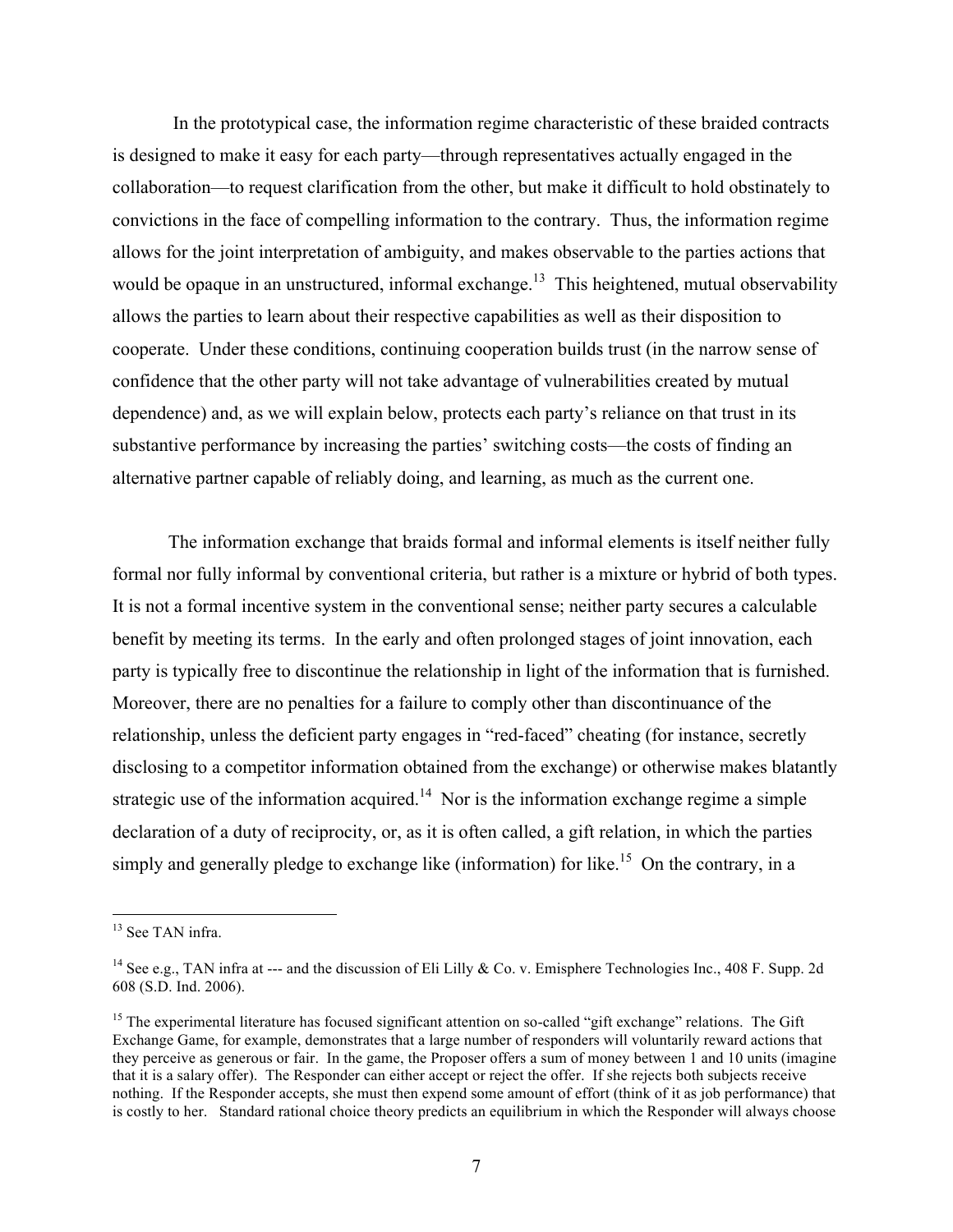In the prototypical case, the information regime characteristic of these braided contracts is designed to make it easy for each party—through representatives actually engaged in the collaboration—to request clarification from the other, but make it difficult to hold obstinately to convictions in the face of compelling information to the contrary. Thus, the information regime allows for the joint interpretation of ambiguity, and makes observable to the parties actions that would be opaque in an unstructured, informal exchange.[13] This heightened, mutual observability allows the parties to learn about their respective capabilities as well as their disposition to cooperate. Under these conditions, continuing cooperation builds trust (in the narrow sense of confidence that the other party will not take advantage of vulnerabilities created by mutual dependence) and, as we will explain below, protects each party's reliance on that trust in its substantive performance by increasing the parties' switching costs—the costs of finding an alternative partner capable of reliably doing, and learning, as much as the current one.

The information exchange that braids formal and informal elements is itself neither fully formal nor fully informal by conventional criteria, but rather is a mixture or hybrid of both types. It is not a formal incentive system in the conventional sense; neither party secures a calculable benefit by meeting its terms. In the early and often prolonged stages of joint innovation, each party is typically free to discontinue the relationship in light of the information that is furnished. Moreover, there are no penalties for a failure to comply other than discontinuance of the relationship, unless the deficient party engages in "red-faced" cheating (for instance, secretly disclosing to a competitor information obtained from the exchange) or otherwise makes blatantly strategic use of the information acquired.[14] Nor is the information exchange regime a simple declaration of a duty of reciprocity, or, as it is often called, a gift relation, in which the parties simply and generally pledge to exchange like (information) for like.[15] On the contrary, in a

---

[13] See TAN infra.

[14] See e.g., TAN infra at --- and the discussion of Eli Lilly & Co. v. Emisphere Technologies Inc., 408 F. Supp. 2d 608 (S.D. Ind. 2006).

[15] The experimental literature has focused significant attention on so-called "gift exchange" relations. The Gift Exchange Game, for example, demonstrates that a large number of responders will voluntarily reward actions that they perceive as generous or fair. In the game, the Proposer offers a sum of money between 1 and 10 units (imagine that it is a salary offer). The Responder can either accept or reject the offer. If she rejects both subjects receive nothing. If the Responder accepts, she must then expend some amount of effort (think of it as job performance) that is costly to her. Standard rational choice theory predicts an equilibrium in which the Responder will always choose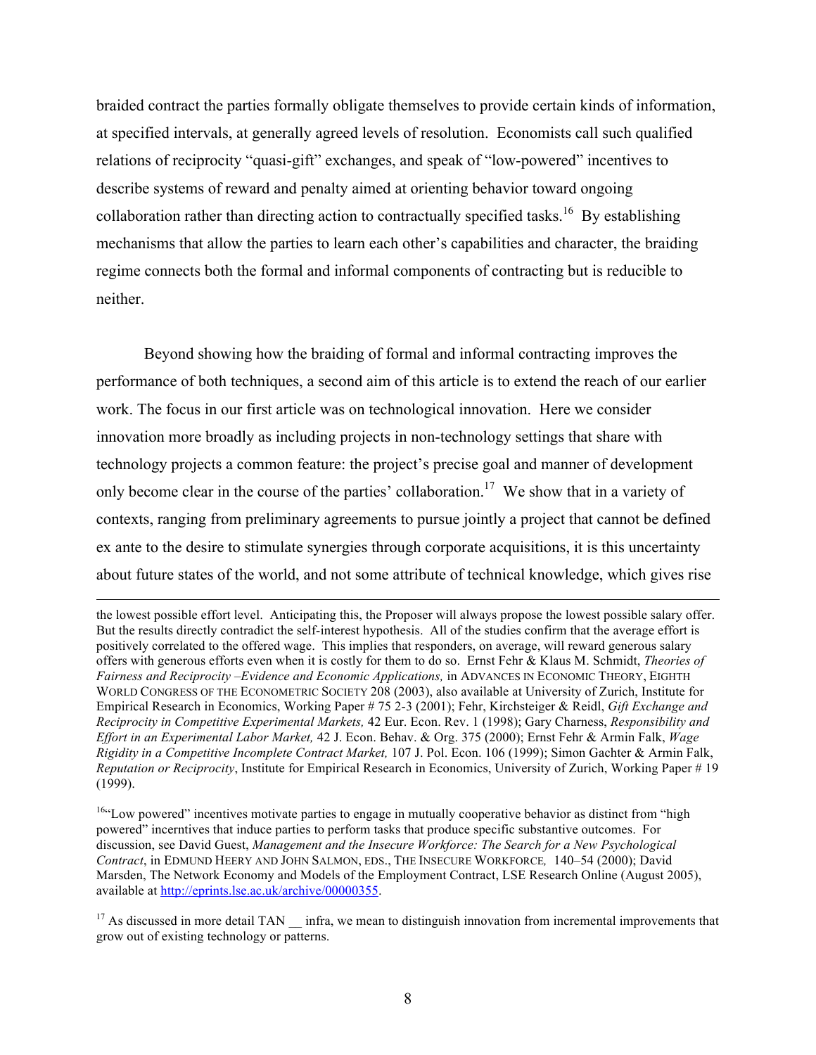braided contract the parties formally obligate themselves to provide certain kinds of information, at specified intervals, at generally agreed levels of resolution. Economists call such qualified relations of reciprocity "quasi-gift" exchanges, and speak of "low-powered" incentives to describe systems of reward and penalty aimed at orienting behavior toward ongoing collaboration rather than directing action to contractually specified tasks.[16] By establishing mechanisms that allow the parties to learn each other's capabilities and character, the braiding regime connects both the formal and informal components of contracting but is reducible to neither.

Beyond showing how the braiding of formal and informal contracting improves the performance of both techniques, a second aim of this article is to extend the reach of our earlier work. The focus in our first article was on technological innovation. Here we consider innovation more broadly as including projects in non-technology settings that share with technology projects a common feature: the project's precise goal and manner of development only become clear in the course of the parties' collaboration.[17] We show that in a variety of contexts, ranging from preliminary agreements to pursue jointly a project that cannot be defined ex ante to the desire to stimulate synergies through corporate acquisitions, it is this uncertainty about future states of the world, and not some attribute of technical knowledge, which gives rise

---

the lowest possible effort level. Anticipating this, the Proposer will always propose the lowest possible salary offer. But the results directly contradict the self-interest hypothesis. All of the studies confirm that the average effort is positively correlated to the offered wage. This implies that responders, on average, will reward generous salary offers with generous efforts even when it is costly for them to do so. Ernst Fehr & Klaus M. Schmidt, *Theories of Fairness and Reciprocity –Evidence and Economic Applications,* in ADVANCES IN ECONOMIC THEORY, EIGHTH WORLD CONGRESS OF THE ECONOMETRIC SOCIETY 208 (2003), also available at University of Zurich, Institute for Empirical Research in Economics, Working Paper # 75 2-3 (2001); Fehr, Kirchsteiger & Reidl, *Gift Exchange and Reciprocity in Competitive Experimental Markets,* 42 Eur. Econ. Rev. 1 (1998); Gary Charness, *Responsibility and Effort in an Experimental Labor Market,* 42 J. Econ. Behav. & Org. 375 (2000); Ernst Fehr & Armin Falk, *Wage Rigidity in a Competitive Incomplete Contract Market,* 107 J. Pol. Econ. 106 (1999); Simon Gachter & Armin Falk, *Reputation or Reciprocity*, Institute for Empirical Research in Economics, University of Zurich, Working Paper # 19 (1999).

[16] "Low powered" incentives motivate parties to engage in mutually cooperative behavior as distinct from "high powered" incerntives that induce parties to perform tasks that produce specific substantive outcomes. For discussion, see David Guest, *Management and the Insecure Workforce: The Search for a New Psychological Contract*, in EDMUND HEERY AND JOHN SALMON, EDS., THE INSECURE WORKFORCE, 140–54 (2000); David Marsden, The Network Economy and Models of the Employment Contract, LSE Research Online (August 2005), available at http://eprints.lse.ac.uk/archive/00000355.

[17] As discussed in more detail TAN __ infra, we mean to distinguish innovation from incremental improvements that grow out of existing technology or patterns.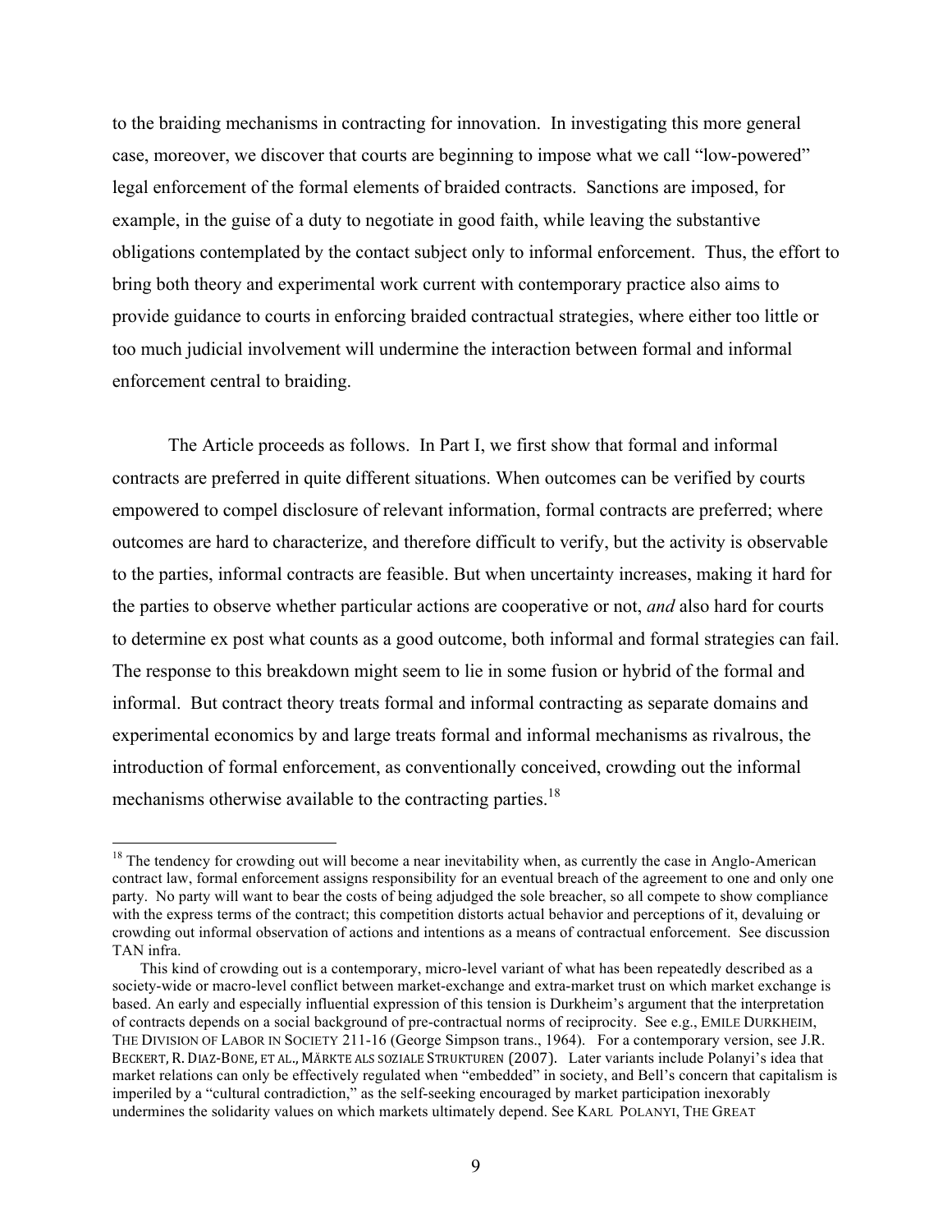to the braiding mechanisms in contracting for innovation. In investigating this more general case, moreover, we discover that courts are beginning to impose what we call "low-powered" legal enforcement of the formal elements of braided contracts. Sanctions are imposed, for example, in the guise of a duty to negotiate in good faith, while leaving the substantive obligations contemplated by the contact subject only to informal enforcement. Thus, the effort to bring both theory and experimental work current with contemporary practice also aims to provide guidance to courts in enforcing braided contractual strategies, where either too little or too much judicial involvement will undermine the interaction between formal and informal enforcement central to braiding.

The Article proceeds as follows. In Part I, we first show that formal and informal contracts are preferred in quite different situations. When outcomes can be verified by courts empowered to compel disclosure of relevant information, formal contracts are preferred; where outcomes are hard to characterize, and therefore difficult to verify, but the activity is observable to the parties, informal contracts are feasible. But when uncertainty increases, making it hard for the parties to observe whether particular actions are cooperative or not, *and* also hard for courts to determine ex post what counts as a good outcome, both informal and formal strategies can fail. The response to this breakdown might seem to lie in some fusion or hybrid of the formal and informal. But contract theory treats formal and informal contracting as separate domains and experimental economics by and large treats formal and informal mechanisms as rivalrous, the introduction of formal enforcement, as conventionally conceived, crowding out the informal mechanisms otherwise available to the contracting parties.[18]

---

[18] The tendency for crowding out will become a near inevitability when, as currently the case in Anglo-American contract law, formal enforcement assigns responsibility for an eventual breach of the agreement to one and only one party. No party will want to bear the costs of being adjudged the sole breacher, so all compete to show compliance with the express terms of the contract; this competition distorts actual behavior and perceptions of it, devaluing or crowding out informal observation of actions and intentions as a means of contractual enforcement. See discussion TAN infra.

This kind of crowding out is a contemporary, micro-level variant of what has been repeatedly described as a society-wide or macro-level conflict between market-exchange and extra-market trust on which market exchange is based. An early and especially influential expression of this tension is Durkheim's argument that the interpretation of contracts depends on a social background of pre-contractual norms of reciprocity. See e.g., EMILE DURKHEIM, THE DIVISION OF LABOR IN SOCIETY 211-16 (George Simpson trans., 1964). For a contemporary version, see J.R. BECKERT, R. DIAZ-BONE, ET AL., MÄRKTE ALS SOZIALE STRUKTUREN (2007). Later variants include Polanyi's idea that market relations can only be effectively regulated when "embedded" in society, and Bell's concern that capitalism is imperiled by a "cultural contradiction," as the self-seeking encouraged by market participation inexorably undermines the solidarity values on which markets ultimately depend. See KARL POLANYI, THE GREAT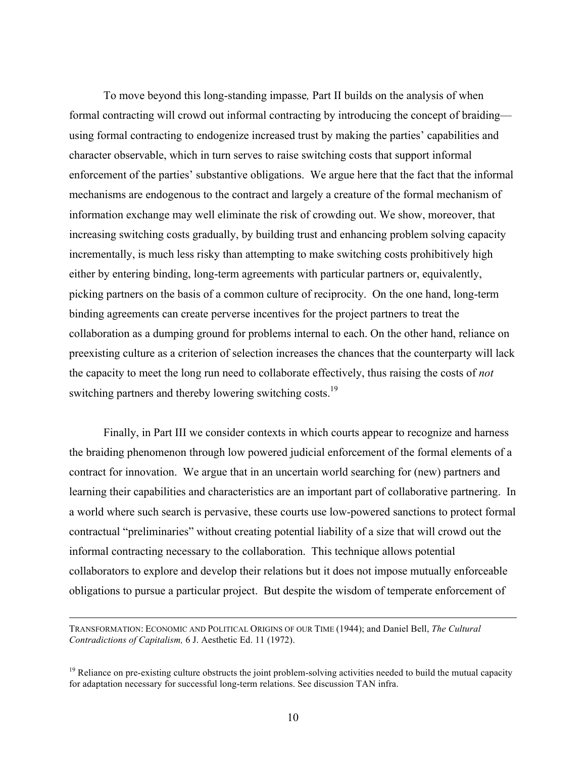To move beyond this long-standing impasse*,* Part II builds on the analysis of when formal contracting will crowd out informal contracting by introducing the concept of braiding—using formal contracting to endogenize increased trust by making the parties' capabilities and character observable, which in turn serves to raise switching costs that support informal enforcement of the parties' substantive obligations. We argue here that the fact that the informal mechanisms are endogenous to the contract and largely a creature of the formal mechanism of information exchange may well eliminate the risk of crowding out. We show, moreover, that increasing switching costs gradually, by building trust and enhancing problem solving capacity incrementally, is much less risky than attempting to make switching costs prohibitively high either by entering binding, long-term agreements with particular partners or, equivalently, picking partners on the basis of a common culture of reciprocity. On the one hand, long-term binding agreements can create perverse incentives for the project partners to treat the collaboration as a dumping ground for problems internal to each. On the other hand, reliance on preexisting culture as a criterion of selection increases the chances that the counterparty will lack the capacity to meet the long run need to collaborate effectively, thus raising the costs of *not* switching partners and thereby lowering switching costs.[19]

Finally, in Part III we consider contexts in which courts appear to recognize and harness the braiding phenomenon through low powered judicial enforcement of the formal elements of a contract for innovation. We argue that in an uncertain world searching for (new) partners and learning their capabilities and characteristics are an important part of collaborative partnering. In a world where such search is pervasive, these courts use low-powered sanctions to protect formal contractual "preliminaries" without creating potential liability of a size that will crowd out the informal contracting necessary to the collaboration. This technique allows potential collaborators to explore and develop their relations but it does not impose mutually enforceable obligations to pursue a particular project. But despite the wisdom of temperate enforcement of

---

TRANSFORMATION: ECONOMIC AND POLITICAL ORIGINS OF OUR TIME (1944); and Daniel Bell, *The Cultural Contradictions of Capitalism,* 6 J. Aesthetic Ed. 11 (1972).

[19] Reliance on pre-existing culture obstructs the joint problem-solving activities needed to build the mutual capacity for adaptation necessary for successful long-term relations. See discussion TAN infra.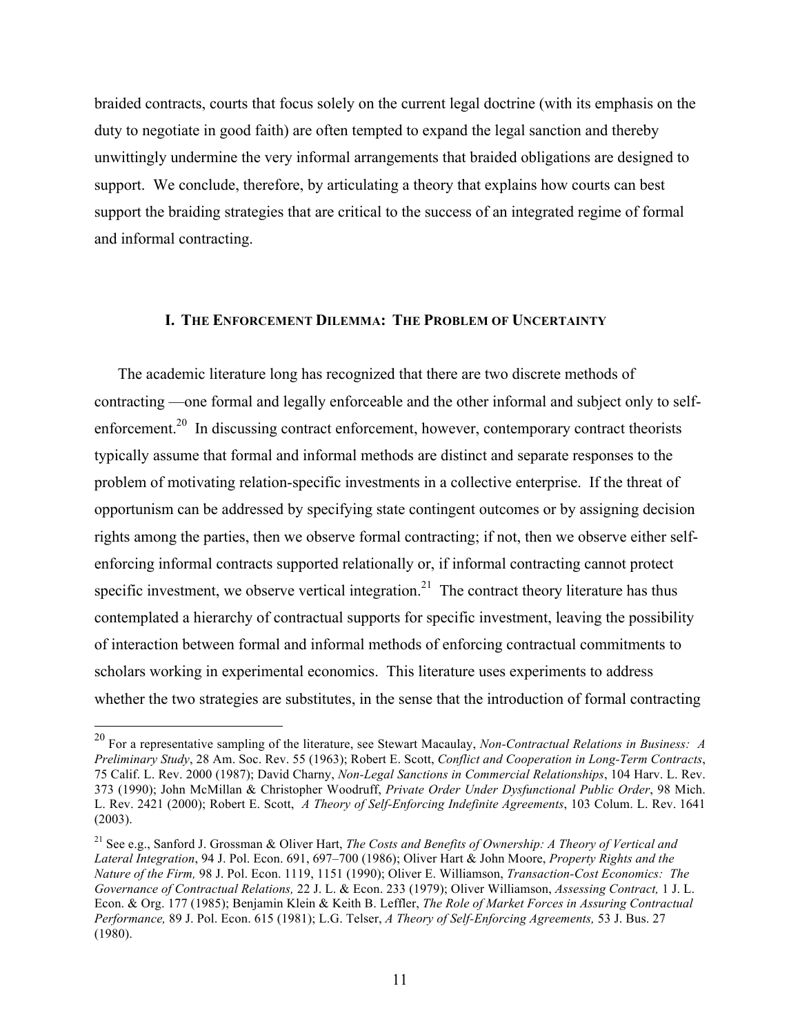braided contracts, courts that focus solely on the current legal doctrine (with its emphasis on the duty to negotiate in good faith) are often tempted to expand the legal sanction and thereby unwittingly undermine the very informal arrangements that braided obligations are designed to support. We conclude, therefore, by articulating a theory that explains how courts can best support the braiding strategies that are critical to the success of an integrated regime of formal and informal contracting.

## I. The Enforcement Dilemma: The Problem of Uncertainty

The academic literature long has recognized that there are two discrete methods of contracting —one formal and legally enforceable and the other informal and subject only to self-enforcement.[20] In discussing contract enforcement, however, contemporary contract theorists typically assume that formal and informal methods are distinct and separate responses to the problem of motivating relation-specific investments in a collective enterprise. If the threat of opportunism can be addressed by specifying state contingent outcomes or by assigning decision rights among the parties, then we observe formal contracting; if not, then we observe either self-enforcing informal contracts supported relationally or, if informal contracting cannot protect specific investment, we observe vertical integration.[21] The contract theory literature has thus contemplated a hierarchy of contractual supports for specific investment, leaving the possibility of interaction between formal and informal methods of enforcing contractual commitments to scholars working in experimental economics. This literature uses experiments to address whether the two strategies are substitutes, in the sense that the introduction of formal contracting

---

[20] For a representative sampling of the literature, see Stewart Macaulay, *Non-Contractual Relations in Business: A Preliminary Study*, 28 Am. Soc. Rev. 55 (1963); Robert E. Scott, *Conflict and Cooperation in Long-Term Contracts*, 75 Calif. L. Rev. 2000 (1987); David Charny, *Non-Legal Sanctions in Commercial Relationships*, 104 Harv. L. Rev. 373 (1990); John McMillan & Christopher Woodruff, *Private Order Under Dysfunctional Public Order*, 98 Mich. L. Rev. 2421 (2000); Robert E. Scott, *A Theory of Self-Enforcing Indefinite Agreements*, 103 Colum. L. Rev. 1641 (2003).

[21] See e.g., Sanford J. Grossman & Oliver Hart, *The Costs and Benefits of Ownership: A Theory of Vertical and Lateral Integration*, 94 J. Pol. Econ. 691, 697–700 (1986); Oliver Hart & John Moore, *Property Rights and the Nature of the Firm,* 98 J. Pol. Econ. 1119, 1151 (1990); Oliver E. Williamson, *Transaction-Cost Economics: The Governance of Contractual Relations,* 22 J. L. & Econ. 233 (1979); Oliver Williamson, *Assessing Contract,* 1 J. L. Econ. & Org. 177 (1985); Benjamin Klein & Keith B. Leffler, *The Role of Market Forces in Assuring Contractual Performance,* 89 J. Pol. Econ. 615 (1981); L.G. Telser, *A Theory of Self-Enforcing Agreements,* 53 J. Bus. 27 (1980).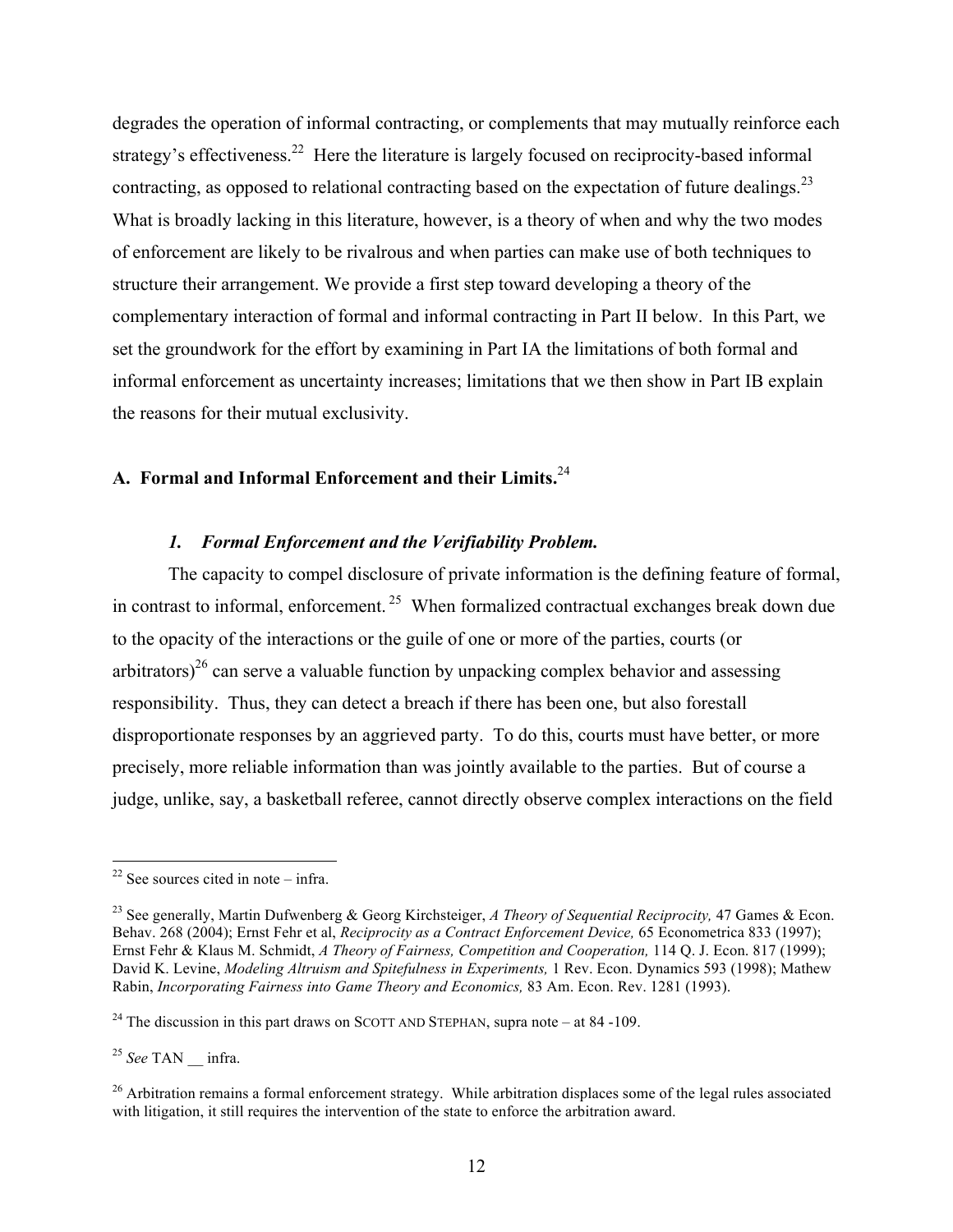degrades the operation of informal contracting, or complements that may mutually reinforce each strategy's effectiveness.[22] Here the literature is largely focused on reciprocity-based informal contracting, as opposed to relational contracting based on the expectation of future dealings.[23] What is broadly lacking in this literature, however, is a theory of when and why the two modes of enforcement are likely to be rivalrous and when parties can make use of both techniques to structure their arrangement. We provide a first step toward developing a theory of the complementary interaction of formal and informal contracting in Part II below. In this Part, we set the groundwork for the effort by examining in Part IA the limitations of both formal and informal enforcement as uncertainty increases; limitations that we then show in Part IB explain the reasons for their mutual exclusivity.

## A. Formal and Informal Enforcement and their Limits.[24]

### *1. Formal Enforcement and the Verifiability Problem.*

The capacity to compel disclosure of private information is the defining feature of formal, in contrast to informal, enforcement.[25] When formalized contractual exchanges break down due to the opacity of the interactions or the guile of one or more of the parties, courts (or arbitrators)[26] can serve a valuable function by unpacking complex behavior and assessing responsibility. Thus, they can detect a breach if there has been one, but also forestall disproportionate responses by an aggrieved party. To do this, courts must have better, or more precisely, more reliable information than was jointly available to the parties. But of course a judge, unlike, say, a basketball referee, cannot directly observe complex interactions on the field

---

[22] See sources cited in note – infra.

[23] See generally, Martin Dufwenberg & Georg Kirchsteiger, *A Theory of Sequential Reciprocity,* 47 Games & Econ. Behav. 268 (2004); Ernst Fehr et al, *Reciprocity as a Contract Enforcement Device,* 65 Econometrica 833 (1997); Ernst Fehr & Klaus M. Schmidt, *A Theory of Fairness, Competition and Cooperation,* 114 Q. J. Econ. 817 (1999); David K. Levine, *Modeling Altruism and Spitefulness in Experiments,* 1 Rev. Econ. Dynamics 593 (1998); Mathew Rabin, *Incorporating Fairness into Game Theory and Economics,* 83 Am. Econ. Rev. 1281 (1993).

[24] The discussion in this part draws on SCOTT AND STEPHAN, supra note – at 84 -109.

[25] *See* TAN __ infra.

[26] Arbitration remains a formal enforcement strategy. While arbitration displaces some of the legal rules associated with litigation, it still requires the intervention of the state to enforce the arbitration award.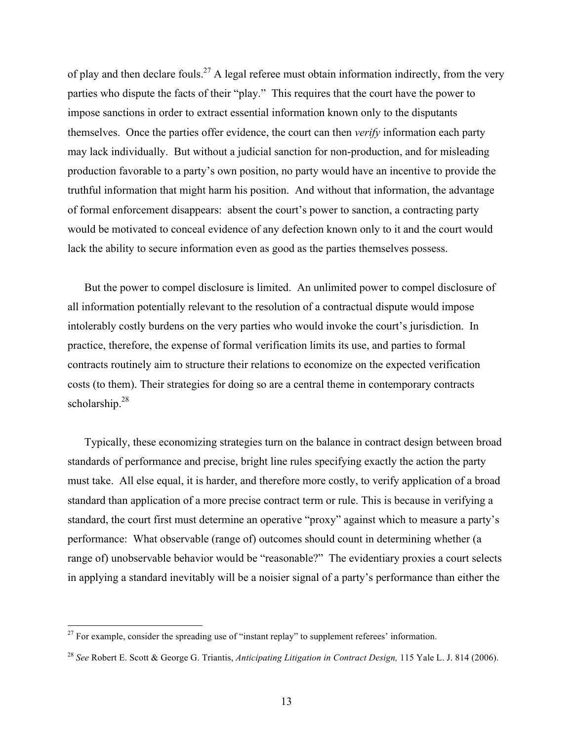of play and then declare fouls.[27] A legal referee must obtain information indirectly, from the very parties who dispute the facts of their "play." This requires that the court have the power to impose sanctions in order to extract essential information known only to the disputants themselves. Once the parties offer evidence, the court can then *verify* information each party may lack individually. But without a judicial sanction for non-production, and for misleading production favorable to a party's own position, no party would have an incentive to provide the truthful information that might harm his position. And without that information, the advantage of formal enforcement disappears: absent the court's power to sanction, a contracting party would be motivated to conceal evidence of any defection known only to it and the court would lack the ability to secure information even as good as the parties themselves possess.

But the power to compel disclosure is limited. An unlimited power to compel disclosure of all information potentially relevant to the resolution of a contractual dispute would impose intolerably costly burdens on the very parties who would invoke the court's jurisdiction. In practice, therefore, the expense of formal verification limits its use, and parties to formal contracts routinely aim to structure their relations to economize on the expected verification costs (to them). Their strategies for doing so are a central theme in contemporary contracts scholarship.[28]

Typically, these economizing strategies turn on the balance in contract design between broad standards of performance and precise, bright line rules specifying exactly the action the party must take. All else equal, it is harder, and therefore more costly, to verify application of a broad standard than application of a more precise contract term or rule. This is because in verifying a standard, the court first must determine an operative "proxy" against which to measure a party's performance: What observable (range of) outcomes should count in determining whether (a range of) unobservable behavior would be "reasonable?" The evidentiary proxies a court selects in applying a standard inevitably will be a noisier signal of a party's performance than either the

---

[27] For example, consider the spreading use of "instant replay" to supplement referees' information.

[28] *See* Robert E. Scott & George G. Triantis, *Anticipating Litigation in Contract Design,* 115 Yale L. J. 814 (2006).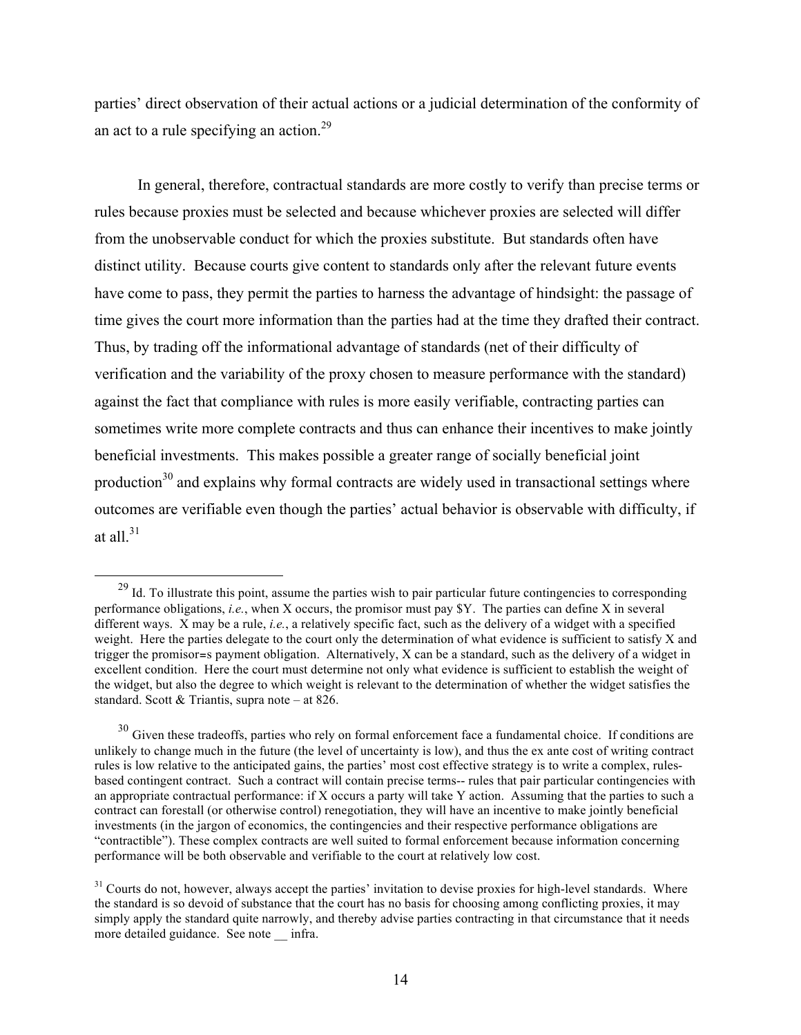parties' direct observation of their actual actions or a judicial determination of the conformity of an act to a rule specifying an action.[29]

In general, therefore, contractual standards are more costly to verify than precise terms or rules because proxies must be selected and because whichever proxies are selected will differ from the unobservable conduct for which the proxies substitute. But standards often have distinct utility. Because courts give content to standards only after the relevant future events have come to pass, they permit the parties to harness the advantage of hindsight: the passage of time gives the court more information than the parties had at the time they drafted their contract. Thus, by trading off the informational advantage of standards (net of their difficulty of verification and the variability of the proxy chosen to measure performance with the standard) against the fact that compliance with rules is more easily verifiable, contracting parties can sometimes write more complete contracts and thus can enhance their incentives to make jointly beneficial investments. This makes possible a greater range of socially beneficial joint production[30] and explains why formal contracts are widely used in transactional settings where outcomes are verifiable even though the parties' actual behavior is observable with difficulty, if at all.[31]

---

[29] Id. To illustrate this point, assume the parties wish to pair particular future contingencies to corresponding performance obligations, *i.e.*, when X occurs, the promisor must pay $Y. The parties can define X in several different ways. X may be a rule, *i.e.*, a relatively specific fact, such as the delivery of a widget with a specified weight. Here the parties delegate to the court only the determination of what evidence is sufficient to satisfy X and trigger the promisor=s payment obligation. Alternatively, X can be a standard, such as the delivery of a widget in excellent condition. Here the court must determine not only what evidence is sufficient to establish the weight of the widget, but also the degree to which weight is relevant to the determination of whether the widget satisfies the standard. Scott & Triantis, supra note – at 826.

[30] Given these tradeoffs, parties who rely on formal enforcement face a fundamental choice. If conditions are unlikely to change much in the future (the level of uncertainty is low), and thus the ex ante cost of writing contract rules is low relative to the anticipated gains, the parties' most cost effective strategy is to write a complex, rules-based contingent contract. Such a contract will contain precise terms-- rules that pair particular contingencies with an appropriate contractual performance: if X occurs a party will take Y action. Assuming that the parties to such a contract can forestall (or otherwise control) renegotiation, they will have an incentive to make jointly beneficial investments (in the jargon of economics, the contingencies and their respective performance obligations are "contractible"). These complex contracts are well suited to formal enforcement because information concerning performance will be both observable and verifiable to the court at relatively low cost.

[31] Courts do not, however, always accept the parties' invitation to devise proxies for high-level standards. Where the standard is so devoid of substance that the court has no basis for choosing among conflicting proxies, it may simply apply the standard quite narrowly, and thereby advise parties contracting in that circumstance that it needs more detailed guidance. See note __ infra.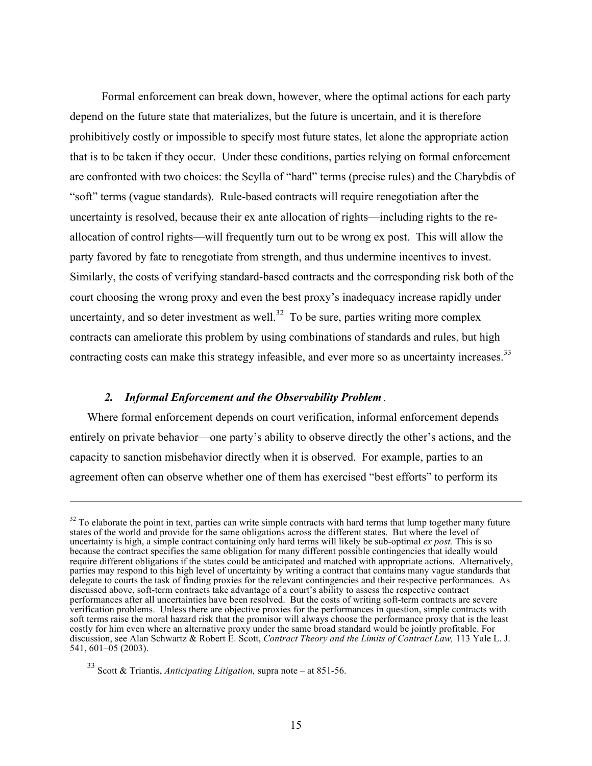Formal enforcement can break down, however, where the optimal actions for each party depend on the future state that materializes, but the future is uncertain, and it is therefore prohibitively costly or impossible to specify most future states, let alone the appropriate action that is to be taken if they occur. Under these conditions, parties relying on formal enforcement are confronted with two choices: the Scylla of "hard" terms (precise rules) and the Charybdis of "soft" terms (vague standards). Rule-based contracts will require renegotiation after the uncertainty is resolved, because their ex ante allocation of rights—including rights to the re-allocation of control rights—will frequently turn out to be wrong ex post. This will allow the party favored by fate to renegotiate from strength, and thus undermine incentives to invest. Similarly, the costs of verifying standard-based contracts and the corresponding risk both of the court choosing the wrong proxy and even the best proxy's inadequacy increase rapidly under uncertainty, and so deter investment as well.[32] To be sure, parties writing more complex contracts can ameliorate this problem by using combinations of standards and rules, but high contracting costs can make this strategy infeasible, and ever more so as uncertainty increases.[33]

### *2. Informal Enforcement and the Observability Problem*.

Where formal enforcement depends on court verification, informal enforcement depends entirely on private behavior—one party's ability to observe directly the other's actions, and the capacity to sanction misbehavior directly when it is observed. For example, parties to an agreement often can observe whether one of them has exercised "best efforts" to perform its

---

[32] To elaborate the point in text, parties can write simple contracts with hard terms that lump together many future states of the world and provide for the same obligations across the different states. But where the level of uncertainty is high, a simple contract containing only hard terms will likely be sub-optimal *ex post.* This is so because the contract specifies the same obligation for many different possible contingencies that ideally would require different obligations if the states could be anticipated and matched with appropriate actions. Alternatively, parties may respond to this high level of uncertainty by writing a contract that contains many vague standards that delegate to courts the task of finding proxies for the relevant contingencies and their respective performances. As discussed above, soft-term contracts take advantage of a court's ability to assess the respective contract performances after all uncertainties have been resolved. But the costs of writing soft-term contracts are severe verification problems. Unless there are objective proxies for the performances in question, simple contracts with soft terms raise the moral hazard risk that the promisor will always choose the performance proxy that is the least costly for him even where an alternative proxy under the same broad standard would be jointly profitable. For discussion, see Alan Schwartz & Robert E. Scott, *Contract Theory and the Limits of Contract Law,* 113 Yale L. J. 541, 601–05 (2003).

[33] Scott & Triantis, *Anticipating Litigation,* supra note – at 851-56.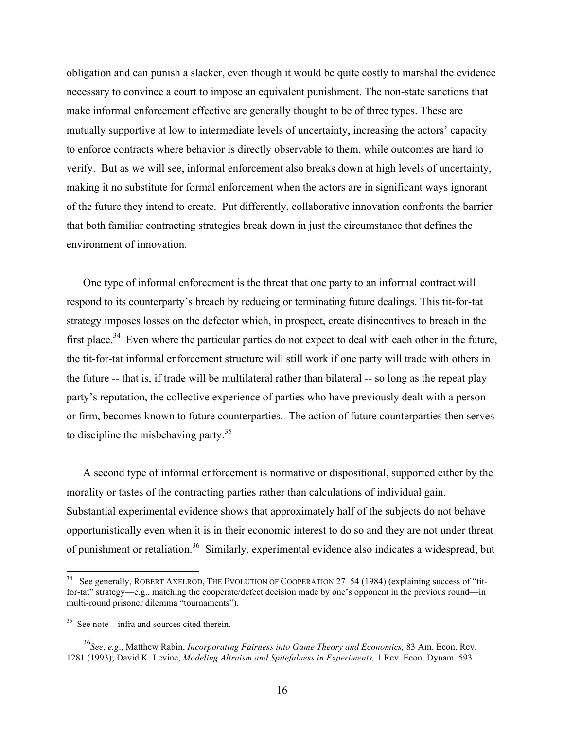obligation and can punish a slacker, even though it would be quite costly to marshal the evidence necessary to convince a court to impose an equivalent punishment. The non-state sanctions that make informal enforcement effective are generally thought to be of three types. These are mutually supportive at low to intermediate levels of uncertainty, increasing the actors' capacity to enforce contracts where behavior is directly observable to them, while outcomes are hard to verify. But as we will see, informal enforcement also breaks down at high levels of uncertainty, making it no substitute for formal enforcement when the actors are in significant ways ignorant of the future they intend to create. Put differently, collaborative innovation confronts the barrier that both familiar contracting strategies break down in just the circumstance that defines the environment of innovation.

One type of informal enforcement is the threat that one party to an informal contract will respond to its counterparty's breach by reducing or terminating future dealings. This tit-for-tat strategy imposes losses on the defector which, in prospect, create disincentives to breach in the first place.[34] Even where the particular parties do not expect to deal with each other in the future, the tit-for-tat informal enforcement structure will still work if one party will trade with others in the future -- that is, if trade will be multilateral rather than bilateral -- so long as the repeat play party's reputation, the collective experience of parties who have previously dealt with a person or firm, becomes known to future counterparties. The action of future counterparties then serves to discipline the misbehaving party.[35]

A second type of informal enforcement is normative or dispositional, supported either by the morality or tastes of the contracting parties rather than calculations of individual gain. Substantial experimental evidence shows that approximately half of the subjects do not behave opportunistically even when it is in their economic interest to do so and they are not under threat of punishment or retaliation.[36] Similarly, experimental evidence also indicates a widespread, but

---

[34] See generally, ROBERT AXELROD, THE EVOLUTION OF COOPERATION 27–54 (1984) (explaining success of "tit-for-tat" strategy—e.g., matching the cooperate/defect decision made by one's opponent in the previous round—in multi-round prisoner dilemma "tournaments").

[35] See note – infra and sources cited therein.

[36] *See*, *e.g*., Matthew Rabin, *Incorporating Fairness into Game Theory and Economics,* 83 Am. Econ. Rev. 1281 (1993); David K. Levine, *Modeling Altruism and Spitefulness in Experiments,* 1 Rev. Econ. Dynam. 593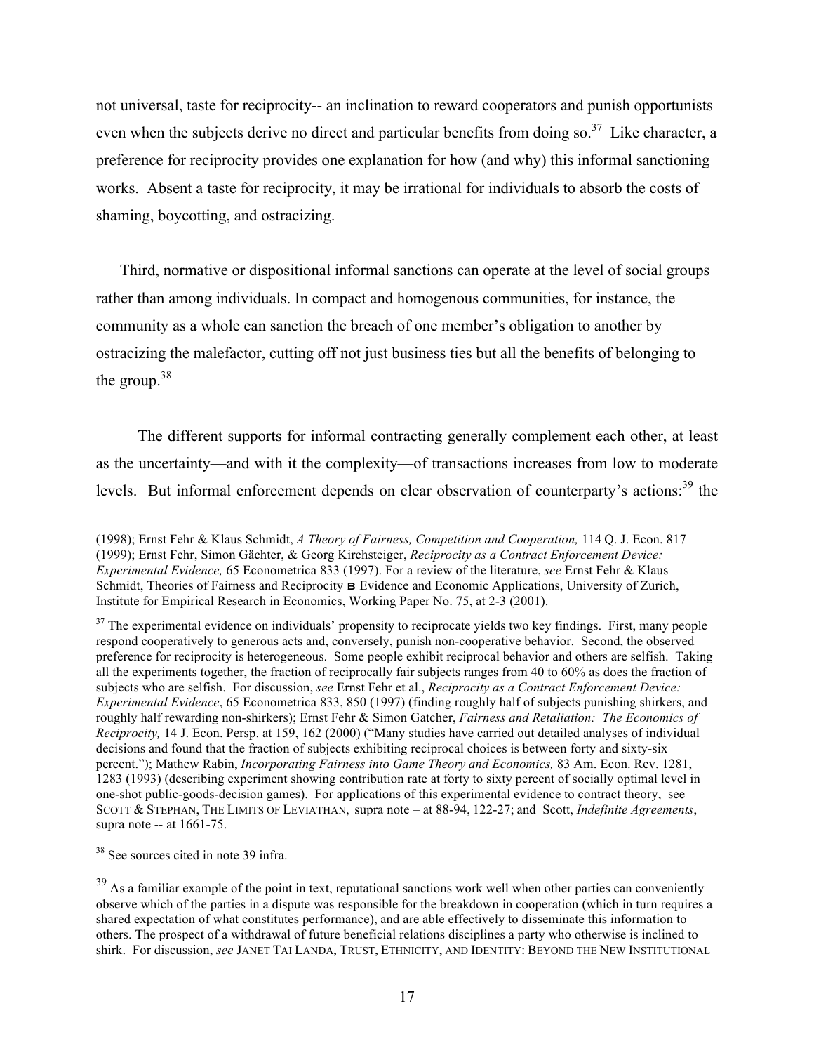not universal, taste for reciprocity-- an inclination to reward cooperators and punish opportunists even when the subjects derive no direct and particular benefits from doing so.[37] Like character, a preference for reciprocity provides one explanation for how (and why) this informal sanctioning works. Absent a taste for reciprocity, it may be irrational for individuals to absorb the costs of shaming, boycotting, and ostracizing.

Third, normative or dispositional informal sanctions can operate at the level of social groups rather than among individuals. In compact and homogenous communities, for instance, the community as a whole can sanction the breach of one member's obligation to another by ostracizing the malefactor, cutting off not just business ties but all the benefits of belonging to the group.[38]

The different supports for informal contracting generally complement each other, at least as the uncertainty—and with it the complexity—of transactions increases from low to moderate levels. But informal enforcement depends on clear observation of counterparty's actions:[39] the

---

(1998); Ernst Fehr & Klaus Schmidt, *A Theory of Fairness, Competition and Cooperation,* 114 Q. J. Econ. 817 (1999); Ernst Fehr, Simon Gächter, & Georg Kirchsteiger, *Reciprocity as a Contract Enforcement Device: Experimental Evidence,* 65 Econometrica 833 (1997). For a review of the literature, *see* Ernst Fehr & Klaus Schmidt, Theories of Fairness and Reciprocity B Evidence and Economic Applications, University of Zurich, Institute for Empirical Research in Economics, Working Paper No. 75, at 2-3 (2001).

[37] The experimental evidence on individuals' propensity to reciprocate yields two key findings. First, many people respond cooperatively to generous acts and, conversely, punish non-cooperative behavior. Second, the observed preference for reciprocity is heterogeneous. Some people exhibit reciprocal behavior and others are selfish. Taking all the experiments together, the fraction of reciprocally fair subjects ranges from 40 to 60% as does the fraction of subjects who are selfish. For discussion, *see* Ernst Fehr et al., *Reciprocity as a Contract Enforcement Device: Experimental Evidence*, 65 Econometrica 833, 850 (1997) (finding roughly half of subjects punishing shirkers, and roughly half rewarding non-shirkers); Ernst Fehr & Simon Gatcher, *Fairness and Retaliation: The Economics of Reciprocity,* 14 J. Econ. Persp. at 159, 162 (2000) ("Many studies have carried out detailed analyses of individual decisions and found that the fraction of subjects exhibiting reciprocal choices is between forty and sixty-six percent."); Mathew Rabin, *Incorporating Fairness into Game Theory and Economics,* 83 Am. Econ. Rev. 1281, 1283 (1993) (describing experiment showing contribution rate at forty to sixty percent of socially optimal level in one-shot public-goods-decision games). For applications of this experimental evidence to contract theory, see SCOTT & STEPHAN, THE LIMITS OF LEVIATHAN, supra note – at 88-94, 122-27; and Scott, *Indefinite Agreements*, supra note -- at 1661-75.

[38] See sources cited in note 39 infra.

[39] As a familiar example of the point in text, reputational sanctions work well when other parties can conveniently observe which of the parties in a dispute was responsible for the breakdown in cooperation (which in turn requires a shared expectation of what constitutes performance), and are able effectively to disseminate this information to others. The prospect of a withdrawal of future beneficial relations disciplines a party who otherwise is inclined to shirk. For discussion, *see* JANET TAI LANDA, TRUST, ETHNICITY, AND IDENTITY: BEYOND THE NEW INSTITUTIONAL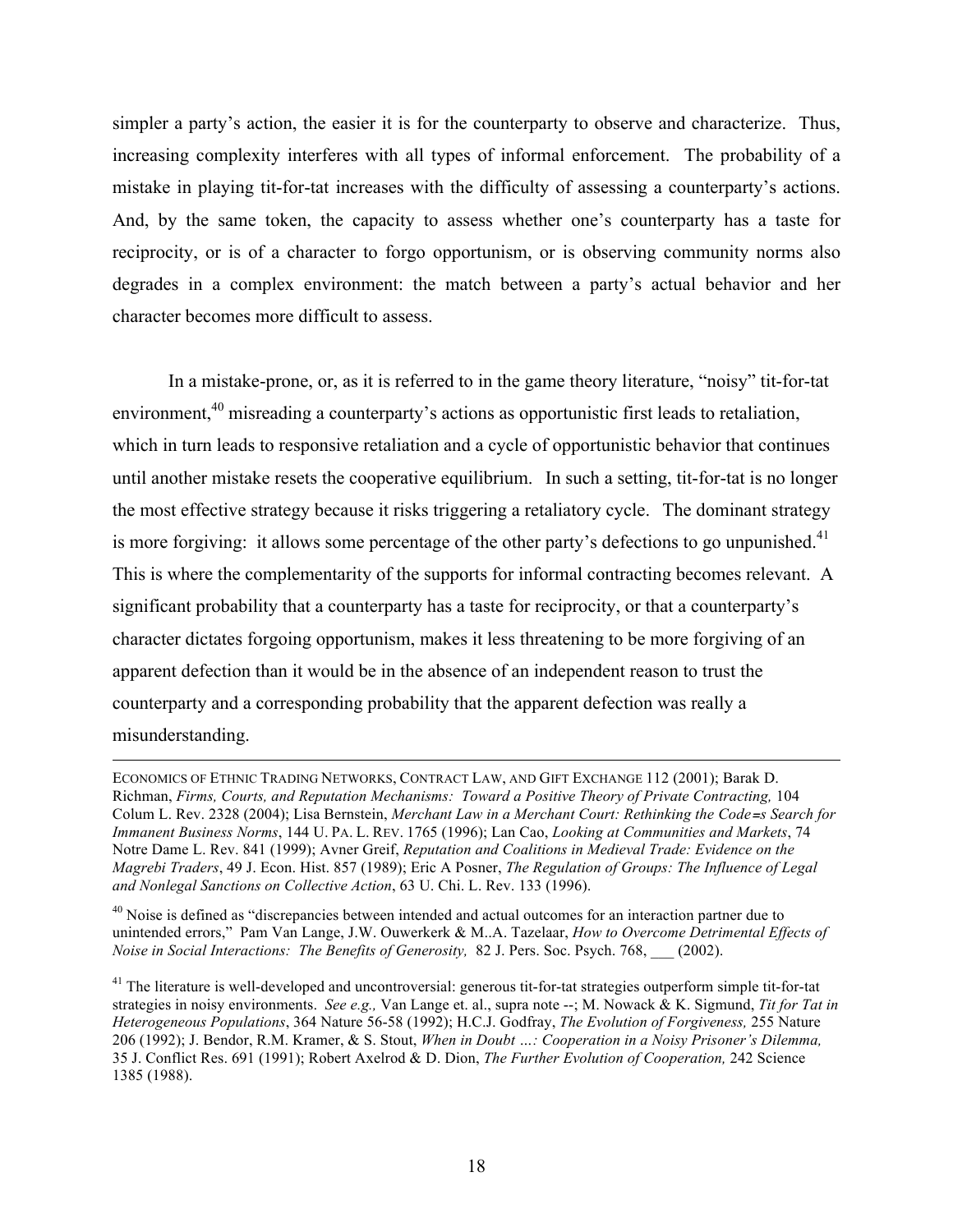simpler a party's action, the easier it is for the counterparty to observe and characterize. Thus, increasing complexity interferes with all types of informal enforcement. The probability of a mistake in playing tit-for-tat increases with the difficulty of assessing a counterparty's actions. And, by the same token, the capacity to assess whether one's counterparty has a taste for reciprocity, or is of a character to forgo opportunism, or is observing community norms also degrades in a complex environment: the match between a party's actual behavior and her character becomes more difficult to assess.

In a mistake-prone, or, as it is referred to in the game theory literature, "noisy" tit-for-tat environment,[40] misreading a counterparty's actions as opportunistic first leads to retaliation, which in turn leads to responsive retaliation and a cycle of opportunistic behavior that continues until another mistake resets the cooperative equilibrium. In such a setting, tit-for-tat is no longer the most effective strategy because it risks triggering a retaliatory cycle. The dominant strategy is more forgiving: it allows some percentage of the other party's defections to go unpunished.[41] This is where the complementarity of the supports for informal contracting becomes relevant. A significant probability that a counterparty has a taste for reciprocity, or that a counterparty's character dictates forgoing opportunism, makes it less threatening to be more forgiving of an apparent defection than it would be in the absence of an independent reason to trust the counterparty and a corresponding probability that the apparent defection was really a misunderstanding.

---

ECONOMICS OF ETHNIC TRADING NETWORKS, CONTRACT LAW, AND GIFT EXCHANGE 112 (2001); Barak D. Richman, *Firms, Courts, and Reputation Mechanisms: Toward a Positive Theory of Private Contracting,* 104 Colum L. Rev. 2328 (2004); Lisa Bernstein, *Merchant Law in a Merchant Court: Rethinking the Code=s Search for Immanent Business Norms*, 144 U. PA. L. REV. 1765 (1996); Lan Cao, *Looking at Communities and Markets*, 74 Notre Dame L. Rev. 841 (1999); Avner Greif, *Reputation and Coalitions in Medieval Trade: Evidence on the Magrebi Traders*, 49 J. Econ. Hist. 857 (1989); Eric A Posner, *The Regulation of Groups: The Influence of Legal and Nonlegal Sanctions on Collective Action*, 63 U. Chi. L. Rev. 133 (1996).

[40] Noise is defined as "discrepancies between intended and actual outcomes for an interaction partner due to unintended errors," Pam Van Lange, J.W. Ouwerkerk & M..A. Tazelaar, *How to Overcome Detrimental Effects of Noise in Social Interactions: The Benefits of Generosity,* 82 J. Pers. Soc. Psych. 768, ___ (2002).

[41] The literature is well-developed and uncontroversial: generous tit-for-tat strategies outperform simple tit-for-tat strategies in noisy environments. *See e.g.,* Van Lange et. al., supra note --; M. Nowack & K. Sigmund, *Tit for Tat in Heterogeneous Populations*, 364 Nature 56-58 (1992); H.C.J. Godfray, *The Evolution of Forgiveness,* 255 Nature 206 (1992); J. Bendor, R.M. Kramer, & S. Stout, *When in Doubt …: Cooperation in a Noisy Prisoner's Dilemma,* 35 J. Conflict Res. 691 (1991); Robert Axelrod & D. Dion, *The Further Evolution of Cooperation,* 242 Science 1385 (1988).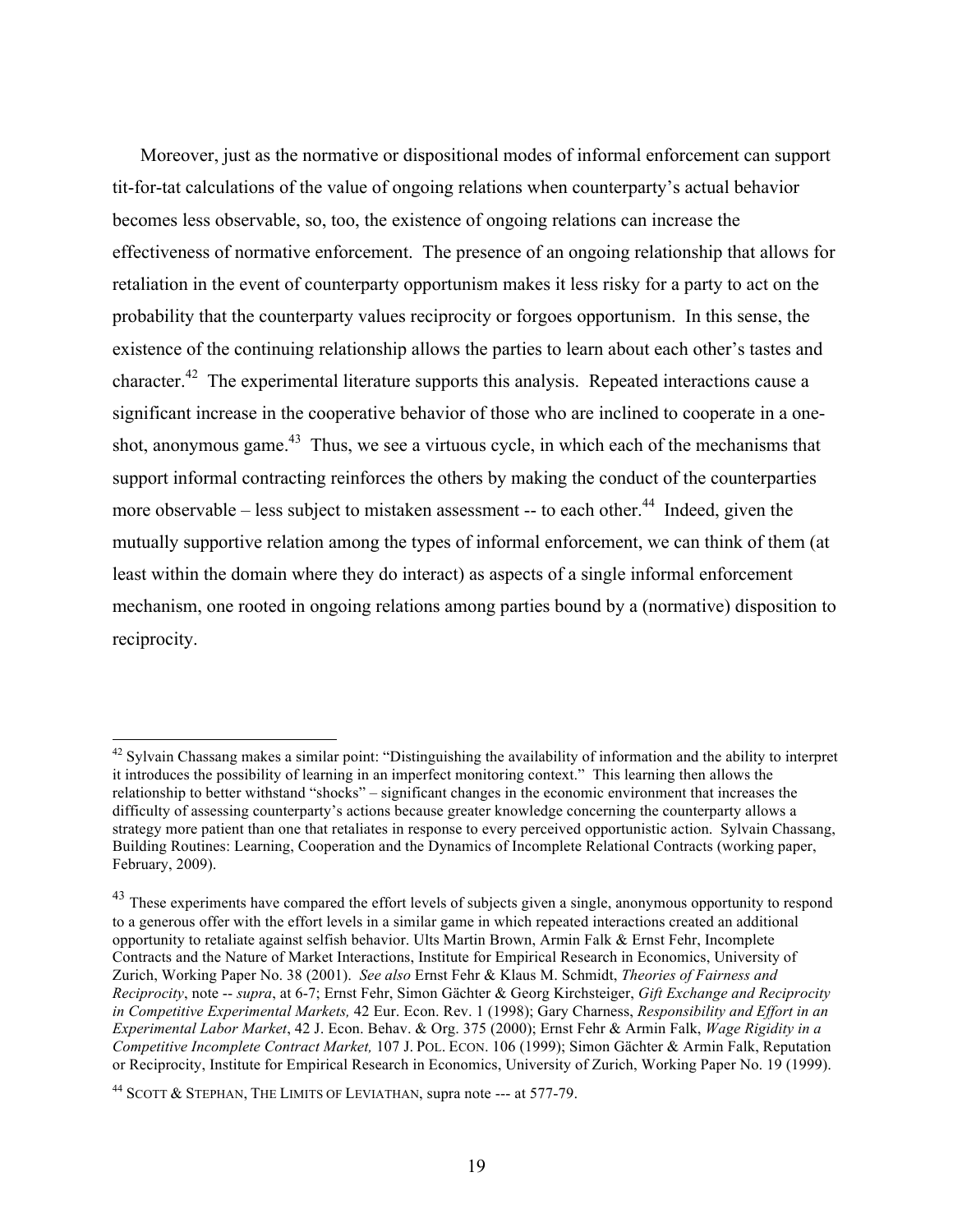Moreover, just as the normative or dispositional modes of informal enforcement can support tit-for-tat calculations of the value of ongoing relations when counterparty's actual behavior becomes less observable, so, too, the existence of ongoing relations can increase the effectiveness of normative enforcement. The presence of an ongoing relationship that allows for retaliation in the event of counterparty opportunism makes it less risky for a party to act on the probability that the counterparty values reciprocity or forgoes opportunism. In this sense, the existence of the continuing relationship allows the parties to learn about each other's tastes and character.[42] The experimental literature supports this analysis. Repeated interactions cause a significant increase in the cooperative behavior of those who are inclined to cooperate in a one-shot, anonymous game.[43] Thus, we see a virtuous cycle, in which each of the mechanisms that support informal contracting reinforces the others by making the conduct of the counterparties more observable – less subject to mistaken assessment -- to each other.[44] Indeed, given the mutually supportive relation among the types of informal enforcement, we can think of them (at least within the domain where they do interact) as aspects of a single informal enforcement mechanism, one rooted in ongoing relations among parties bound by a (normative) disposition to reciprocity.

---

[42] Sylvain Chassang makes a similar point: "Distinguishing the availability of information and the ability to interpret it introduces the possibility of learning in an imperfect monitoring context." This learning then allows the relationship to better withstand "shocks" – significant changes in the economic environment that increases the difficulty of assessing counterparty's actions because greater knowledge concerning the counterparty allows a strategy more patient than one that retaliates in response to every perceived opportunistic action. Sylvain Chassang, Building Routines: Learning, Cooperation and the Dynamics of Incomplete Relational Contracts (working paper, February, 2009).

[43] These experiments have compared the effort levels of subjects given a single, anonymous opportunity to respond to a generous offer with the effort levels in a similar game in which repeated interactions created an additional opportunity to retaliate against selfish behavior. Ults Martin Brown, Armin Falk & Ernst Fehr, Incomplete Contracts and the Nature of Market Interactions, Institute for Empirical Research in Economics, University of Zurich, Working Paper No. 38 (2001). *See also* Ernst Fehr & Klaus M. Schmidt, *Theories of Fairness and Reciprocity*, note -- *supra*, at 6-7; Ernst Fehr, Simon Gächter & Georg Kirchsteiger, *Gift Exchange and Reciprocity in Competitive Experimental Markets,* 42 Eur. Econ. Rev. 1 (1998); Gary Charness, *Responsibility and Effort in an Experimental Labor Market*, 42 J. Econ. Behav. & Org. 375 (2000); Ernst Fehr & Armin Falk, *Wage Rigidity in a Competitive Incomplete Contract Market,* 107 J. POL. ECON. 106 (1999); Simon Gächter & Armin Falk, Reputation or Reciprocity, Institute for Empirical Research in Economics, University of Zurich, Working Paper No. 19 (1999).

[44] SCOTT & STEPHAN, THE LIMITS OF LEVIATHAN, supra note --- at 577-79.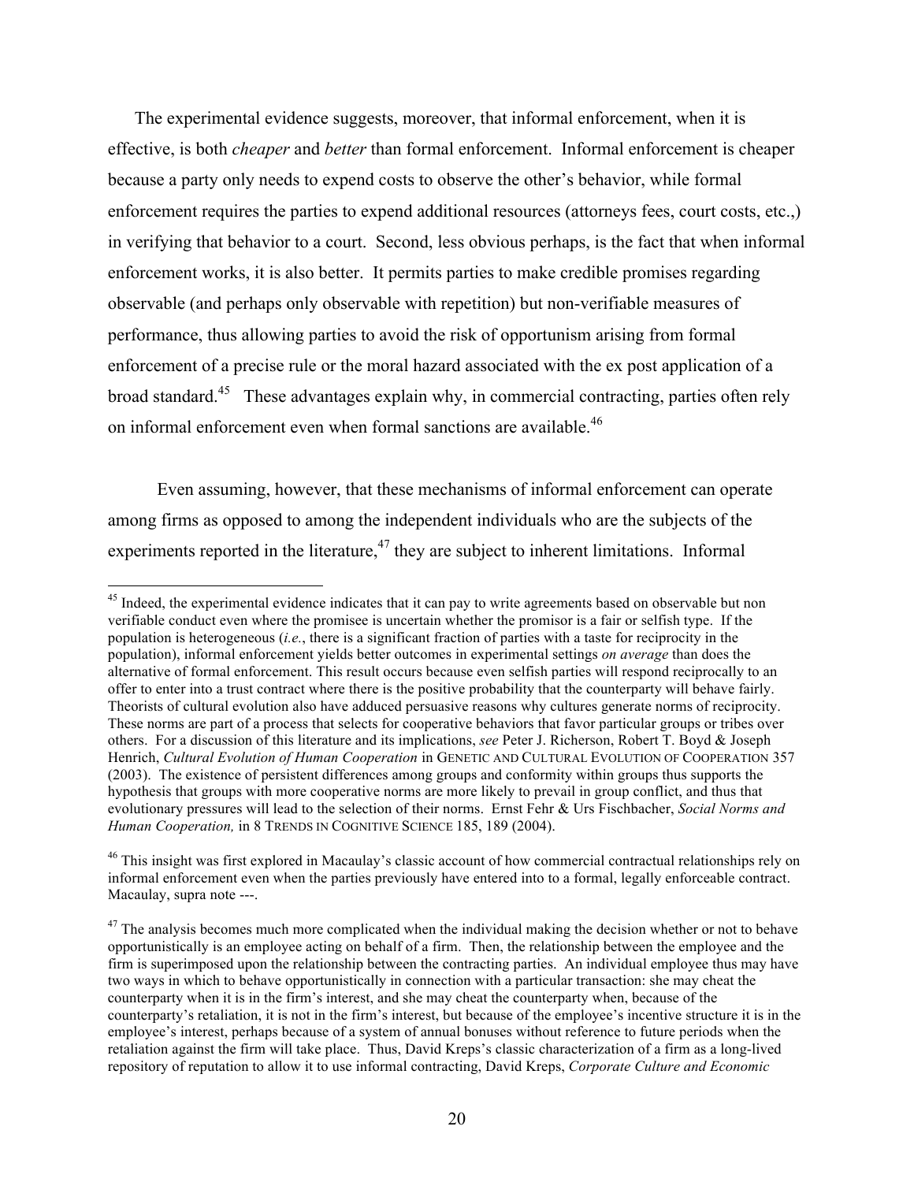The experimental evidence suggests, moreover, that informal enforcement, when it is effective, is both *cheaper* and *better* than formal enforcement. Informal enforcement is cheaper because a party only needs to expend costs to observe the other's behavior, while formal enforcement requires the parties to expend additional resources (attorneys fees, court costs, etc.,) in verifying that behavior to a court. Second, less obvious perhaps, is the fact that when informal enforcement works, it is also better. It permits parties to make credible promises regarding observable (and perhaps only observable with repetition) but non-verifiable measures of performance, thus allowing parties to avoid the risk of opportunism arising from formal enforcement of a precise rule or the moral hazard associated with the ex post application of a broad standard.[45] These advantages explain why, in commercial contracting, parties often rely on informal enforcement even when formal sanctions are available.[46]

Even assuming, however, that these mechanisms of informal enforcement can operate among firms as opposed to among the independent individuals who are the subjects of the experiments reported in the literature,[47] they are subject to inherent limitations. Informal

---

[45] Indeed, the experimental evidence indicates that it can pay to write agreements based on observable but non verifiable conduct even where the promisee is uncertain whether the promisor is a fair or selfish type. If the population is heterogeneous (*i.e.*, there is a significant fraction of parties with a taste for reciprocity in the population), informal enforcement yields better outcomes in experimental settings *on average* than does the alternative of formal enforcement. This result occurs because even selfish parties will respond reciprocally to an offer to enter into a trust contract where there is the positive probability that the counterparty will behave fairly. Theorists of cultural evolution also have adduced persuasive reasons why cultures generate norms of reciprocity. These norms are part of a process that selects for cooperative behaviors that favor particular groups or tribes over others. For a discussion of this literature and its implications, *see* Peter J. Richerson, Robert T. Boyd & Joseph Henrich, *Cultural Evolution of Human Cooperation* in GENETIC AND CULTURAL EVOLUTION OF COOPERATION 357 (2003). The existence of persistent differences among groups and conformity within groups thus supports the hypothesis that groups with more cooperative norms are more likely to prevail in group conflict, and thus that evolutionary pressures will lead to the selection of their norms. Ernst Fehr & Urs Fischbacher, *Social Norms and Human Cooperation,* in 8 TRENDS IN COGNITIVE SCIENCE 185, 189 (2004).

[46] This insight was first explored in Macaulay's classic account of how commercial contractual relationships rely on informal enforcement even when the parties previously have entered into to a formal, legally enforceable contract. Macaulay, supra note ---.

[47] The analysis becomes much more complicated when the individual making the decision whether or not to behave opportunistically is an employee acting on behalf of a firm. Then, the relationship between the employee and the firm is superimposed upon the relationship between the contracting parties. An individual employee thus may have two ways in which to behave opportunistically in connection with a particular transaction: she may cheat the counterparty when it is in the firm's interest, and she may cheat the counterparty when, because of the counterparty's retaliation, it is not in the firm's interest, but because of the employee's incentive structure it is in the employee's interest, perhaps because of a system of annual bonuses without reference to future periods when the retaliation against the firm will take place. Thus, David Kreps's classic characterization of a firm as a long-lived repository of reputation to allow it to use informal contracting, David Kreps, *Corporate Culture and Economic*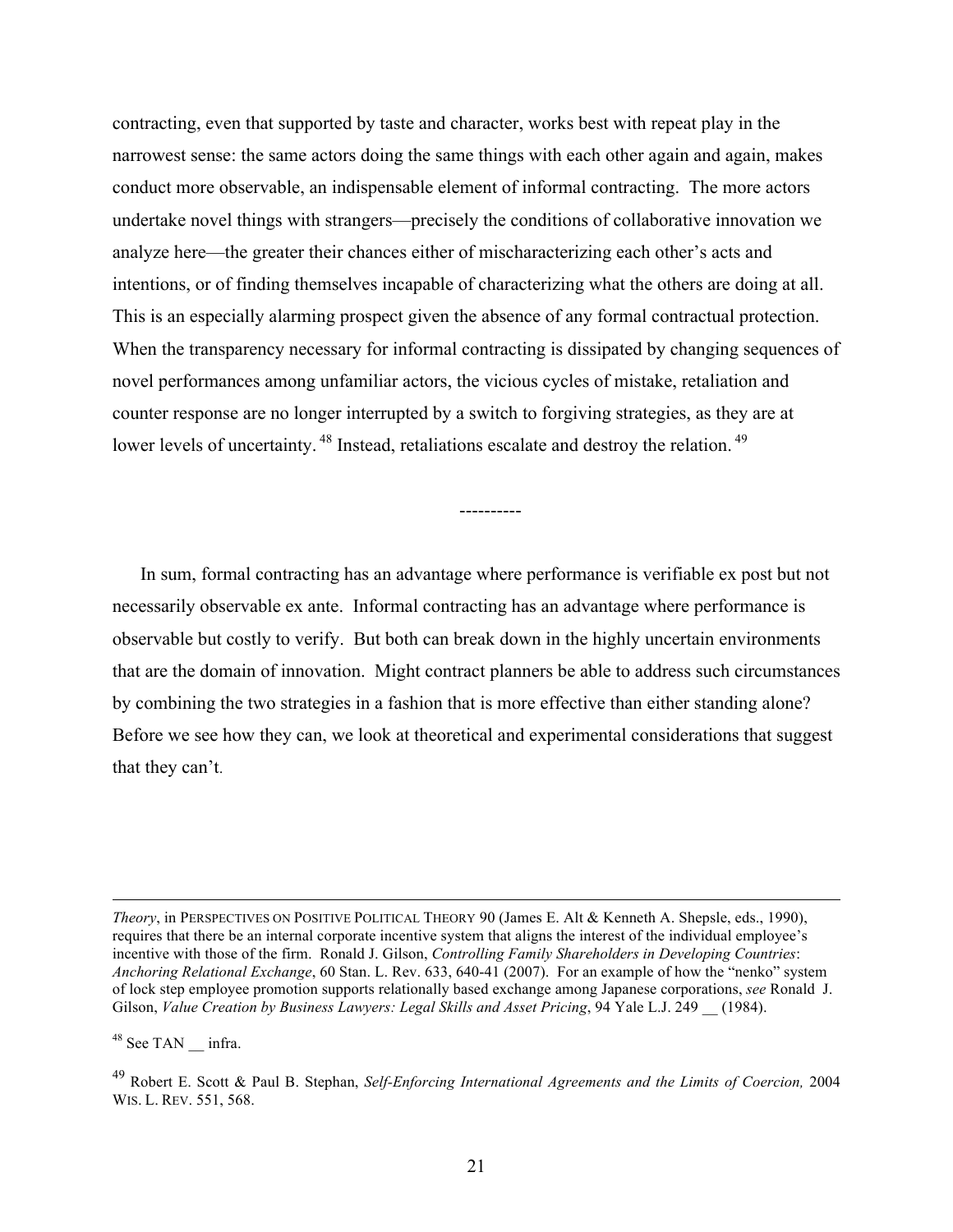contracting, even that supported by taste and character, works best with repeat play in the narrowest sense: the same actors doing the same things with each other again and again, makes conduct more observable, an indispensable element of informal contracting. The more actors undertake novel things with strangers—precisely the conditions of collaborative innovation we analyze here—the greater their chances either of mischaracterizing each other's acts and intentions, or of finding themselves incapable of characterizing what the others are doing at all. This is an especially alarming prospect given the absence of any formal contractual protection. When the transparency necessary for informal contracting is dissipated by changing sequences of novel performances among unfamiliar actors, the vicious cycles of mistake, retaliation and counter response are no longer interrupted by a switch to forgiving strategies, as they are at lower levels of uncertainty.[48] Instead, retaliations escalate and destroy the relation.[49]

----------

In sum, formal contracting has an advantage where performance is verifiable ex post but not necessarily observable ex ante. Informal contracting has an advantage where performance is observable but costly to verify. But both can break down in the highly uncertain environments that are the domain of innovation. Might contract planners be able to address such circumstances by combining the two strategies in a fashion that is more effective than either standing alone? Before we see how they can, we look at theoretical and experimental considerations that suggest that they can't.

---

*Theory*, in PERSPECTIVES ON POSITIVE POLITICAL THEORY 90 (James E. Alt & Kenneth A. Shepsle, eds., 1990), requires that there be an internal corporate incentive system that aligns the interest of the individual employee's incentive with those of the firm. Ronald J. Gilson, *Controlling Family Shareholders in Developing Countries*: *Anchoring Relational Exchange*, 60 Stan. L. Rev. 633, 640-41 (2007). For an example of how the "nenko" system of lock step employee promotion supports relationally based exchange among Japanese corporations, *see* Ronald J. Gilson, *Value Creation by Business Lawyers: Legal Skills and Asset Pricing*, 94 Yale L.J. 249 __ (1984).

[48] See TAN __ infra.

[49] Robert E. Scott & Paul B. Stephan, *Self-Enforcing International Agreements and the Limits of Coercion,* 2004 WIS. L. REV. 551, 568.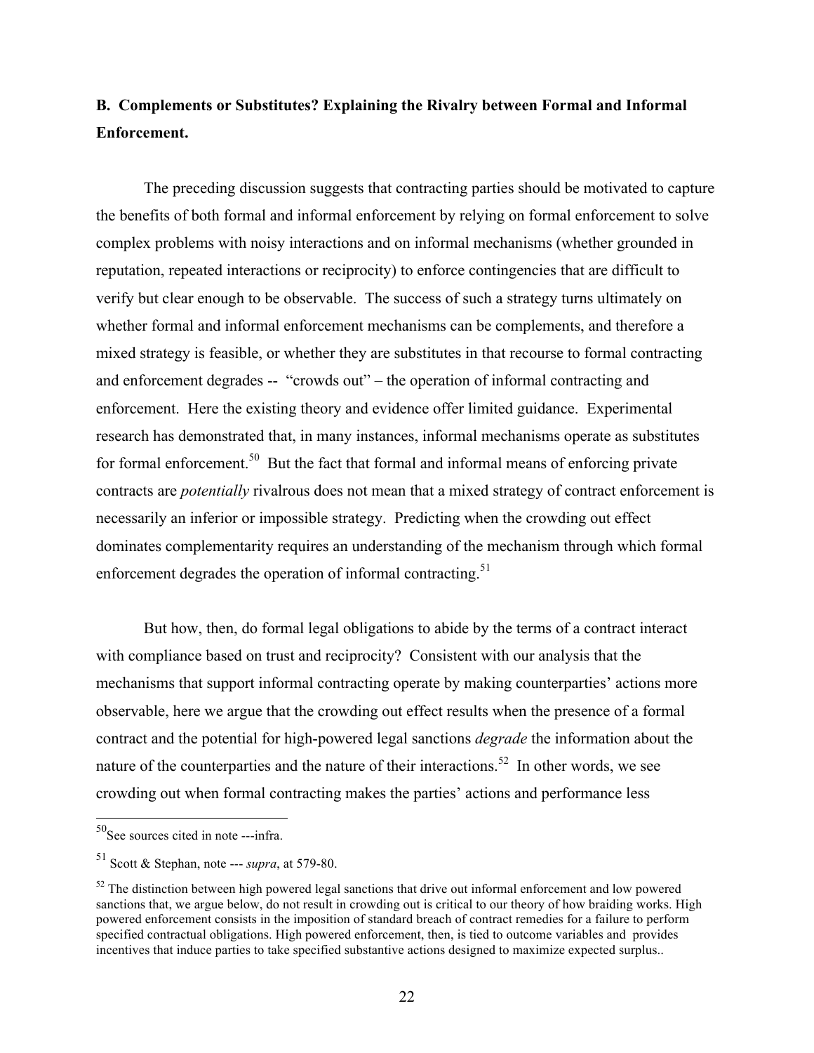**B. Complements or Substitutes? Explaining the Rivalry between Formal and Informal Enforcement.**

The preceding discussion suggests that contracting parties should be motivated to capture the benefits of both formal and informal enforcement by relying on formal enforcement to solve complex problems with noisy interactions and on informal mechanisms (whether grounded in reputation, repeated interactions or reciprocity) to enforce contingencies that are difficult to verify but clear enough to be observable. The success of such a strategy turns ultimately on whether formal and informal enforcement mechanisms can be complements, and therefore a mixed strategy is feasible, or whether they are substitutes in that recourse to formal contracting and enforcement degrades -- "crowds out" – the operation of informal contracting and enforcement. Here the existing theory and evidence offer limited guidance. Experimental research has demonstrated that, in many instances, informal mechanisms operate as substitutes for formal enforcement.[50] But the fact that formal and informal means of enforcing private contracts are *potentially* rivalrous does not mean that a mixed strategy of contract enforcement is necessarily an inferior or impossible strategy. Predicting when the crowding out effect dominates complementarity requires an understanding of the mechanism through which formal enforcement degrades the operation of informal contracting.[51]

But how, then, do formal legal obligations to abide by the terms of a contract interact with compliance based on trust and reciprocity? Consistent with our analysis that the mechanisms that support informal contracting operate by making counterparties' actions more observable, here we argue that the crowding out effect results when the presence of a formal contract and the potential for high-powered legal sanctions *degrade* the information about the nature of the counterparties and the nature of their interactions.[52] In other words, we see crowding out when formal contracting makes the parties' actions and performance less

---

[50] See sources cited in note ---infra.

[51] Scott & Stephan, note --- *supra*, at 579-80.

[52] The distinction between high powered legal sanctions that drive out informal enforcement and low powered sanctions that, we argue below, do not result in crowding out is critical to our theory of how braiding works. High powered enforcement consists in the imposition of standard breach of contract remedies for a failure to perform specified contractual obligations. High powered enforcement, then, is tied to outcome variables and provides incentives that induce parties to take specified substantive actions designed to maximize expected surplus..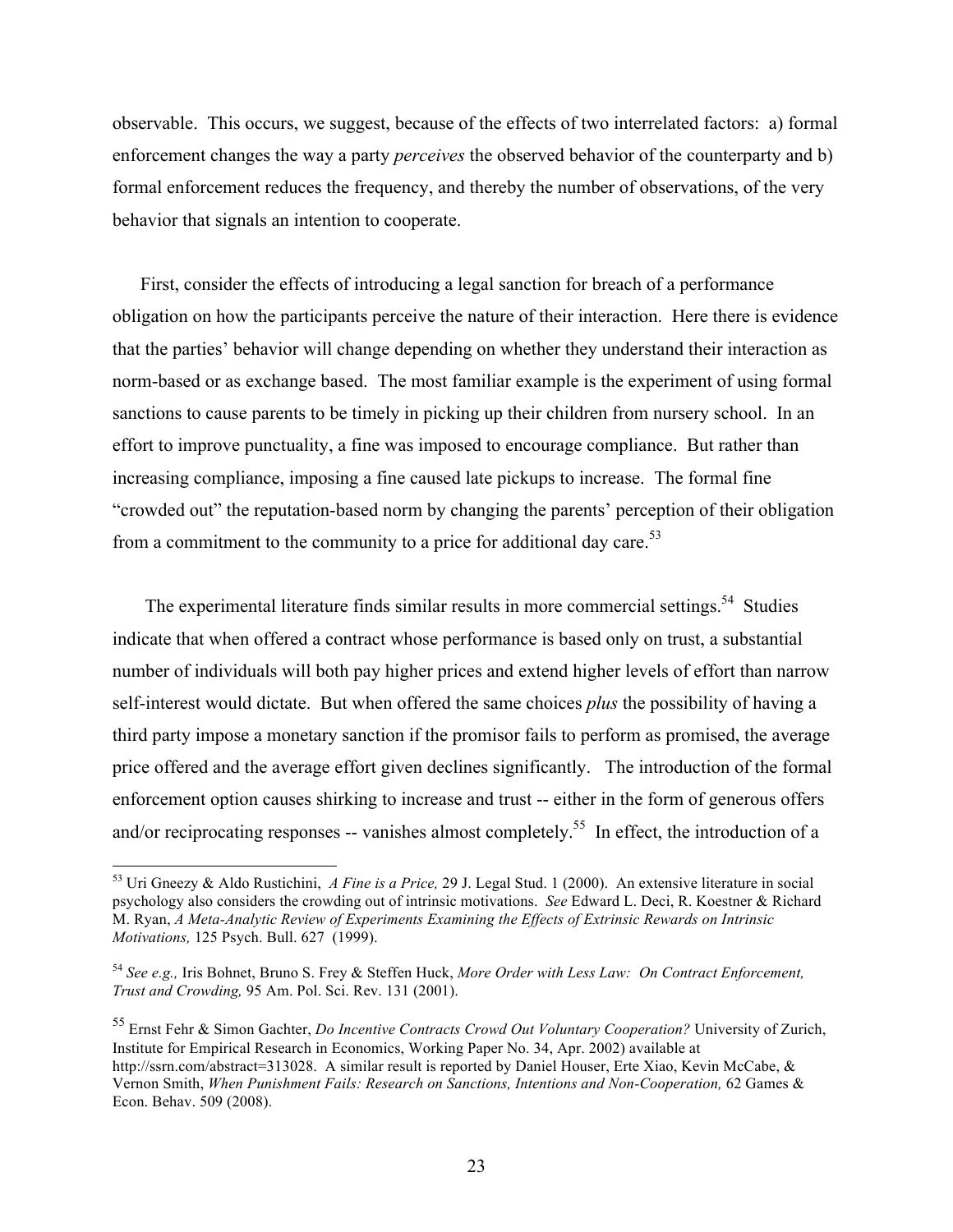observable. This occurs, we suggest, because of the effects of two interrelated factors: a) formal enforcement changes the way a party *perceives* the observed behavior of the counterparty and b) formal enforcement reduces the frequency, and thereby the number of observations, of the very behavior that signals an intention to cooperate.

First, consider the effects of introducing a legal sanction for breach of a performance obligation on how the participants perceive the nature of their interaction. Here there is evidence that the parties' behavior will change depending on whether they understand their interaction as norm-based or as exchange based. The most familiar example is the experiment of using formal sanctions to cause parents to be timely in picking up their children from nursery school. In an effort to improve punctuality, a fine was imposed to encourage compliance. But rather than increasing compliance, imposing a fine caused late pickups to increase. The formal fine "crowded out" the reputation-based norm by changing the parents' perception of their obligation from a commitment to the community to a price for additional day care.[53]

The experimental literature finds similar results in more commercial settings.[54] Studies indicate that when offered a contract whose performance is based only on trust, a substantial number of individuals will both pay higher prices and extend higher levels of effort than narrow self-interest would dictate. But when offered the same choices *plus* the possibility of having a third party impose a monetary sanction if the promisor fails to perform as promised, the average price offered and the average effort given declines significantly. The introduction of the formal enforcement option causes shirking to increase and trust -- either in the form of generous offers and/or reciprocating responses -- vanishes almost completely.[55] In effect, the introduction of a

---

[53] Uri Gneezy & Aldo Rustichini, *A Fine is a Price,* 29 J. Legal Stud. 1 (2000). An extensive literature in social psychology also considers the crowding out of intrinsic motivations. *See* Edward L. Deci, R. Koestner & Richard M. Ryan, *A Meta-Analytic Review of Experiments Examining the Effects of Extrinsic Rewards on Intrinsic Motivations,* 125 Psych. Bull. 627 (1999).

[54] *See e.g.,* Iris Bohnet, Bruno S. Frey & Steffen Huck, *More Order with Less Law: On Contract Enforcement, Trust and Crowding,* 95 Am. Pol. Sci. Rev. 131 (2001).

[55] Ernst Fehr & Simon Gachter, *Do Incentive Contracts Crowd Out Voluntary Cooperation?* University of Zurich, Institute for Empirical Research in Economics, Working Paper No. 34, Apr. 2002) available at http://ssrn.com/abstract=313028. A similar result is reported by Daniel Houser, Erte Xiao, Kevin McCabe, & Vernon Smith, *When Punishment Fails: Research on Sanctions, Intentions and Non-Cooperation,* 62 Games & Econ. Behav. 509 (2008).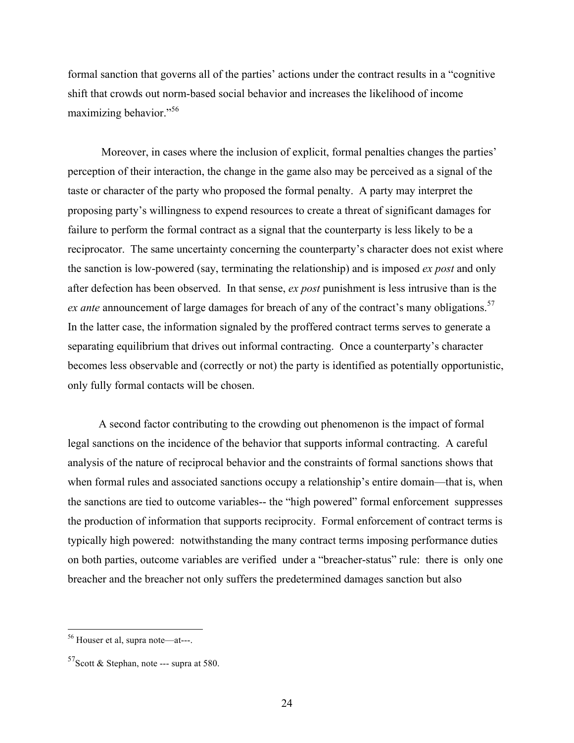formal sanction that governs all of the parties' actions under the contract results in a "cognitive shift that crowds out norm-based social behavior and increases the likelihood of income maximizing behavior."[56]

Moreover, in cases where the inclusion of explicit, formal penalties changes the parties' perception of their interaction, the change in the game also may be perceived as a signal of the taste or character of the party who proposed the formal penalty. A party may interpret the proposing party's willingness to expend resources to create a threat of significant damages for failure to perform the formal contract as a signal that the counterparty is less likely to be a reciprocator. The same uncertainty concerning the counterparty's character does not exist where the sanction is low-powered (say, terminating the relationship) and is imposed *ex post* and only after defection has been observed. In that sense, *ex post* punishment is less intrusive than is the *ex ante* announcement of large damages for breach of any of the contract's many obligations.[57] In the latter case, the information signaled by the proffered contract terms serves to generate a separating equilibrium that drives out informal contracting. Once a counterparty's character becomes less observable and (correctly or not) the party is identified as potentially opportunistic, only fully formal contacts will be chosen.

A second factor contributing to the crowding out phenomenon is the impact of formal legal sanctions on the incidence of the behavior that supports informal contracting. A careful analysis of the nature of reciprocal behavior and the constraints of formal sanctions shows that when formal rules and associated sanctions occupy a relationship's entire domain—that is, when the sanctions are tied to outcome variables-- the "high powered" formal enforcement suppresses the production of information that supports reciprocity. Formal enforcement of contract terms is typically high powered: notwithstanding the many contract terms imposing performance duties on both parties, outcome variables are verified under a "breacher-status" rule: there is only one breacher and the breacher not only suffers the predetermined damages sanction but also

[56] Houser et al, supra note—at---.

[57] Scott & Stephan, note --- supra at 580.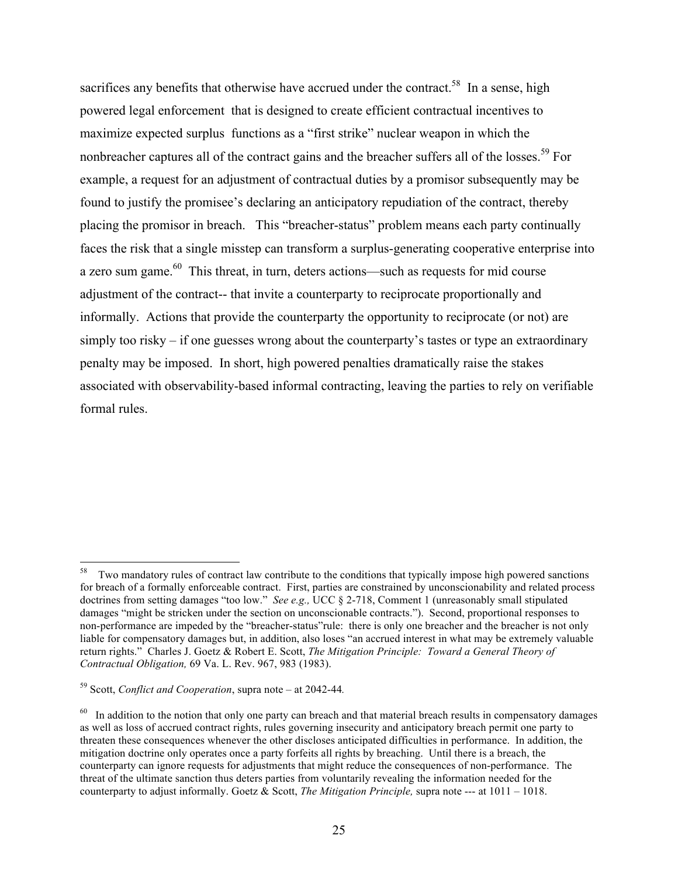sacrifices any benefits that otherwise have accrued under the contract.[58] In a sense, high powered legal enforcement that is designed to create efficient contractual incentives to maximize expected surplus functions as a "first strike" nuclear weapon in which the nonbreacher captures all of the contract gains and the breacher suffers all of the losses.[59] For example, a request for an adjustment of contractual duties by a promisor subsequently may be found to justify the promisee's declaring an anticipatory repudiation of the contract, thereby placing the promisor in breach. This "breacher-status" problem means each party continually faces the risk that a single misstep can transform a surplus-generating cooperative enterprise into a zero sum game.[60] This threat, in turn, deters actions—such as requests for mid course adjustment of the contract-- that invite a counterparty to reciprocate proportionally and informally. Actions that provide the counterparty the opportunity to reciprocate (or not) are simply too risky – if one guesses wrong about the counterparty's tastes or type an extraordinary penalty may be imposed. In short, high powered penalties dramatically raise the stakes associated with observability-based informal contracting, leaving the parties to rely on verifiable formal rules.

---

[58] Two mandatory rules of contract law contribute to the conditions that typically impose high powered sanctions for breach of a formally enforceable contract. First, parties are constrained by unconscionability and related process doctrines from setting damages "too low." *See e.g.,* UCC § 2-718, Comment 1 (unreasonably small stipulated damages "might be stricken under the section on unconscionable contracts."). Second, proportional responses to non-performance are impeded by the "breacher-status"rule: there is only one breacher and the breacher is not only liable for compensatory damages but, in addition, also loses "an accrued interest in what may be extremely valuable return rights." Charles J. Goetz & Robert E. Scott, *The Mitigation Principle: Toward a General Theory of Contractual Obligation,* 69 Va. L. Rev. 967, 983 (1983).

[59] Scott, *Conflict and Cooperation*, supra note – at 2042-44*.*

[60] In addition to the notion that only one party can breach and that material breach results in compensatory damages as well as loss of accrued contract rights, rules governing insecurity and anticipatory breach permit one party to threaten these consequences whenever the other discloses anticipated difficulties in performance. In addition, the mitigation doctrine only operates once a party forfeits all rights by breaching. Until there is a breach, the counterparty can ignore requests for adjustments that might reduce the consequences of non-performance. The threat of the ultimate sanction thus deters parties from voluntarily revealing the information needed for the counterparty to adjust informally. Goetz & Scott, *The Mitigation Principle,* supra note --- at 1011 – 1018.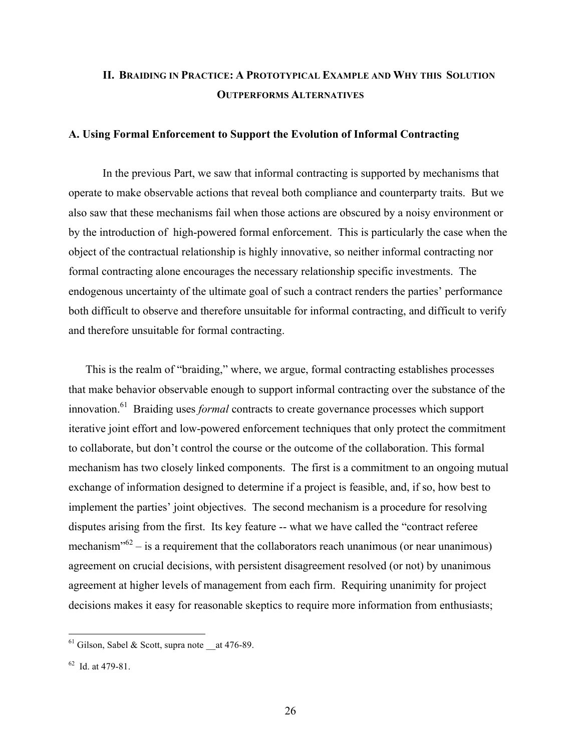## II. BRAIDING IN PRACTICE: A PROTOTYPICAL EXAMPLE AND WHY THIS SOLUTION OUTPERFORMS ALTERNATIVES

### A. Using Formal Enforcement to Support the Evolution of Informal Contracting

In the previous Part, we saw that informal contracting is supported by mechanisms that operate to make observable actions that reveal both compliance and counterparty traits. But we also saw that these mechanisms fail when those actions are obscured by a noisy environment or by the introduction of high-powered formal enforcement. This is particularly the case when the object of the contractual relationship is highly innovative, so neither informal contracting nor formal contracting alone encourages the necessary relationship specific investments. The endogenous uncertainty of the ultimate goal of such a contract renders the parties' performance both difficult to observe and therefore unsuitable for informal contracting, and difficult to verify and therefore unsuitable for formal contracting.

This is the realm of "braiding," where, we argue, formal contracting establishes processes that make behavior observable enough to support informal contracting over the substance of the innovation.[61] Braiding uses *formal* contracts to create governance processes which support iterative joint effort and low-powered enforcement techniques that only protect the commitment to collaborate, but don't control the course or the outcome of the collaboration. This formal mechanism has two closely linked components. The first is a commitment to an ongoing mutual exchange of information designed to determine if a project is feasible, and, if so, how best to implement the parties' joint objectives. The second mechanism is a procedure for resolving disputes arising from the first. Its key feature -- what we have called the "contract referee mechanism"[62] – is a requirement that the collaborators reach unanimous (or near unanimous) agreement on crucial decisions, with persistent disagreement resolved (or not) by unanimous agreement at higher levels of management from each firm. Requiring unanimity for project decisions makes it easy for reasonable skeptics to require more information from enthusiasts;

---

[61] Gilson, Sabel & Scott, supra note __at 476-89.

[62] Id. at 479-81.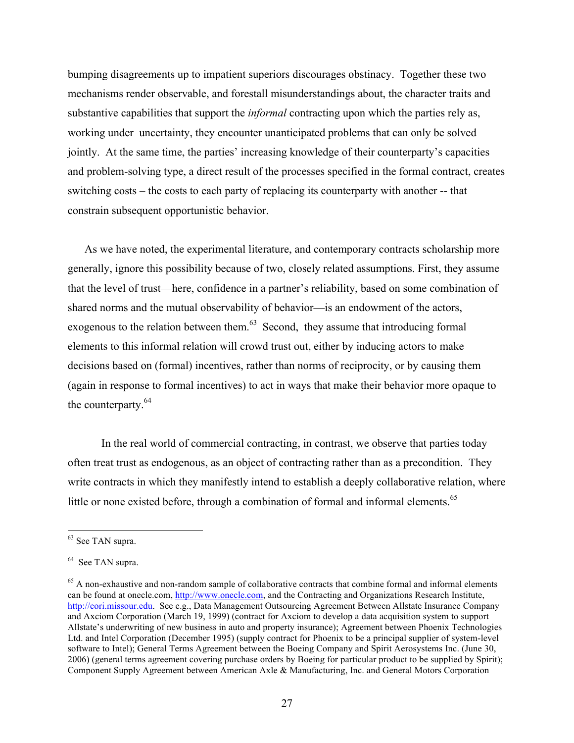bumping disagreements up to impatient superiors discourages obstinacy. Together these two mechanisms render observable, and forestall misunderstandings about, the character traits and substantive capabilities that support the *informal* contracting upon which the parties rely as, working under uncertainty, they encounter unanticipated problems that can only be solved jointly. At the same time, the parties' increasing knowledge of their counterparty's capacities and problem-solving type, a direct result of the processes specified in the formal contract, creates switching costs – the costs to each party of replacing its counterparty with another -- that constrain subsequent opportunistic behavior.

As we have noted, the experimental literature, and contemporary contracts scholarship more generally, ignore this possibility because of two, closely related assumptions. First, they assume that the level of trust—here, confidence in a partner's reliability, based on some combination of shared norms and the mutual observability of behavior—is an endowment of the actors, exogenous to the relation between them.[63] Second, they assume that introducing formal elements to this informal relation will crowd trust out, either by inducing actors to make decisions based on (formal) incentives, rather than norms of reciprocity, or by causing them (again in response to formal incentives) to act in ways that make their behavior more opaque to the counterparty.[64]

In the real world of commercial contracting, in contrast, we observe that parties today often treat trust as endogenous, as an object of contracting rather than as a precondition. They write contracts in which they manifestly intend to establish a deeply collaborative relation, where little or none existed before, through a combination of formal and informal elements.[65]

---

[63] See TAN supra.

[64] See TAN supra.

[65] A non-exhaustive and non-random sample of collaborative contracts that combine formal and informal elements can be found at onecle.com, http://www.onecle.com, and the Contracting and Organizations Research Institute, http://cori.missour.edu. See e.g., Data Management Outsourcing Agreement Between Allstate Insurance Company and Axciom Corporation (March 19, 1999) (contract for Axciom to develop a data acquisition system to support Allstate's underwriting of new business in auto and property insurance); Agreement between Phoenix Technologies Ltd. and Intel Corporation (December 1995) (supply contract for Phoenix to be a principal supplier of system-level software to Intel); General Terms Agreement between the Boeing Company and Spirit Aerosystems Inc. (June 30, 2006) (general terms agreement covering purchase orders by Boeing for particular product to be supplied by Spirit); Component Supply Agreement between American Axle & Manufacturing, Inc. and General Motors Corporation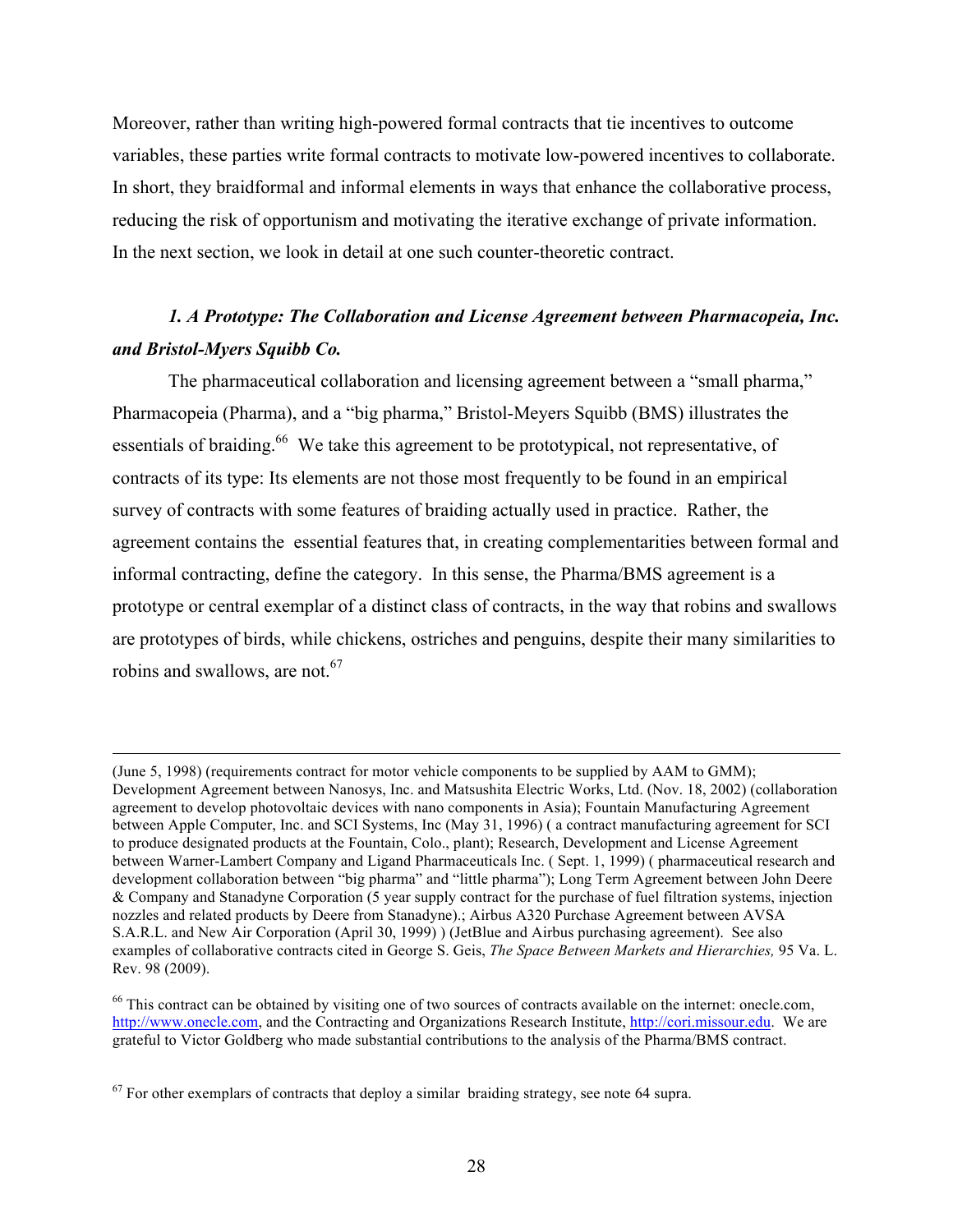Moreover, rather than writing high-powered formal contracts that tie incentives to outcome variables, these parties write formal contracts to motivate low-powered incentives to collaborate. In short, they braidformal and informal elements in ways that enhance the collaborative process, reducing the risk of opportunism and motivating the iterative exchange of private information. In the next section, we look in detail at one such counter-theoretic contract.

### *1. A Prototype: The Collaboration and License Agreement between Pharmacopeia, Inc. and Bristol-Myers Squibb Co.*

The pharmaceutical collaboration and licensing agreement between a "small pharma," Pharmacopeia (Pharma), and a "big pharma," Bristol-Meyers Squibb (BMS) illustrates the essentials of braiding.[66] We take this agreement to be prototypical, not representative, of contracts of its type: Its elements are not those most frequently to be found in an empirical survey of contracts with some features of braiding actually used in practice. Rather, the agreement contains the essential features that, in creating complementarities between formal and informal contracting, define the category. In this sense, the Pharma/BMS agreement is a prototype or central exemplar of a distinct class of contracts, in the way that robins and swallows are prototypes of birds, while chickens, ostriches and penguins, despite their many similarities to robins and swallows, are not.[67]

---

(June 5, 1998) (requirements contract for motor vehicle components to be supplied by AAM to GMM); Development Agreement between Nanosys, Inc. and Matsushita Electric Works, Ltd. (Nov. 18, 2002) (collaboration agreement to develop photovoltaic devices with nano components in Asia); Fountain Manufacturing Agreement between Apple Computer, Inc. and SCI Systems, Inc (May 31, 1996) ( a contract manufacturing agreement for SCI to produce designated products at the Fountain, Colo., plant); Research, Development and License Agreement between Warner-Lambert Company and Ligand Pharmaceuticals Inc. ( Sept. 1, 1999) ( pharmaceutical research and development collaboration between "big pharma" and "little pharma"); Long Term Agreement between John Deere & Company and Stanadyne Corporation (5 year supply contract for the purchase of fuel filtration systems, injection nozzles and related products by Deere from Stanadyne).; Airbus A320 Purchase Agreement between AVSA S.A.R.L. and New Air Corporation (April 30, 1999) ) (JetBlue and Airbus purchasing agreement). See also examples of collaborative contracts cited in George S. Geis, *The Space Between Markets and Hierarchies,* 95 Va. L. Rev. 98 (2009).

[66] This contract can be obtained by visiting one of two sources of contracts available on the internet: onecle.com, http://www.onecle.com, and the Contracting and Organizations Research Institute, http://cori.missour.edu. We are grateful to Victor Goldberg who made substantial contributions to the analysis of the Pharma/BMS contract.

[67] For other exemplars of contracts that deploy a similar braiding strategy, see note 64 supra.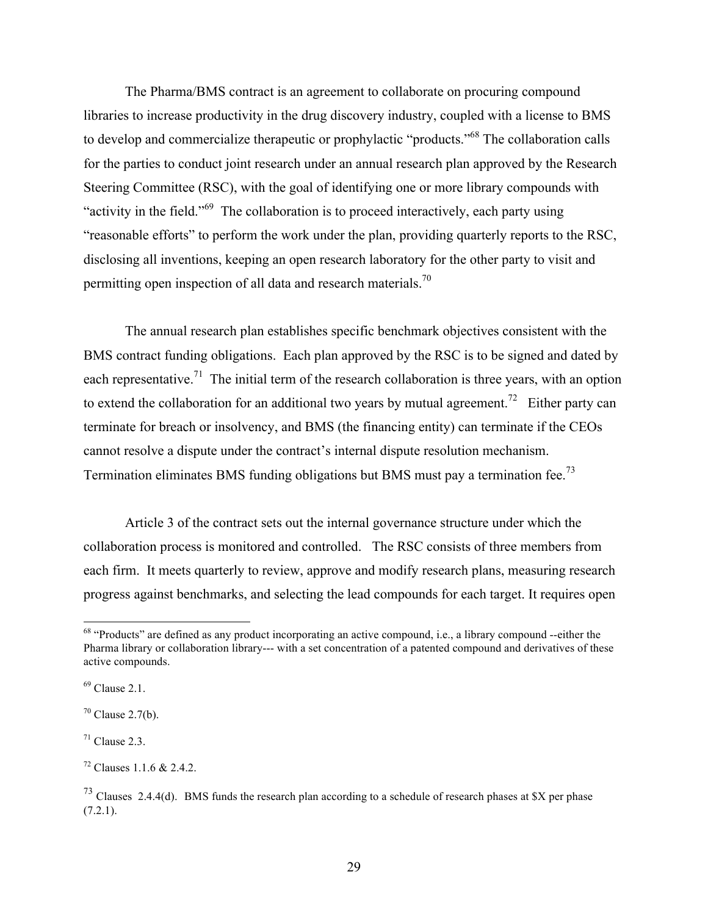The Pharma/BMS contract is an agreement to collaborate on procuring compound libraries to increase productivity in the drug discovery industry, coupled with a license to BMS to develop and commercialize therapeutic or prophylactic "products."[68] The collaboration calls for the parties to conduct joint research under an annual research plan approved by the Research Steering Committee (RSC), with the goal of identifying one or more library compounds with "activity in the field."[69] The collaboration is to proceed interactively, each party using "reasonable efforts" to perform the work under the plan, providing quarterly reports to the RSC, disclosing all inventions, keeping an open research laboratory for the other party to visit and permitting open inspection of all data and research materials.[70]

The annual research plan establishes specific benchmark objectives consistent with the BMS contract funding obligations. Each plan approved by the RSC is to be signed and dated by each representative.[71] The initial term of the research collaboration is three years, with an option to extend the collaboration for an additional two years by mutual agreement.[72] Either party can terminate for breach or insolvency, and BMS (the financing entity) can terminate if the CEOs cannot resolve a dispute under the contract's internal dispute resolution mechanism. Termination eliminates BMS funding obligations but BMS must pay a termination fee.[73]

Article 3 of the contract sets out the internal governance structure under which the collaboration process is monitored and controlled. The RSC consists of three members from each firm. It meets quarterly to review, approve and modify research plans, measuring research progress against benchmarks, and selecting the lead compounds for each target. It requires open

---

[68] "Products" are defined as any product incorporating an active compound, i.e., a library compound --either the Pharma library or collaboration library--- with a set concentration of a patented compound and derivatives of these active compounds.

[69] Clause 2.1.

[70] Clause 2.7(b).

[71] Clause 2.3.

[72] Clauses 1.1.6 & 2.4.2.

[73] Clauses 2.4.4(d). BMS funds the research plan according to a schedule of research phases at $X per phase (7.2.1).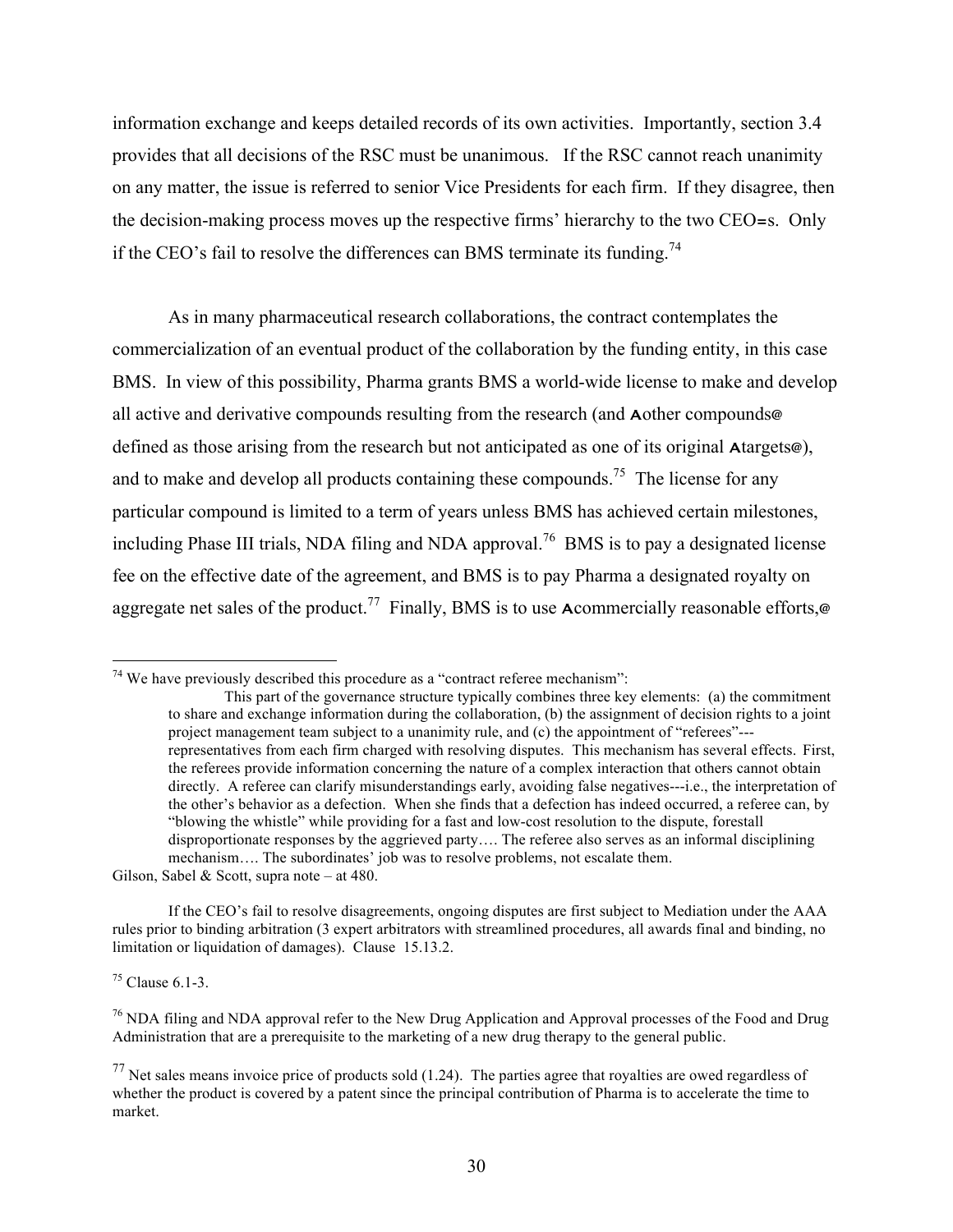information exchange and keeps detailed records of its own activities. Importantly, section 3.4 provides that all decisions of the RSC must be unanimous. If the RSC cannot reach unanimity on any matter, the issue is referred to senior Vice Presidents for each firm. If they disagree, then the decision-making process moves up the respective firms' hierarchy to the two CEO=s. Only if the CEO's fail to resolve the differences can BMS terminate its funding.[74]

As in many pharmaceutical research collaborations, the contract contemplates the commercialization of an eventual product of the collaboration by the funding entity, in this case BMS. In view of this possibility, Pharma grants BMS a world-wide license to make and develop all active and derivative compounds resulting from the research (and Aother compounds@ defined as those arising from the research but not anticipated as one of its original Atargets@), and to make and develop all products containing these compounds.[75] The license for any particular compound is limited to a term of years unless BMS has achieved certain milestones, including Phase III trials, NDA filing and NDA approval.[76] BMS is to pay a designated license fee on the effective date of the agreement, and BMS is to pay Pharma a designated royalty on aggregate net sales of the product.[77] Finally, BMS is to use Acommercially reasonable efforts,@

---

[74] We have previously described this procedure as a "contract referee mechanism":

> This part of the governance structure typically combines three key elements: (a) the commitment to share and exchange information during the collaboration, (b) the assignment of decision rights to a joint project management team subject to a unanimity rule, and (c) the appointment of "referees"---representatives from each firm charged with resolving disputes. This mechanism has several effects. First, the referees provide information concerning the nature of a complex interaction that others cannot obtain directly. A referee can clarify misunderstandings early, avoiding false negatives---i.e., the interpretation of the other's behavior as a defection. When she finds that a defection has indeed occurred, a referee can, by "blowing the whistle" while providing for a fast and low-cost resolution to the dispute, forestall disproportionate responses by the aggrieved party…. The referee also serves as an informal disciplining mechanism…. The subordinates' job was to resolve problems, not escalate them.

Gilson, Sabel & Scott, supra note – at 480.

If the CEO's fail to resolve disagreements, ongoing disputes are first subject to Mediation under the AAA rules prior to binding arbitration (3 expert arbitrators with streamlined procedures, all awards final and binding, no limitation or liquidation of damages). Clause 15.13.2.

[75] Clause 6.1-3.

[76] NDA filing and NDA approval refer to the New Drug Application and Approval processes of the Food and Drug Administration that are a prerequisite to the marketing of a new drug therapy to the general public.

[77] Net sales means invoice price of products sold (1.24). The parties agree that royalties are owed regardless of whether the product is covered by a patent since the principal contribution of Pharma is to accelerate the time to market.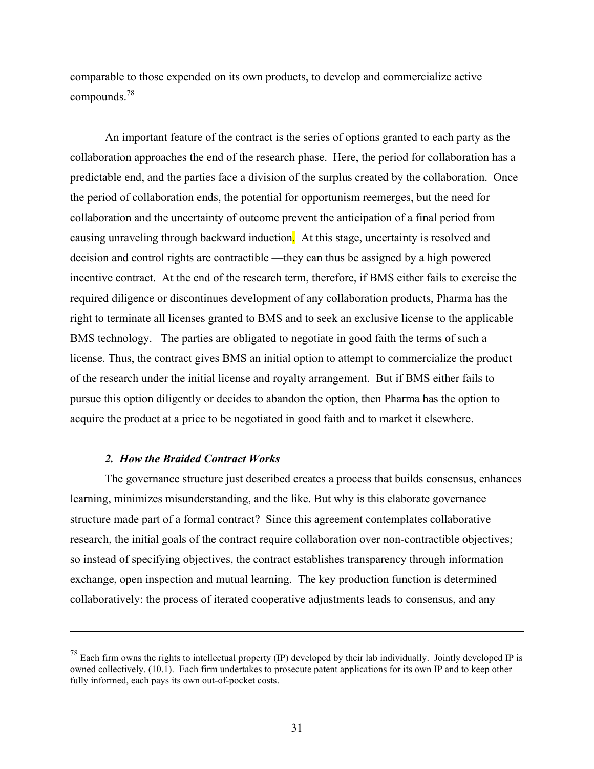comparable to those expended on its own products, to develop and commercialize active compounds.[78]

An important feature of the contract is the series of options granted to each party as the collaboration approaches the end of the research phase. Here, the period for collaboration has a predictable end, and the parties face a division of the surplus created by the collaboration. Once the period of collaboration ends, the potential for opportunism reemerges, but the need for collaboration and the uncertainty of outcome prevent the anticipation of a final period from causing unraveling through backward induction. At this stage, uncertainty is resolved and decision and control rights are contractible —they can thus be assigned by a high powered incentive contract. At the end of the research term, therefore, if BMS either fails to exercise the required diligence or discontinues development of any collaboration products, Pharma has the right to terminate all licenses granted to BMS and to seek an exclusive license to the applicable BMS technology. The parties are obligated to negotiate in good faith the terms of such a license. Thus, the contract gives BMS an initial option to attempt to commercialize the product of the research under the initial license and royalty arrangement. But if BMS either fails to pursue this option diligently or decides to abandon the option, then Pharma has the option to acquire the product at a price to be negotiated in good faith and to market it elsewhere.

### *2. How the Braided Contract Works*

The governance structure just described creates a process that builds consensus, enhances learning, minimizes misunderstanding, and the like. But why is this elaborate governance structure made part of a formal contract? Since this agreement contemplates collaborative research, the initial goals of the contract require collaboration over non-contractible objectives; so instead of specifying objectives, the contract establishes transparency through information exchange, open inspection and mutual learning. The key production function is determined collaboratively: the process of iterated cooperative adjustments leads to consensus, and any

---

[78] Each firm owns the rights to intellectual property (IP) developed by their lab individually. Jointly developed IP is owned collectively. (10.1). Each firm undertakes to prosecute patent applications for its own IP and to keep other fully informed, each pays its own out-of-pocket costs.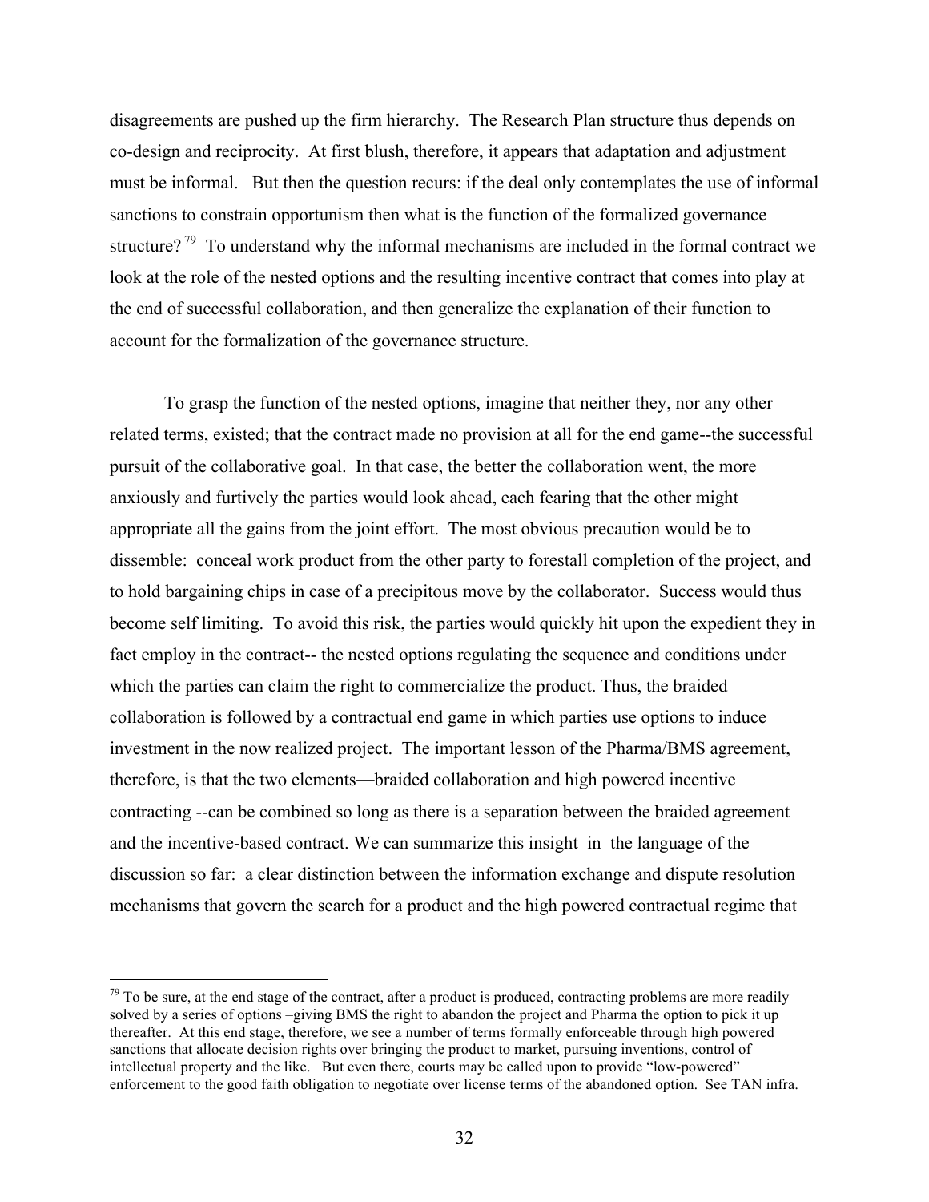disagreements are pushed up the firm hierarchy. The Research Plan structure thus depends on co-design and reciprocity. At first blush, therefore, it appears that adaptation and adjustment must be informal. But then the question recurs: if the deal only contemplates the use of informal sanctions to constrain opportunism then what is the function of the formalized governance structure?[79] To understand why the informal mechanisms are included in the formal contract we look at the role of the nested options and the resulting incentive contract that comes into play at the end of successful collaboration, and then generalize the explanation of their function to account for the formalization of the governance structure.

To grasp the function of the nested options, imagine that neither they, nor any other related terms, existed; that the contract made no provision at all for the end game--the successful pursuit of the collaborative goal. In that case, the better the collaboration went, the more anxiously and furtively the parties would look ahead, each fearing that the other might appropriate all the gains from the joint effort. The most obvious precaution would be to dissemble: conceal work product from the other party to forestall completion of the project, and to hold bargaining chips in case of a precipitous move by the collaborator. Success would thus become self limiting. To avoid this risk, the parties would quickly hit upon the expedient they in fact employ in the contract-- the nested options regulating the sequence and conditions under which the parties can claim the right to commercialize the product. Thus, the braided collaboration is followed by a contractual end game in which parties use options to induce investment in the now realized project. The important lesson of the Pharma/BMS agreement, therefore, is that the two elements—braided collaboration and high powered incentive contracting --can be combined so long as there is a separation between the braided agreement and the incentive-based contract. We can summarize this insight in the language of the discussion so far: a clear distinction between the information exchange and dispute resolution mechanisms that govern the search for a product and the high powered contractual regime that

[79] To be sure, at the end stage of the contract, after a product is produced, contracting problems are more readily solved by a series of options –giving BMS the right to abandon the project and Pharma the option to pick it up thereafter. At this end stage, therefore, we see a number of terms formally enforceable through high powered sanctions that allocate decision rights over bringing the product to market, pursuing inventions, control of intellectual property and the like. But even there, courts may be called upon to provide "low-powered" enforcement to the good faith obligation to negotiate over license terms of the abandoned option. See TAN infra.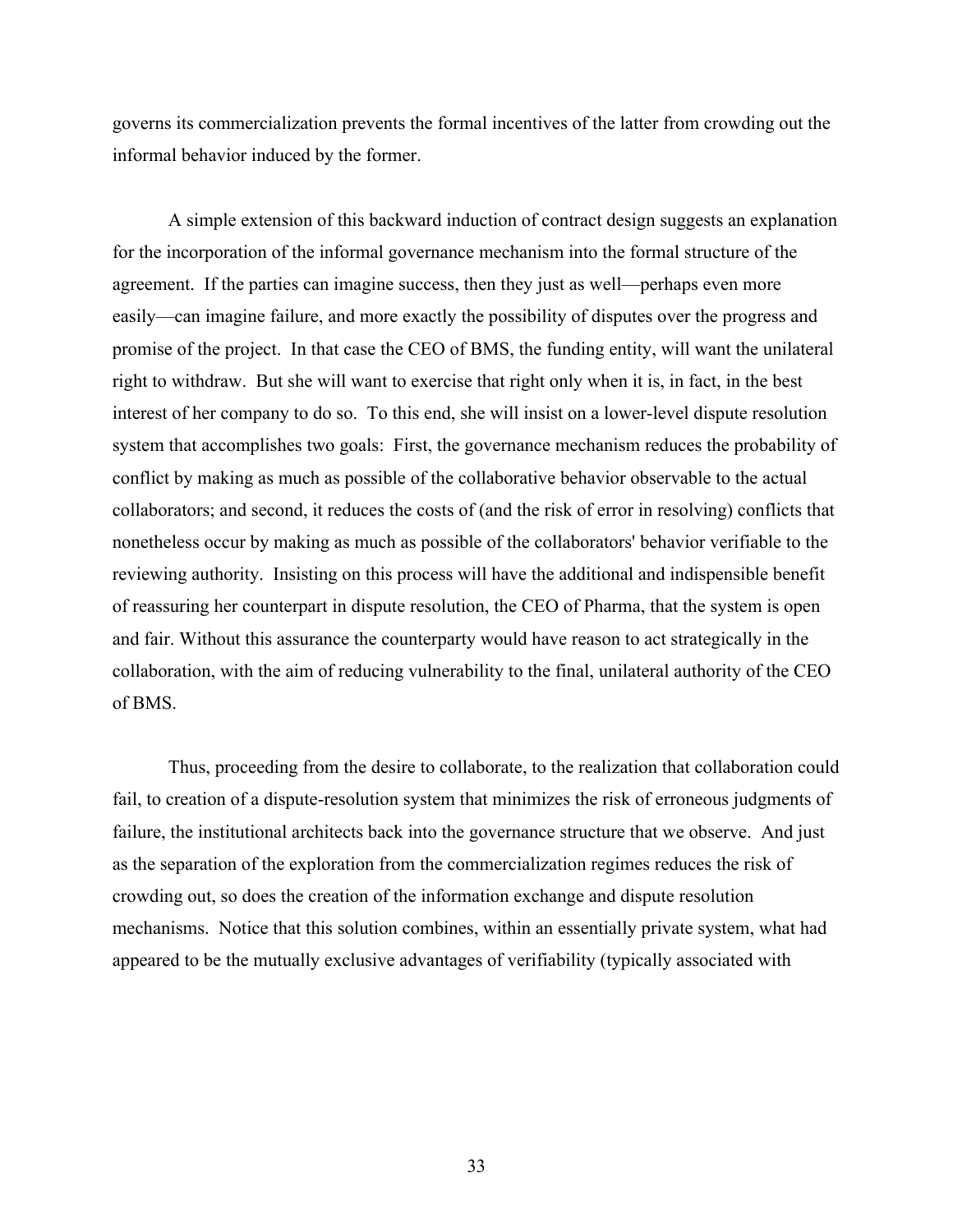governs its commercialization prevents the formal incentives of the latter from crowding out the informal behavior induced by the former.

A simple extension of this backward induction of contract design suggests an explanation for the incorporation of the informal governance mechanism into the formal structure of the agreement. If the parties can imagine success, then they just as well—perhaps even more easily—can imagine failure, and more exactly the possibility of disputes over the progress and promise of the project. In that case the CEO of BMS, the funding entity, will want the unilateral right to withdraw. But she will want to exercise that right only when it is, in fact, in the best interest of her company to do so. To this end, she will insist on a lower-level dispute resolution system that accomplishes two goals: First, the governance mechanism reduces the probability of conflict by making as much as possible of the collaborative behavior observable to the actual collaborators; and second, it reduces the costs of (and the risk of error in resolving) conflicts that nonetheless occur by making as much as possible of the collaborators' behavior verifiable to the reviewing authority. Insisting on this process will have the additional and indispensible benefit of reassuring her counterpart in dispute resolution, the CEO of Pharma, that the system is open and fair. Without this assurance the counterparty would have reason to act strategically in the collaboration, with the aim of reducing vulnerability to the final, unilateral authority of the CEO of BMS.

Thus, proceeding from the desire to collaborate, to the realization that collaboration could fail, to creation of a dispute-resolution system that minimizes the risk of erroneous judgments of failure, the institutional architects back into the governance structure that we observe. And just as the separation of the exploration from the commercialization regimes reduces the risk of crowding out, so does the creation of the information exchange and dispute resolution mechanisms. Notice that this solution combines, within an essentially private system, what had appeared to be the mutually exclusive advantages of verifiability (typically associated with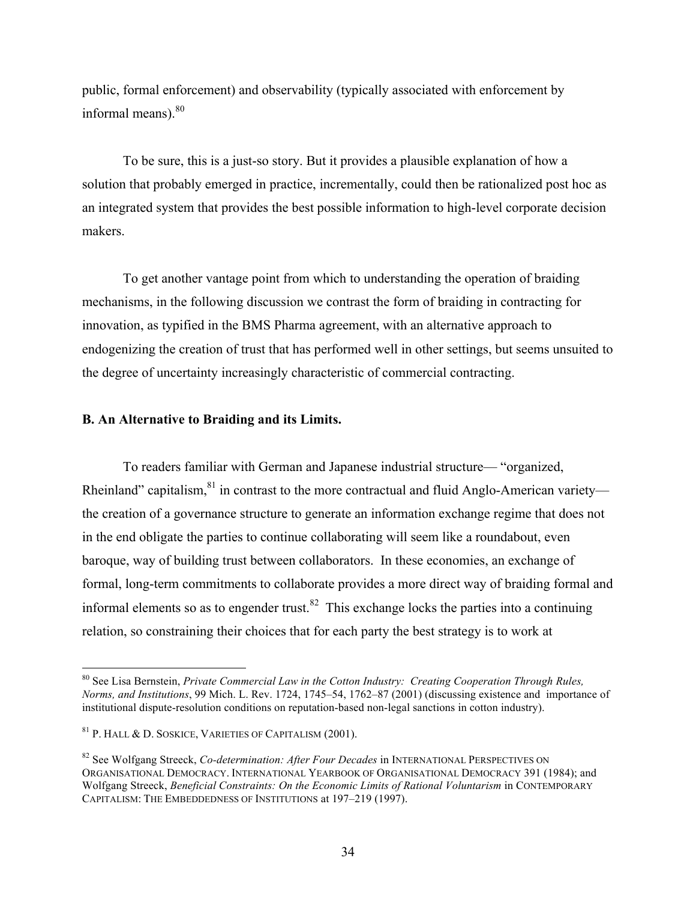public, formal enforcement) and observability (typically associated with enforcement by informal means).[80]

To be sure, this is a just-so story. But it provides a plausible explanation of how a solution that probably emerged in practice, incrementally, could then be rationalized post hoc as an integrated system that provides the best possible information to high-level corporate decision makers.

To get another vantage point from which to understanding the operation of braiding mechanisms, in the following discussion we contrast the form of braiding in contracting for innovation, as typified in the BMS Pharma agreement, with an alternative approach to endogenizing the creation of trust that has performed well in other settings, but seems unsuited to the degree of uncertainty increasingly characteristic of commercial contracting.

### B. An Alternative to Braiding and its Limits.

To readers familiar with German and Japanese industrial structure— "organized, Rheinland" capitalism,[81] in contrast to the more contractual and fluid Anglo-American variety— the creation of a governance structure to generate an information exchange regime that does not in the end obligate the parties to continue collaborating will seem like a roundabout, even baroque, way of building trust between collaborators. In these economies, an exchange of formal, long-term commitments to collaborate provides a more direct way of braiding formal and informal elements so as to engender trust.[82] This exchange locks the parties into a continuing relation, so constraining their choices that for each party the best strategy is to work at

---

[80] See Lisa Bernstein, *Private Commercial Law in the Cotton Industry: Creating Cooperation Through Rules, Norms, and Institutions*, 99 Mich. L. Rev. 1724, 1745–54, 1762–87 (2001) (discussing existence and importance of institutional dispute-resolution conditions on reputation-based non-legal sanctions in cotton industry).

[81] P. HALL & D. SOSKICE, VARIETIES OF CAPITALISM (2001).

[82] See Wolfgang Streeck, *Co-determination: After Four Decades* in INTERNATIONAL PERSPECTIVES ON ORGANISATIONAL DEMOCRACY. INTERNATIONAL YEARBOOK OF ORGANISATIONAL DEMOCRACY 391 (1984); and Wolfgang Streeck, *Beneficial Constraints: On the Economic Limits of Rational Voluntarism* in CONTEMPORARY CAPITALISM: THE EMBEDDEDNESS OF INSTITUTIONS at 197–219 (1997).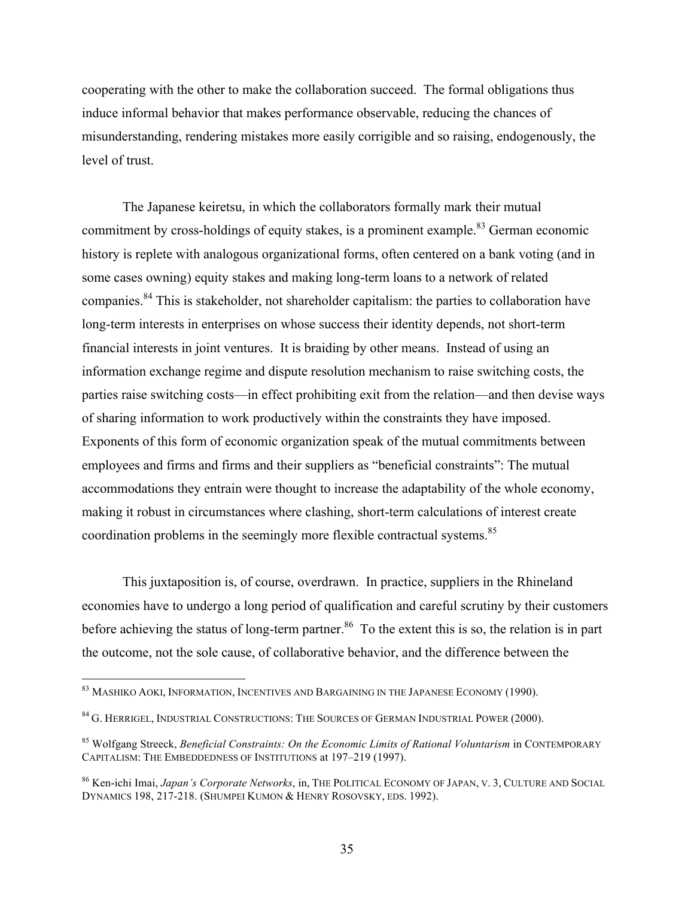cooperating with the other to make the collaboration succeed. The formal obligations thus induce informal behavior that makes performance observable, reducing the chances of misunderstanding, rendering mistakes more easily corrigible and so raising, endogenously, the level of trust.

The Japanese keiretsu, in which the collaborators formally mark their mutual commitment by cross-holdings of equity stakes, is a prominent example.[83] German economic history is replete with analogous organizational forms, often centered on a bank voting (and in some cases owning) equity stakes and making long-term loans to a network of related companies.[84] This is stakeholder, not shareholder capitalism: the parties to collaboration have long-term interests in enterprises on whose success their identity depends, not short-term financial interests in joint ventures. It is braiding by other means. Instead of using an information exchange regime and dispute resolution mechanism to raise switching costs, the parties raise switching costs—in effect prohibiting exit from the relation—and then devise ways of sharing information to work productively within the constraints they have imposed. Exponents of this form of economic organization speak of the mutual commitments between employees and firms and firms and their suppliers as "beneficial constraints": The mutual accommodations they entrain were thought to increase the adaptability of the whole economy, making it robust in circumstances where clashing, short-term calculations of interest create coordination problems in the seemingly more flexible contractual systems.[85]

This juxtaposition is, of course, overdrawn. In practice, suppliers in the Rhineland economies have to undergo a long period of qualification and careful scrutiny by their customers before achieving the status of long-term partner.[86] To the extent this is so, the relation is in part the outcome, not the sole cause, of collaborative behavior, and the difference between the

---

[83] MASHIKO AOKI, INFORMATION, INCENTIVES AND BARGAINING IN THE JAPANESE ECONOMY (1990).

[84] G. HERRIGEL, INDUSTRIAL CONSTRUCTIONS: THE SOURCES OF GERMAN INDUSTRIAL POWER (2000).

[85] Wolfgang Streeck, *Beneficial Constraints: On the Economic Limits of Rational Voluntarism* in CONTEMPORARY CAPITALISM: THE EMBEDDEDNESS OF INSTITUTIONS at 197–219 (1997).

[86] Ken-ichi Imai, *Japan's Corporate Networks*, in, THE POLITICAL ECONOMY OF JAPAN, V. 3, CULTURE AND SOCIAL DYNAMICS 198, 217-218. (SHUMPEI KUMON & HENRY ROSOVSKY, EDS. 1992).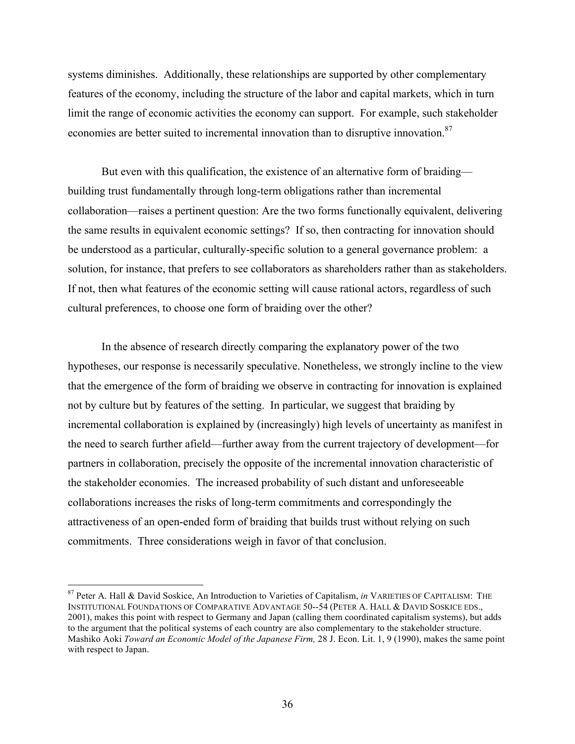systems diminishes. Additionally, these relationships are supported by other complementary features of the economy, including the structure of the labor and capital markets, which in turn limit the range of economic activities the economy can support. For example, such stakeholder economies are better suited to incremental innovation than to disruptive innovation.[87]

But even with this qualification, the existence of an alternative form of braiding—building trust fundamentally through long-term obligations rather than incremental collaboration—raises a pertinent question: Are the two forms functionally equivalent, delivering the same results in equivalent economic settings? If so, then contracting for innovation should be understood as a particular, culturally-specific solution to a general governance problem: a solution, for instance, that prefers to see collaborators as shareholders rather than as stakeholders. If not, then what features of the economic setting will cause rational actors, regardless of such cultural preferences, to choose one form of braiding over the other?

In the absence of research directly comparing the explanatory power of the two hypotheses, our response is necessarily speculative. Nonetheless, we strongly incline to the view that the emergence of the form of braiding we observe in contracting for innovation is explained not by culture but by features of the setting. In particular, we suggest that braiding by incremental collaboration is explained by (increasingly) high levels of uncertainty as manifest in the need to search further afield—further away from the current trajectory of development—for partners in collaboration, precisely the opposite of the incremental innovation characteristic of the stakeholder economies. The increased probability of such distant and unforeseeable collaborations increases the risks of long-term commitments and correspondingly the attractiveness of an open-ended form of braiding that builds trust without relying on such commitments. Three considerations weigh in favor of that conclusion.

---

[87] Peter A. Hall & David Soskice, An Introduction to Varieties of Capitalism, *in* VARIETIES OF CAPITALISM: THE INSTITUTIONAL FOUNDATIONS OF COMPARATIVE ADVANTAGE 50--54 (PETER A. HALL & DAVID SOSKICE EDS., 2001), makes this point with respect to Germany and Japan (calling them coordinated capitalism systems), but adds to the argument that the political systems of each country are also complementary to the stakeholder structure. Mashiko Aoki *Toward an Economic Model of the Japanese Firm,* 28 J. Econ. Lit. 1, 9 (1990), makes the same point with respect to Japan.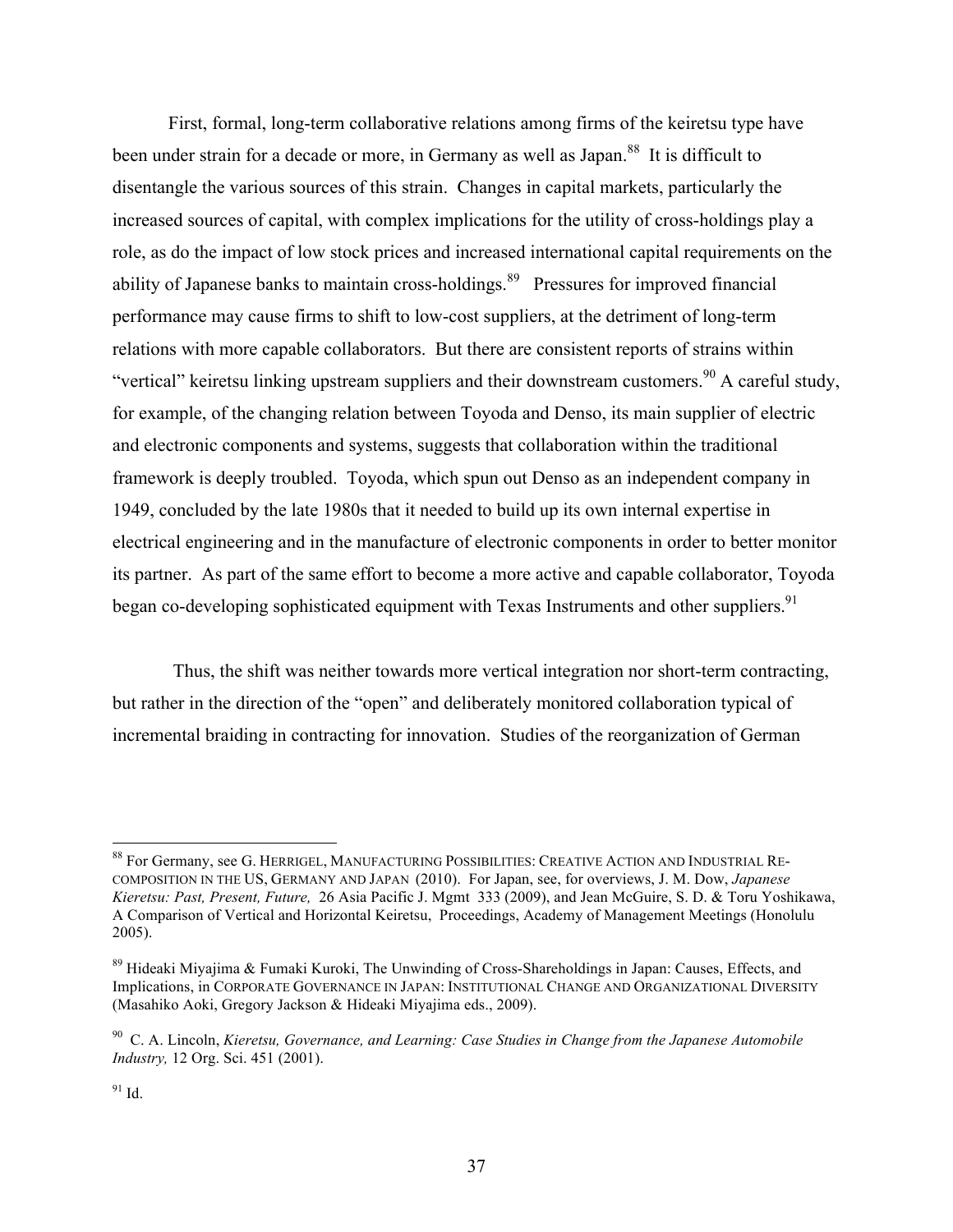First, formal, long-term collaborative relations among firms of the keiretsu type have been under strain for a decade or more, in Germany as well as Japan.[88] It is difficult to disentangle the various sources of this strain. Changes in capital markets, particularly the increased sources of capital, with complex implications for the utility of cross-holdings play a role, as do the impact of low stock prices and increased international capital requirements on the ability of Japanese banks to maintain cross-holdings.[89] Pressures for improved financial performance may cause firms to shift to low-cost suppliers, at the detriment of long-term relations with more capable collaborators. But there are consistent reports of strains within "vertical" keiretsu linking upstream suppliers and their downstream customers.[90] A careful study, for example, of the changing relation between Toyoda and Denso, its main supplier of electric and electronic components and systems, suggests that collaboration within the traditional framework is deeply troubled. Toyoda, which spun out Denso as an independent company in 1949, concluded by the late 1980s that it needed to build up its own internal expertise in electrical engineering and in the manufacture of electronic components in order to better monitor its partner. As part of the same effort to become a more active and capable collaborator, Toyoda began co-developing sophisticated equipment with Texas Instruments and other suppliers.[91]

Thus, the shift was neither towards more vertical integration nor short-term contracting, but rather in the direction of the "open" and deliberately monitored collaboration typical of incremental braiding in contracting for innovation. Studies of the reorganization of German

---

[88] For Germany, see G. HERRIGEL, MANUFACTURING POSSIBILITIES: CREATIVE ACTION AND INDUSTRIAL RE-COMPOSITION IN THE US, GERMANY AND JAPAN (2010). For Japan, see, for overviews, J. M. Dow, *Japanese Kieretsu: Past, Present, Future,* 26 Asia Pacific J. Mgmt 333 (2009), and Jean McGuire, S. D. & Toru Yoshikawa, A Comparison of Vertical and Horizontal Keiretsu, Proceedings, Academy of Management Meetings (Honolulu 2005).

[89] Hideaki Miyajima & Fumaki Kuroki, The Unwinding of Cross-Shareholdings in Japan: Causes, Effects, and Implications, in CORPORATE GOVERNANCE IN JAPAN: INSTITUTIONAL CHANGE AND ORGANIZATIONAL DIVERSITY (Masahiko Aoki, Gregory Jackson & Hideaki Miyajima eds., 2009).

[90] C. A. Lincoln, *Kieretsu, Governance, and Learning: Case Studies in Change from the Japanese Automobile Industry,* 12 Org. Sci. 451 (2001).

[91] Id.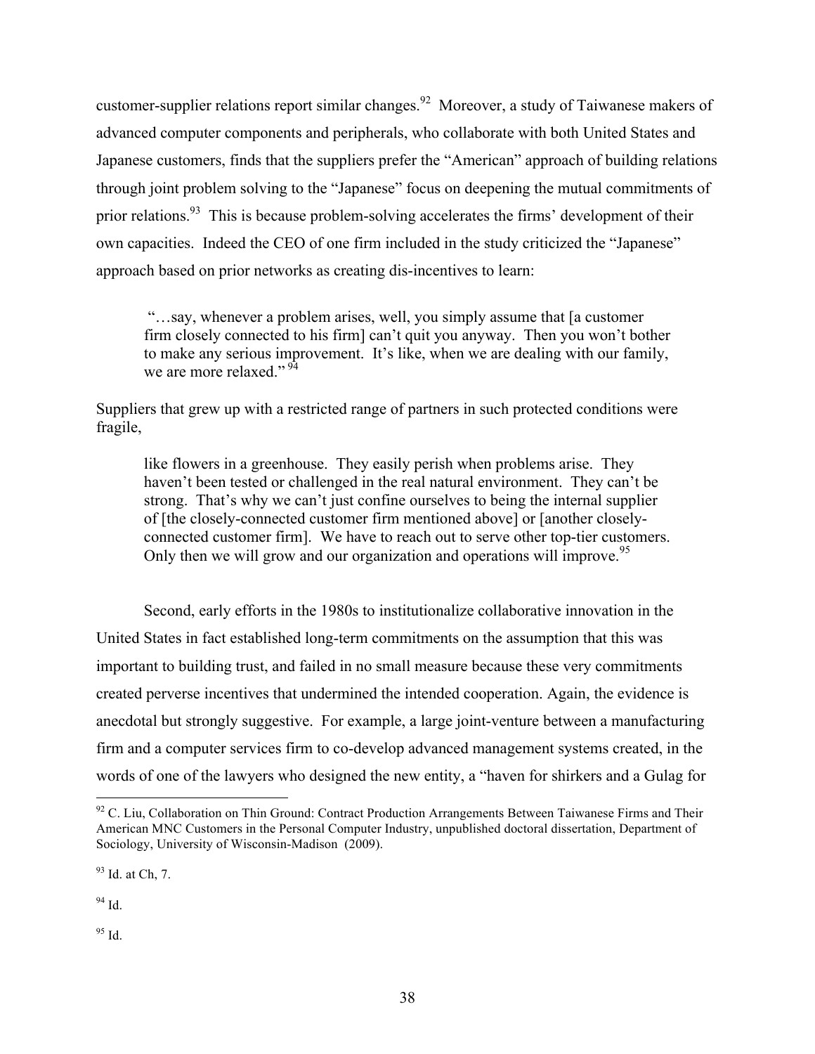customer-supplier relations report similar changes.[92] Moreover, a study of Taiwanese makers of advanced computer components and peripherals, who collaborate with both United States and Japanese customers, finds that the suppliers prefer the "American" approach of building relations through joint problem solving to the "Japanese" focus on deepening the mutual commitments of prior relations.[93] This is because problem-solving accelerates the firms' development of their own capacities. Indeed the CEO of one firm included in the study criticized the "Japanese" approach based on prior networks as creating dis-incentives to learn:

> "…say, whenever a problem arises, well, you simply assume that [a customer firm closely connected to his firm] can't quit you anyway. Then you won't bother to make any serious improvement. It's like, when we are dealing with our family, we are more relaxed." [94]

Suppliers that grew up with a restricted range of partners in such protected conditions were fragile,

> like flowers in a greenhouse. They easily perish when problems arise. They haven't been tested or challenged in the real natural environment. They can't be strong. That's why we can't just confine ourselves to being the internal supplier of [the closely-connected customer firm mentioned above] or [another closely-connected customer firm]. We have to reach out to serve other top-tier customers. Only then we will grow and our organization and operations will improve.[95]

Second, early efforts in the 1980s to institutionalize collaborative innovation in the United States in fact established long-term commitments on the assumption that this was important to building trust, and failed in no small measure because these very commitments created perverse incentives that undermined the intended cooperation. Again, the evidence is anecdotal but strongly suggestive. For example, a large joint-venture between a manufacturing firm and a computer services firm to co-develop advanced management systems created, in the words of one of the lawyers who designed the new entity, a "haven for shirkers and a Gulag for

---

[92] C. Liu, Collaboration on Thin Ground: Contract Production Arrangements Between Taiwanese Firms and Their American MNC Customers in the Personal Computer Industry, unpublished doctoral dissertation, Department of Sociology, University of Wisconsin-Madison (2009).

[93] Id. at Ch, 7.

[94] Id.

[95] Id.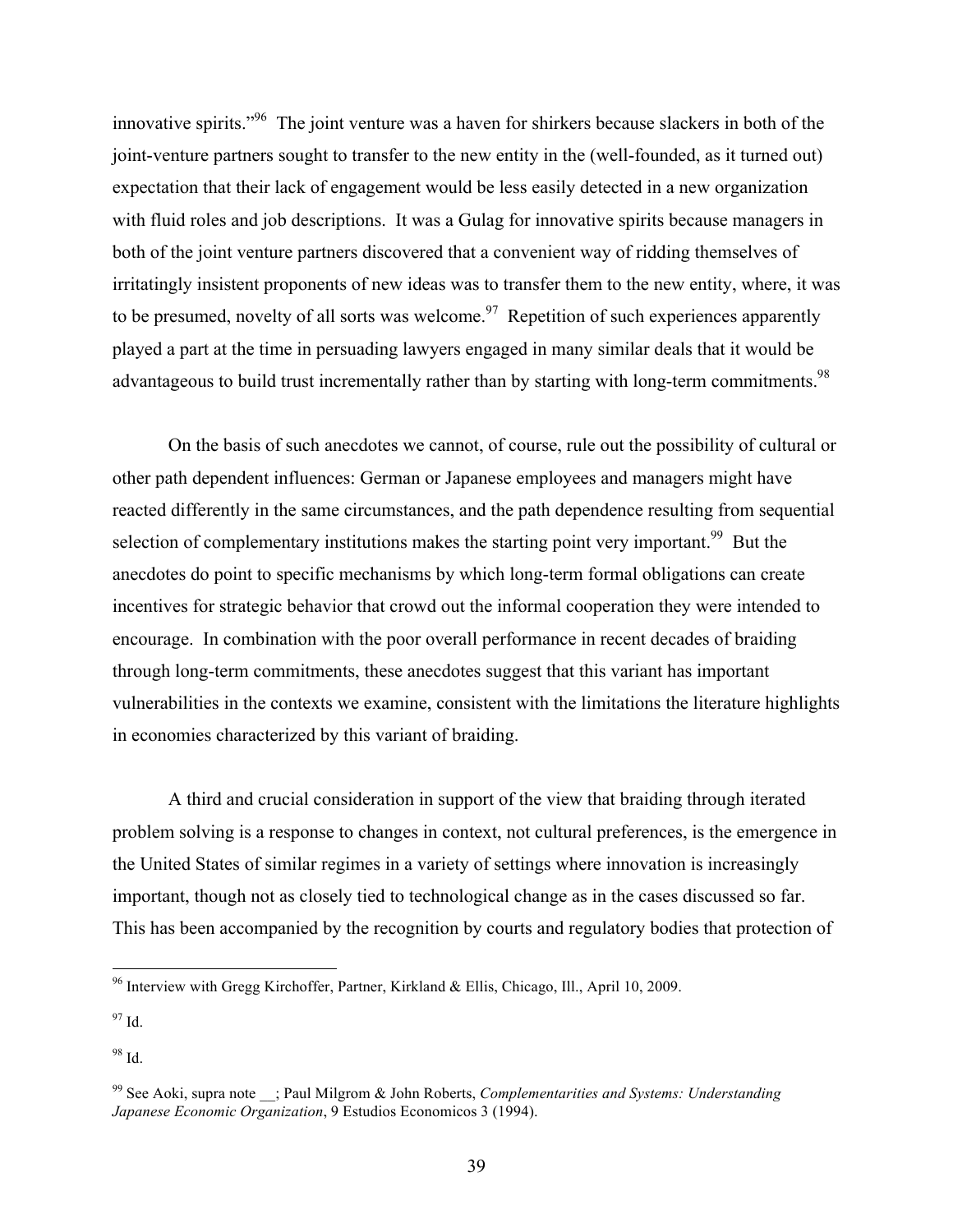innovative spirits."[96] The joint venture was a haven for shirkers because slackers in both of the joint-venture partners sought to transfer to the new entity in the (well-founded, as it turned out) expectation that their lack of engagement would be less easily detected in a new organization with fluid roles and job descriptions. It was a Gulag for innovative spirits because managers in both of the joint venture partners discovered that a convenient way of ridding themselves of irritatingly insistent proponents of new ideas was to transfer them to the new entity, where, it was to be presumed, novelty of all sorts was welcome.[97] Repetition of such experiences apparently played a part at the time in persuading lawyers engaged in many similar deals that it would be advantageous to build trust incrementally rather than by starting with long-term commitments.[98]

On the basis of such anecdotes we cannot, of course, rule out the possibility of cultural or other path dependent influences: German or Japanese employees and managers might have reacted differently in the same circumstances, and the path dependence resulting from sequential selection of complementary institutions makes the starting point very important.[99] But the anecdotes do point to specific mechanisms by which long-term formal obligations can create incentives for strategic behavior that crowd out the informal cooperation they were intended to encourage. In combination with the poor overall performance in recent decades of braiding through long-term commitments, these anecdotes suggest that this variant has important vulnerabilities in the contexts we examine, consistent with the limitations the literature highlights in economies characterized by this variant of braiding.

A third and crucial consideration in support of the view that braiding through iterated problem solving is a response to changes in context, not cultural preferences, is the emergence in the United States of similar regimes in a variety of settings where innovation is increasingly important, though not as closely tied to technological change as in the cases discussed so far. This has been accompanied by the recognition by courts and regulatory bodies that protection of

---

[96] Interview with Gregg Kirchoffer, Partner, Kirkland & Ellis, Chicago, Ill., April 10, 2009.

[97] Id.

[98] Id.

[99] See Aoki, supra note __; Paul Milgrom & John Roberts, *Complementarities and Systems: Understanding Japanese Economic Organization*, 9 Estudios Economicos 3 (1994).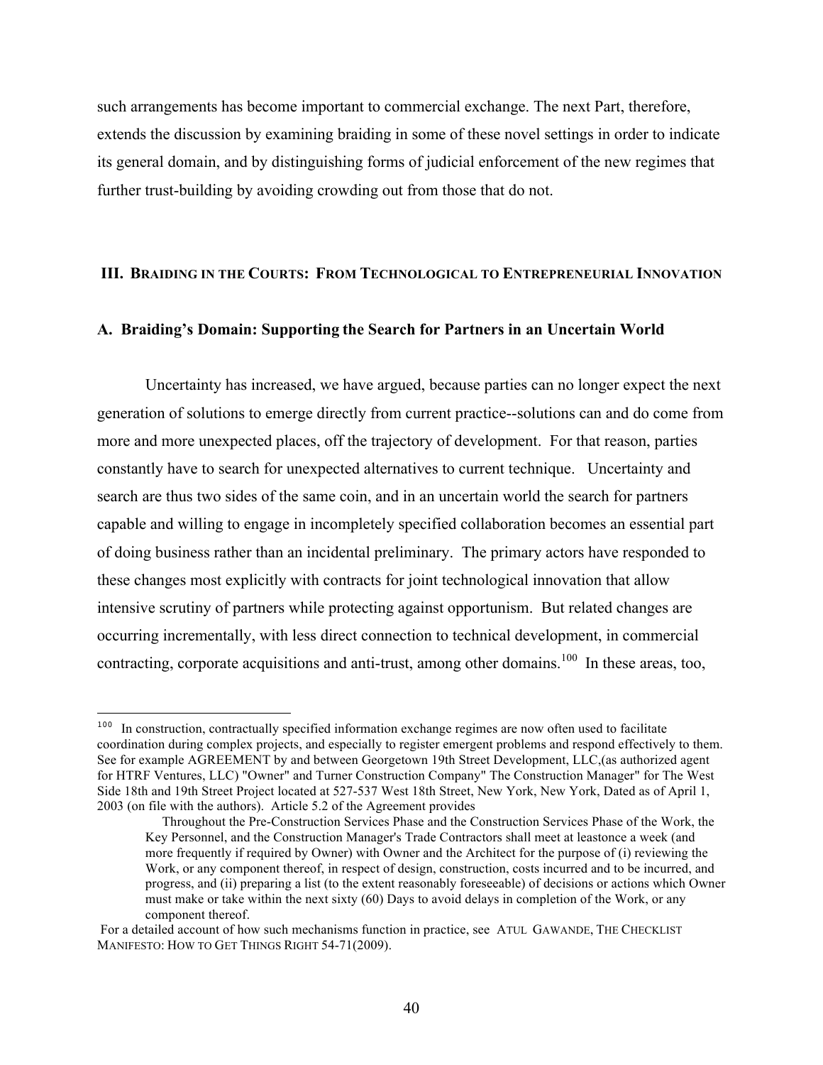such arrangements has become important to commercial exchange. The next Part, therefore, extends the discussion by examining braiding in some of these novel settings in order to indicate its general domain, and by distinguishing forms of judicial enforcement of the new regimes that further trust-building by avoiding crowding out from those that do not.

## III. BRAIDING IN THE COURTS: FROM TECHNOLOGICAL TO ENTREPRENEURIAL INNOVATION

### A. Braiding's Domain: Supporting the Search for Partners in an Uncertain World

Uncertainty has increased, we have argued, because parties can no longer expect the next generation of solutions to emerge directly from current practice--solutions can and do come from more and more unexpected places, off the trajectory of development. For that reason, parties constantly have to search for unexpected alternatives to current technique. Uncertainty and search are thus two sides of the same coin, and in an uncertain world the search for partners capable and willing to engage in incompletely specified collaboration becomes an essential part of doing business rather than an incidental preliminary. The primary actors have responded to these changes most explicitly with contracts for joint technological innovation that allow intensive scrutiny of partners while protecting against opportunism. But related changes are occurring incrementally, with less direct connection to technical development, in commercial contracting, corporate acquisitions and anti-trust, among other domains.[100] In these areas, too,

---

[100] In construction, contractually specified information exchange regimes are now often used to facilitate coordination during complex projects, and especially to register emergent problems and respond effectively to them. See for example AGREEMENT by and between Georgetown 19th Street Development, LLC,(as authorized agent for HTRF Ventures, LLC) "Owner" and Turner Construction Company" The Construction Manager" for The West Side 18th and 19th Street Project located at 527-537 West 18th Street, New York, New York, Dated as of April 1, 2003 (on file with the authors). Article 5.2 of the Agreement provides

> Throughout the Pre-Construction Services Phase and the Construction Services Phase of the Work, the Key Personnel, and the Construction Manager's Trade Contractors shall meet at leastonce a week (and more frequently if required by Owner) with Owner and the Architect for the purpose of (i) reviewing the Work, or any component thereof, in respect of design, construction, costs incurred and to be incurred, and progress, and (ii) preparing a list (to the extent reasonably foreseeable) of decisions or actions which Owner must make or take within the next sixty (60) Days to avoid delays in completion of the Work, or any component thereof.

For a detailed account of how such mechanisms function in practice, see ATUL GAWANDE, THE CHECKLIST MANIFESTO: HOW TO GET THINGS RIGHT 54-71(2009).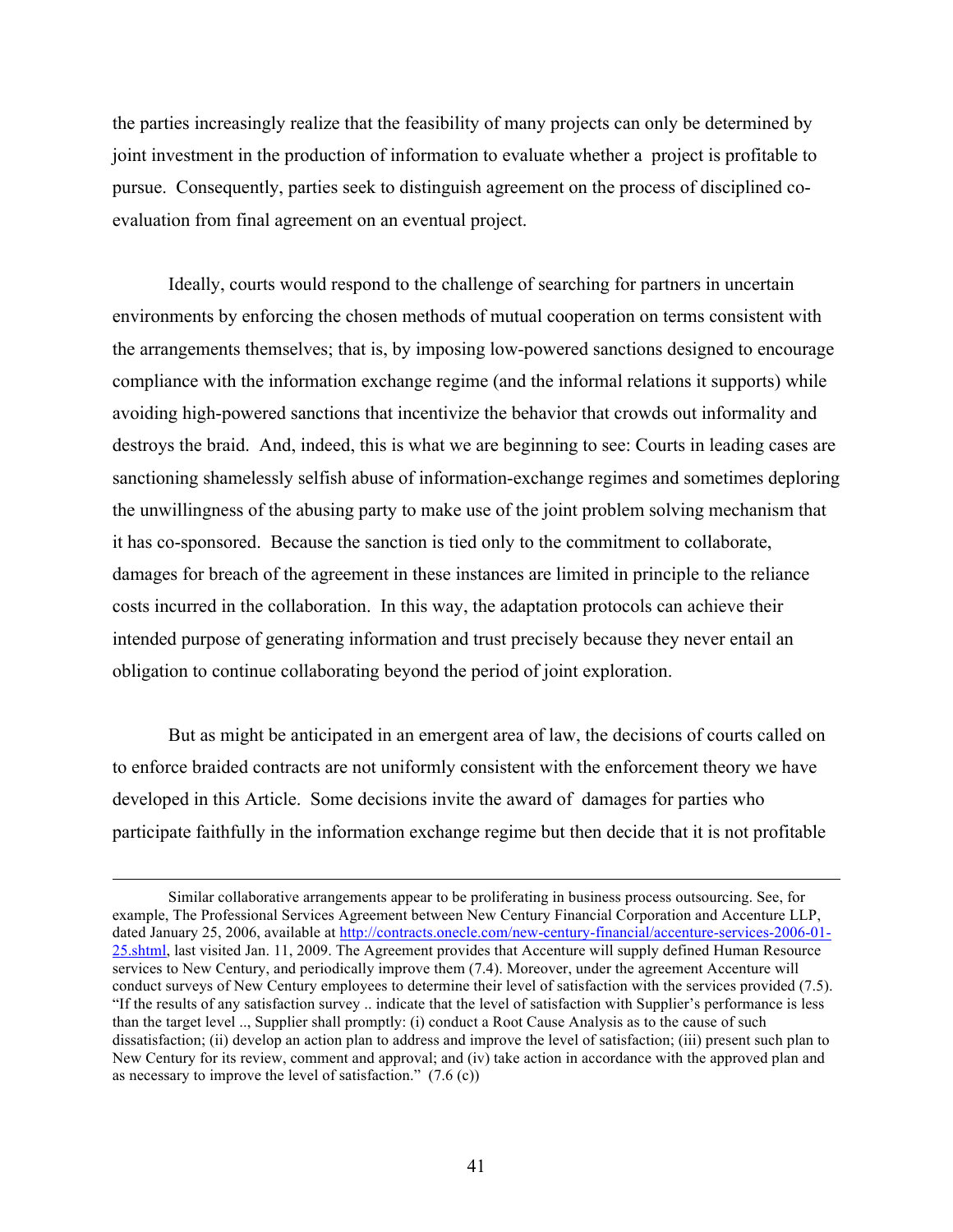the parties increasingly realize that the feasibility of many projects can only be determined by joint investment in the production of information to evaluate whether a project is profitable to pursue. Consequently, parties seek to distinguish agreement on the process of disciplined co-evaluation from final agreement on an eventual project.

Ideally, courts would respond to the challenge of searching for partners in uncertain environments by enforcing the chosen methods of mutual cooperation on terms consistent with the arrangements themselves; that is, by imposing low-powered sanctions designed to encourage compliance with the information exchange regime (and the informal relations it supports) while avoiding high-powered sanctions that incentivize the behavior that crowds out informality and destroys the braid. And, indeed, this is what we are beginning to see: Courts in leading cases are sanctioning shamelessly selfish abuse of information-exchange regimes and sometimes deploring the unwillingness of the abusing party to make use of the joint problem solving mechanism that it has co-sponsored. Because the sanction is tied only to the commitment to collaborate, damages for breach of the agreement in these instances are limited in principle to the reliance costs incurred in the collaboration. In this way, the adaptation protocols can achieve their intended purpose of generating information and trust precisely because they never entail an obligation to continue collaborating beyond the period of joint exploration.

But as might be anticipated in an emergent area of law, the decisions of courts called on to enforce braided contracts are not uniformly consistent with the enforcement theory we have developed in this Article. Some decisions invite the award of damages for parties who participate faithfully in the information exchange regime but then decide that it is not profitable

---

Similar collaborative arrangements appear to be proliferating in business process outsourcing. See, for example, The Professional Services Agreement between New Century Financial Corporation and Accenture LLP, dated January 25, 2006, available at http://contracts.onecle.com/new-century-financial/accenture-services-2006-01-25.shtml, last visited Jan. 11, 2009. The Agreement provides that Accenture will supply defined Human Resource services to New Century, and periodically improve them (7.4). Moreover, under the agreement Accenture will conduct surveys of New Century employees to determine their level of satisfaction with the services provided (7.5). "If the results of any satisfaction survey .. indicate that the level of satisfaction with Supplier's performance is less than the target level .., Supplier shall promptly: (i) conduct a Root Cause Analysis as to the cause of such dissatisfaction; (ii) develop an action plan to address and improve the level of satisfaction; (iii) present such plan to New Century for its review, comment and approval; and (iv) take action in accordance with the approved plan and as necessary to improve the level of satisfaction." (7.6 (c))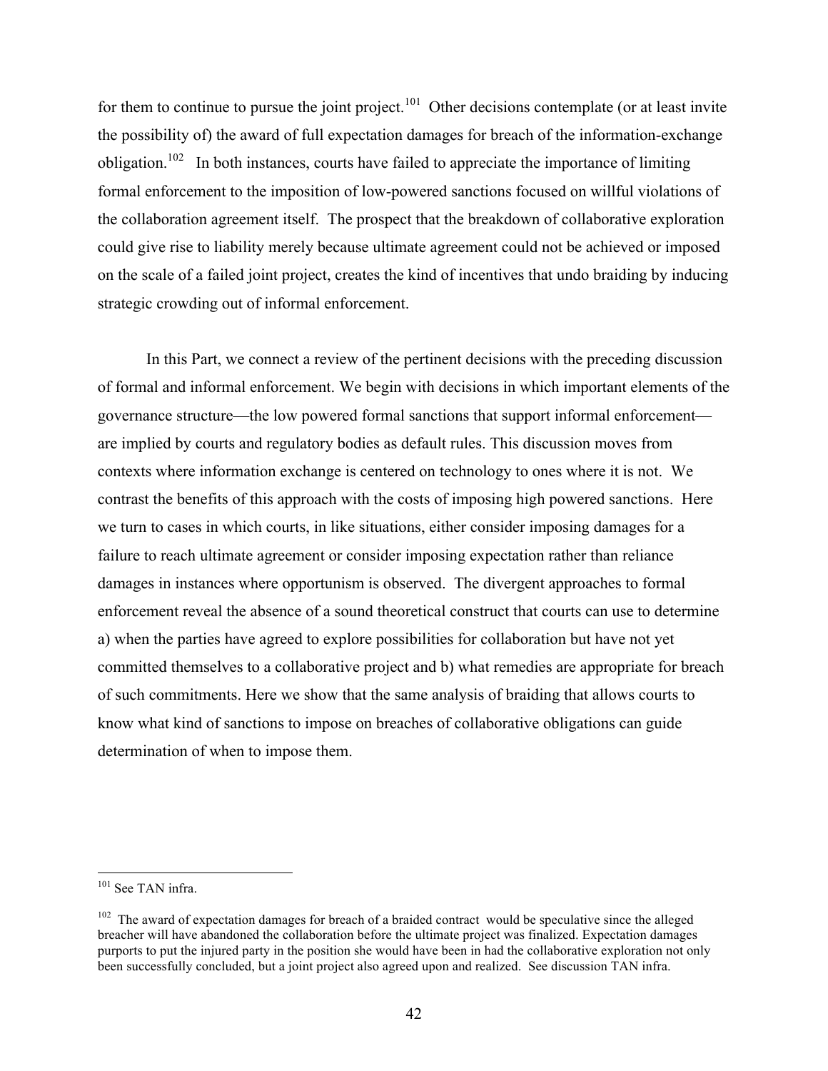for them to continue to pursue the joint project.[101] Other decisions contemplate (or at least invite the possibility of) the award of full expectation damages for breach of the information-exchange obligation.[102] In both instances, courts have failed to appreciate the importance of limiting formal enforcement to the imposition of low-powered sanctions focused on willful violations of the collaboration agreement itself. The prospect that the breakdown of collaborative exploration could give rise to liability merely because ultimate agreement could not be achieved or imposed on the scale of a failed joint project, creates the kind of incentives that undo braiding by inducing strategic crowding out of informal enforcement.

In this Part, we connect a review of the pertinent decisions with the preceding discussion of formal and informal enforcement. We begin with decisions in which important elements of the governance structure—the low powered formal sanctions that support informal enforcement—are implied by courts and regulatory bodies as default rules. This discussion moves from contexts where information exchange is centered on technology to ones where it is not. We contrast the benefits of this approach with the costs of imposing high powered sanctions. Here we turn to cases in which courts, in like situations, either consider imposing damages for a failure to reach ultimate agreement or consider imposing expectation rather than reliance damages in instances where opportunism is observed. The divergent approaches to formal enforcement reveal the absence of a sound theoretical construct that courts can use to determine a) when the parties have agreed to explore possibilities for collaboration but have not yet committed themselves to a collaborative project and b) what remedies are appropriate for breach of such commitments. Here we show that the same analysis of braiding that allows courts to know what kind of sanctions to impose on breaches of collaborative obligations can guide determination of when to impose them.

---

[101] See TAN infra.

[102] The award of expectation damages for breach of a braided contract would be speculative since the alleged breacher will have abandoned the collaboration before the ultimate project was finalized. Expectation damages purports to put the injured party in the position she would have been in had the collaborative exploration not only been successfully concluded, but a joint project also agreed upon and realized. See discussion TAN infra.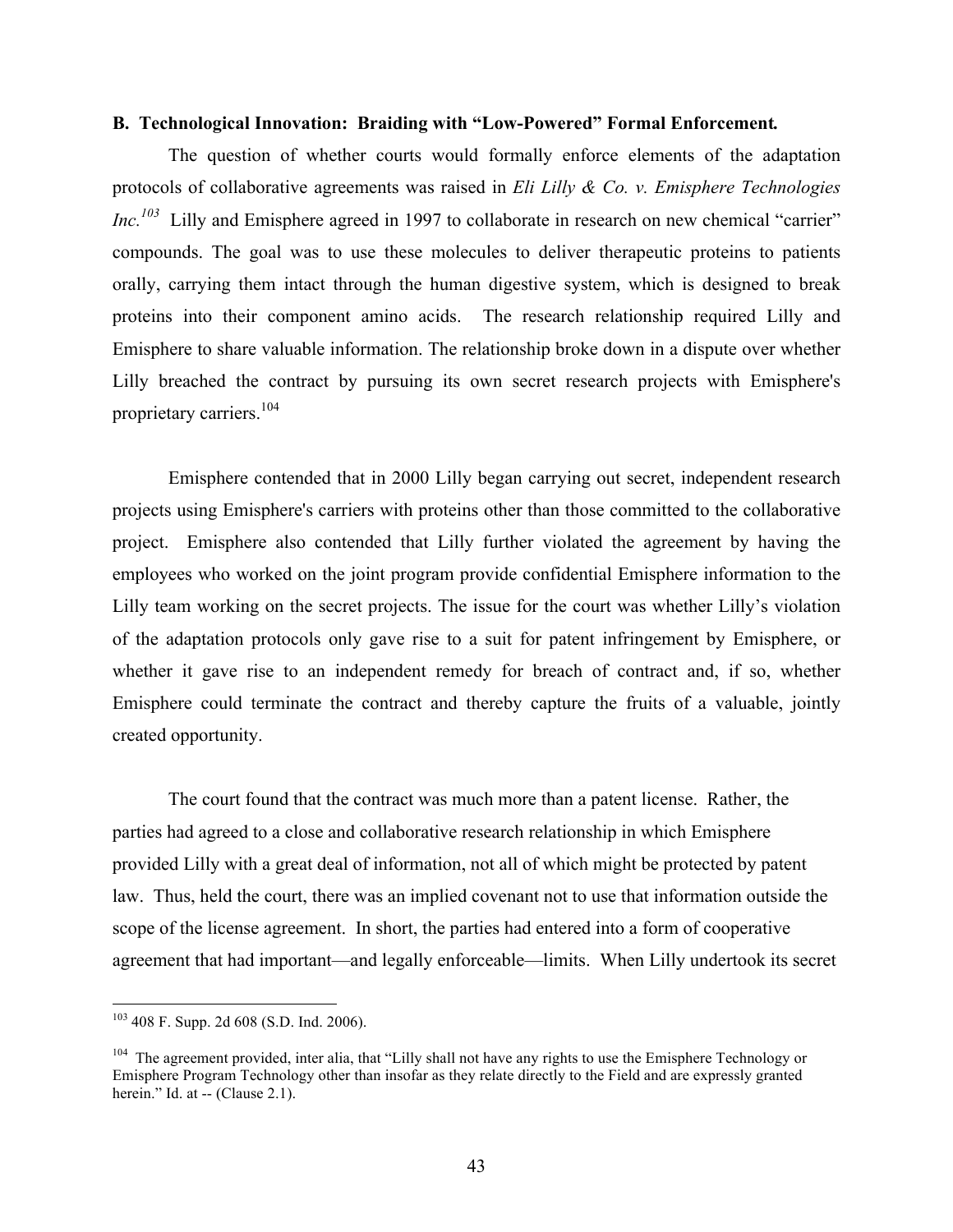### B. Technological Innovation: Braiding with "Low-Powered" Formal Enforcement.

The question of whether courts would formally enforce elements of the adaptation protocols of collaborative agreements was raised in *Eli Lilly & Co. v. Emisphere Technologies Inc.*[103] Lilly and Emisphere agreed in 1997 to collaborate in research on new chemical "carrier" compounds. The goal was to use these molecules to deliver therapeutic proteins to patients orally, carrying them intact through the human digestive system, which is designed to break proteins into their component amino acids. The research relationship required Lilly and Emisphere to share valuable information. The relationship broke down in a dispute over whether Lilly breached the contract by pursuing its own secret research projects with Emisphere's proprietary carriers.[104]

Emisphere contended that in 2000 Lilly began carrying out secret, independent research projects using Emisphere's carriers with proteins other than those committed to the collaborative project. Emisphere also contended that Lilly further violated the agreement by having the employees who worked on the joint program provide confidential Emisphere information to the Lilly team working on the secret projects. The issue for the court was whether Lilly's violation of the adaptation protocols only gave rise to a suit for patent infringement by Emisphere, or whether it gave rise to an independent remedy for breach of contract and, if so, whether Emisphere could terminate the contract and thereby capture the fruits of a valuable, jointly created opportunity.

The court found that the contract was much more than a patent license. Rather, the parties had agreed to a close and collaborative research relationship in which Emisphere provided Lilly with a great deal of information, not all of which might be protected by patent law. Thus, held the court, there was an implied covenant not to use that information outside the scope of the license agreement. In short, the parties had entered into a form of cooperative agreement that had important—and legally enforceable—limits. When Lilly undertook its secret

---

[103] 408 F. Supp. 2d 608 (S.D. Ind. 2006).

[104] The agreement provided, inter alia, that "Lilly shall not have any rights to use the Emisphere Technology or Emisphere Program Technology other than insofar as they relate directly to the Field and are expressly granted herein." Id. at -- (Clause 2.1).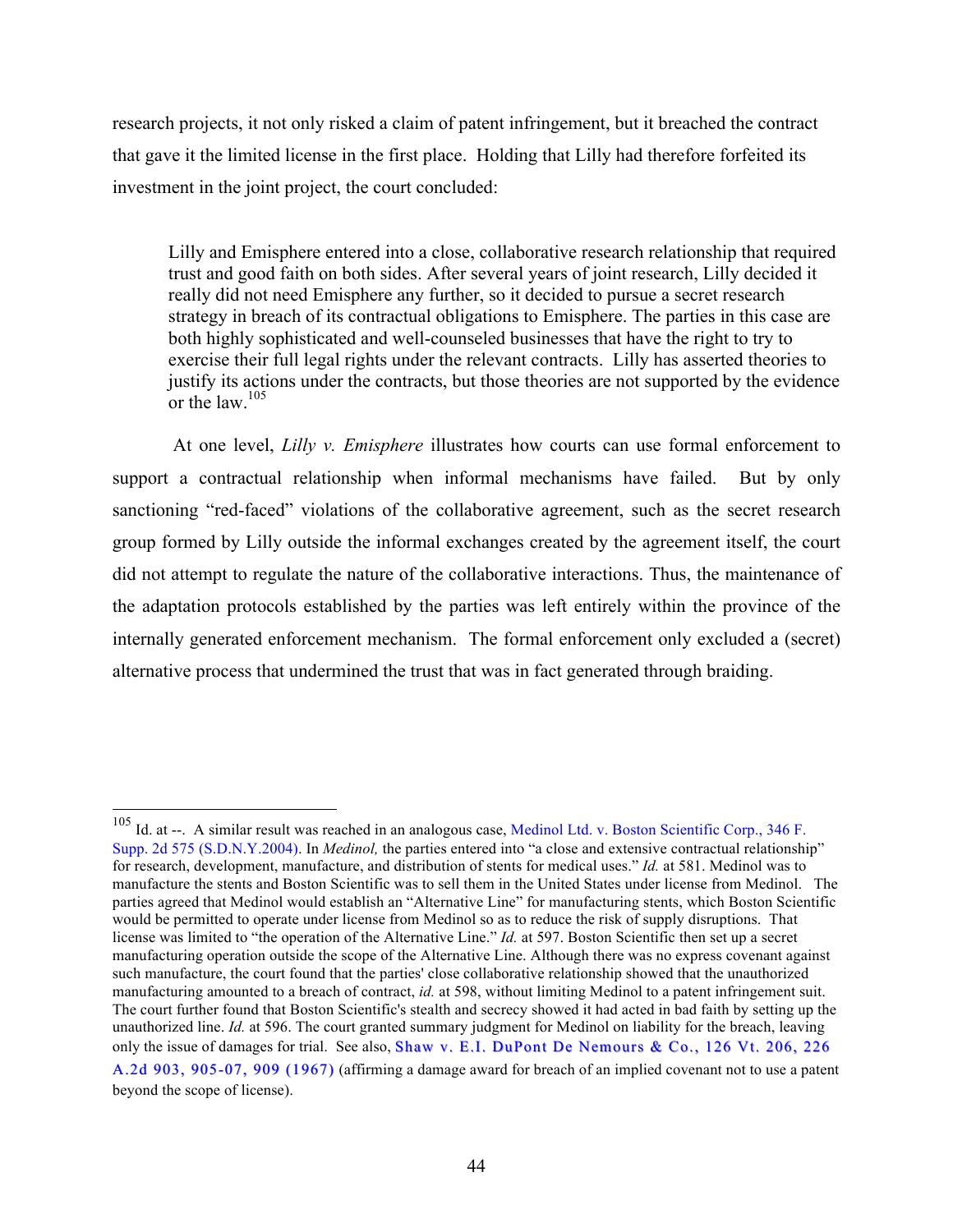research projects, it not only risked a claim of patent infringement, but it breached the contract that gave it the limited license in the first place. Holding that Lilly had therefore forfeited its investment in the joint project, the court concluded:

> Lilly and Emisphere entered into a close, collaborative research relationship that required trust and good faith on both sides. After several years of joint research, Lilly decided it really did not need Emisphere any further, so it decided to pursue a secret research strategy in breach of its contractual obligations to Emisphere. The parties in this case are both highly sophisticated and well-counseled businesses that have the right to try to exercise their full legal rights under the relevant contracts. Lilly has asserted theories to justify its actions under the contracts, but those theories are not supported by the evidence or the law.[105]

At one level, *Lilly v. Emisphere* illustrates how courts can use formal enforcement to support a contractual relationship when informal mechanisms have failed. But by only sanctioning "red-faced" violations of the collaborative agreement, such as the secret research group formed by Lilly outside the informal exchanges created by the agreement itself, the court did not attempt to regulate the nature of the collaborative interactions. Thus, the maintenance of the adaptation protocols established by the parties was left entirely within the province of the internally generated enforcement mechanism. The formal enforcement only excluded a (secret) alternative process that undermined the trust that was in fact generated through braiding.

---

[105] Id. at --. A similar result was reached in an analogous case, Medinol Ltd. v. Boston Scientific Corp., 346 F. Supp. 2d 575 (S.D.N.Y.2004). In *Medinol,* the parties entered into "a close and extensive contractual relationship" for research, development, manufacture, and distribution of stents for medical uses." *Id.* at 581. Medinol was to manufacture the stents and Boston Scientific was to sell them in the United States under license from Medinol. The parties agreed that Medinol would establish an "Alternative Line" for manufacturing stents, which Boston Scientific would be permitted to operate under license from Medinol so as to reduce the risk of supply disruptions. That license was limited to "the operation of the Alternative Line." *Id.* at 597. Boston Scientific then set up a secret manufacturing operation outside the scope of the Alternative Line. Although there was no express covenant against such manufacture, the court found that the parties' close collaborative relationship showed that the unauthorized manufacturing amounted to a breach of contract, *id.* at 598, without limiting Medinol to a patent infringement suit. The court further found that Boston Scientific's stealth and secrecy showed it had acted in bad faith by setting up the unauthorized line. *Id.* at 596. The court granted summary judgment for Medinol on liability for the breach, leaving only the issue of damages for trial. See also, Shaw v. E.I. DuPont De Nemours & Co., 126 Vt. 206, 226 A.2d 903, 905-07, 909 (1967) (affirming a damage award for breach of an implied covenant not to use a patent beyond the scope of license).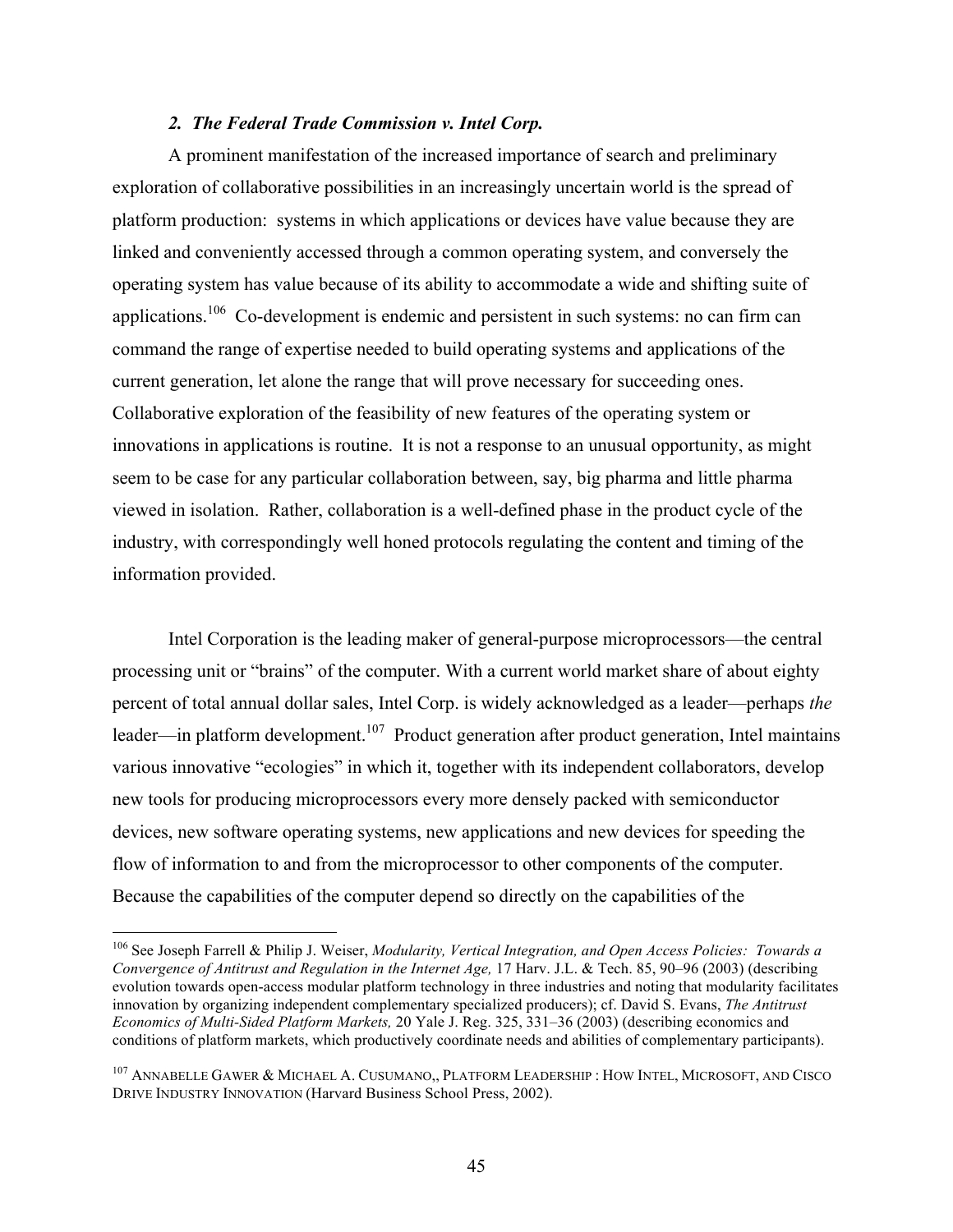### *2. The Federal Trade Commission v. Intel Corp.*

A prominent manifestation of the increased importance of search and preliminary exploration of collaborative possibilities in an increasingly uncertain world is the spread of platform production: systems in which applications or devices have value because they are linked and conveniently accessed through a common operating system, and conversely the operating system has value because of its ability to accommodate a wide and shifting suite of applications.[106] Co-development is endemic and persistent in such systems: no can firm can command the range of expertise needed to build operating systems and applications of the current generation, let alone the range that will prove necessary for succeeding ones. Collaborative exploration of the feasibility of new features of the operating system or innovations in applications is routine. It is not a response to an unusual opportunity, as might seem to be case for any particular collaboration between, say, big pharma and little pharma viewed in isolation. Rather, collaboration is a well-defined phase in the product cycle of the industry, with correspondingly well honed protocols regulating the content and timing of the information provided.

Intel Corporation is the leading maker of general-purpose microprocessors—the central processing unit or "brains" of the computer. With a current world market share of about eighty percent of total annual dollar sales, Intel Corp. is widely acknowledged as a leader—perhaps *the* leader—in platform development.[107] Product generation after product generation, Intel maintains various innovative "ecologies" in which it, together with its independent collaborators, develop new tools for producing microprocessors every more densely packed with semiconductor devices, new software operating systems, new applications and new devices for speeding the flow of information to and from the microprocessor to other components of the computer. Because the capabilities of the computer depend so directly on the capabilities of the

---

[106] See Joseph Farrell & Philip J. Weiser, *Modularity, Vertical Integration, and Open Access Policies: Towards a Convergence of Antitrust and Regulation in the Internet Age,* 17 Harv. J.L. & Tech. 85, 90–96 (2003) (describing evolution towards open-access modular platform technology in three industries and noting that modularity facilitates innovation by organizing independent complementary specialized producers); cf. David S. Evans, *The Antitrust Economics of Multi-Sided Platform Markets,* 20 Yale J. Reg. 325, 331–36 (2003) (describing economics and conditions of platform markets, which productively coordinate needs and abilities of complementary participants).

[107] ANNABELLE GAWER & MICHAEL A. CUSUMANO,, PLATFORM LEADERSHIP : HOW INTEL, MICROSOFT, AND CISCO DRIVE INDUSTRY INNOVATION (Harvard Business School Press, 2002).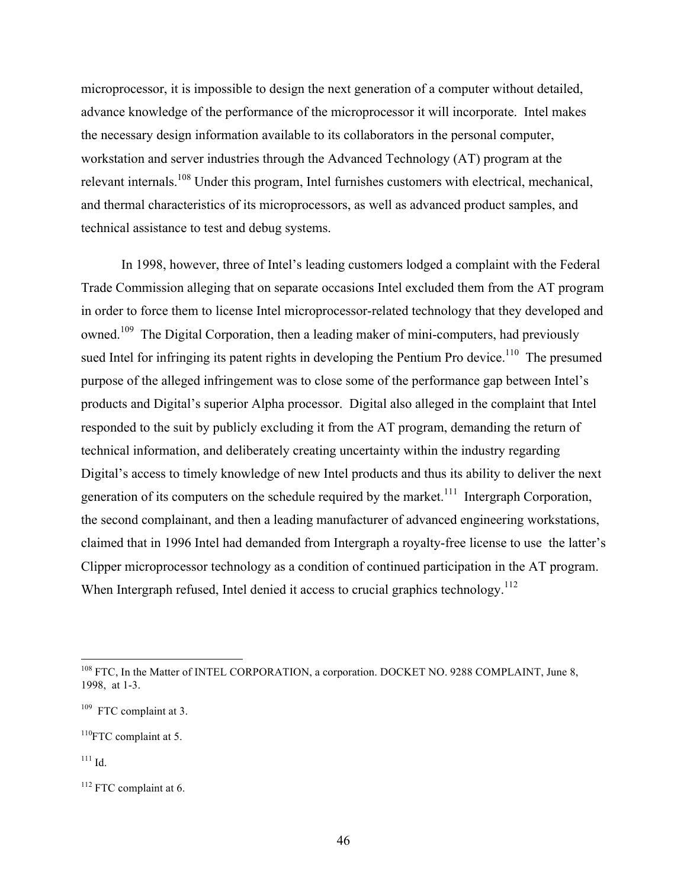microprocessor, it is impossible to design the next generation of a computer without detailed, advance knowledge of the performance of the microprocessor it will incorporate. Intel makes the necessary design information available to its collaborators in the personal computer, workstation and server industries through the Advanced Technology (AT) program at the relevant internals.[108] Under this program, Intel furnishes customers with electrical, mechanical, and thermal characteristics of its microprocessors, as well as advanced product samples, and technical assistance to test and debug systems.

In 1998, however, three of Intel's leading customers lodged a complaint with the Federal Trade Commission alleging that on separate occasions Intel excluded them from the AT program in order to force them to license Intel microprocessor-related technology that they developed and owned.[109] The Digital Corporation, then a leading maker of mini-computers, had previously sued Intel for infringing its patent rights in developing the Pentium Pro device.[110] The presumed purpose of the alleged infringement was to close some of the performance gap between Intel's products and Digital's superior Alpha processor. Digital also alleged in the complaint that Intel responded to the suit by publicly excluding it from the AT program, demanding the return of technical information, and deliberately creating uncertainty within the industry regarding Digital's access to timely knowledge of new Intel products and thus its ability to deliver the next generation of its computers on the schedule required by the market.[111] Intergraph Corporation, the second complainant, and then a leading manufacturer of advanced engineering workstations, claimed that in 1996 Intel had demanded from Intergraph a royalty-free license to use the latter's Clipper microprocessor technology as a condition of continued participation in the AT program. When Intergraph refused, Intel denied it access to crucial graphics technology.[112]

---

[108] FTC, In the Matter of INTEL CORPORATION, a corporation. DOCKET NO. 9288 COMPLAINT, June 8, 1998, at 1-3.

[109] FTC complaint at 3.

[110] FTC complaint at 5.

[111] Id.

[112] FTC complaint at 6.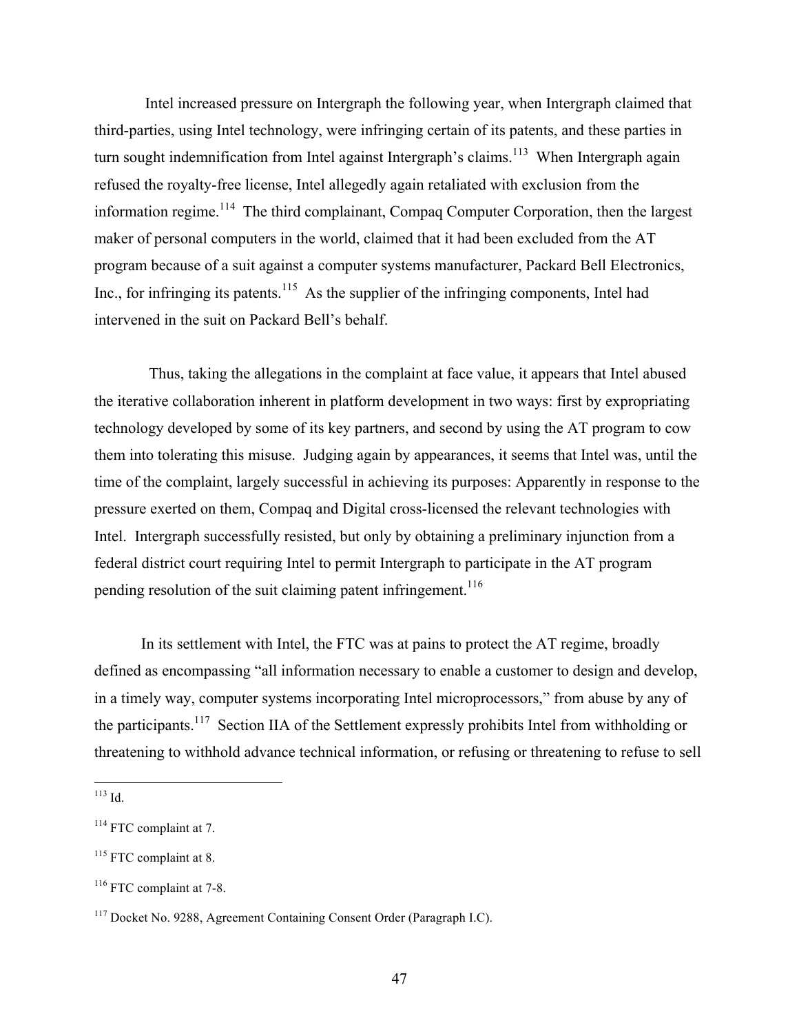Intel increased pressure on Intergraph the following year, when Intergraph claimed that third-parties, using Intel technology, were infringing certain of its patents, and these parties in turn sought indemnification from Intel against Intergraph's claims.[113] When Intergraph again refused the royalty-free license, Intel allegedly again retaliated with exclusion from the information regime.[114] The third complainant, Compaq Computer Corporation, then the largest maker of personal computers in the world, claimed that it had been excluded from the AT program because of a suit against a computer systems manufacturer, Packard Bell Electronics, Inc., for infringing its patents.[115] As the supplier of the infringing components, Intel had intervened in the suit on Packard Bell's behalf.

Thus, taking the allegations in the complaint at face value, it appears that Intel abused the iterative collaboration inherent in platform development in two ways: first by expropriating technology developed by some of its key partners, and second by using the AT program to cow them into tolerating this misuse. Judging again by appearances, it seems that Intel was, until the time of the complaint, largely successful in achieving its purposes: Apparently in response to the pressure exerted on them, Compaq and Digital cross-licensed the relevant technologies with Intel. Intergraph successfully resisted, but only by obtaining a preliminary injunction from a federal district court requiring Intel to permit Intergraph to participate in the AT program pending resolution of the suit claiming patent infringement.[116]

In its settlement with Intel, the FTC was at pains to protect the AT regime, broadly defined as encompassing "all information necessary to enable a customer to design and develop, in a timely way, computer systems incorporating Intel microprocessors," from abuse by any of the participants.[117] Section IIA of the Settlement expressly prohibits Intel from withholding or threatening to withhold advance technical information, or refusing or threatening to refuse to sell

---

[113] Id.

[114] FTC complaint at 7.

[115] FTC complaint at 8.

[116] FTC complaint at 7-8.

[117] Docket No. 9288, Agreement Containing Consent Order (Paragraph I.C).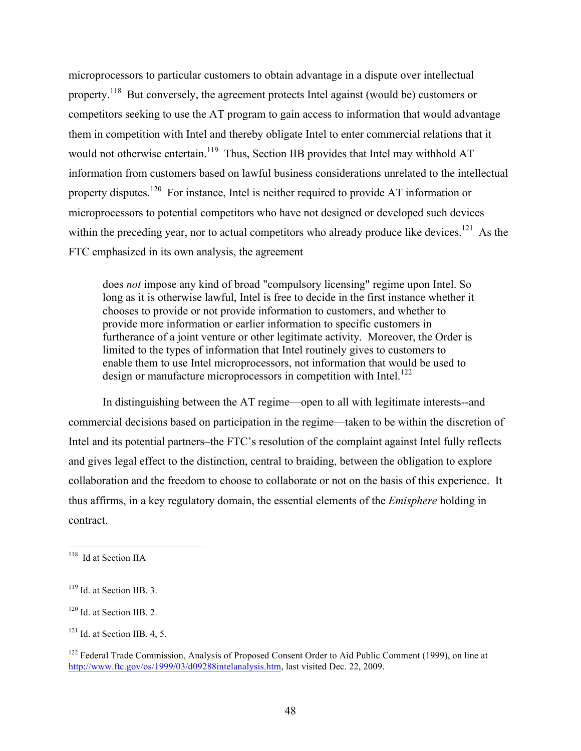microprocessors to particular customers to obtain advantage in a dispute over intellectual property.[118] But conversely, the agreement protects Intel against (would be) customers or competitors seeking to use the AT program to gain access to information that would advantage them in competition with Intel and thereby obligate Intel to enter commercial relations that it would not otherwise entertain.[119] Thus, Section IIB provides that Intel may withhold AT information from customers based on lawful business considerations unrelated to the intellectual property disputes.[120] For instance, Intel is neither required to provide AT information or microprocessors to potential competitors who have not designed or developed such devices within the preceding year, nor to actual competitors who already produce like devices.[121] As the FTC emphasized in its own analysis, the agreement

> does *not* impose any kind of broad "compulsory licensing" regime upon Intel. So long as it is otherwise lawful, Intel is free to decide in the first instance whether it chooses to provide or not provide information to customers, and whether to provide more information or earlier information to specific customers in furtherance of a joint venture or other legitimate activity. Moreover, the Order is limited to the types of information that Intel routinely gives to customers to enable them to use Intel microprocessors, not information that would be used to design or manufacture microprocessors in competition with Intel.[122]

In distinguishing between the AT regime—open to all with legitimate interests--and commercial decisions based on participation in the regime—taken to be within the discretion of Intel and its potential partners–the FTC's resolution of the complaint against Intel fully reflects and gives legal effect to the distinction, central to braiding, between the obligation to explore collaboration and the freedom to choose to collaborate or not on the basis of this experience. It thus affirms, in a key regulatory domain, the essential elements of the *Emisphere* holding in contract.

---

[118] Id at Section IIA

[119] Id. at Section IIB. 3.

[120] Id. at Section IIB. 2.

[121] Id. at Section IIB. 4, 5.

[122] Federal Trade Commission, Analysis of Proposed Consent Order to Aid Public Comment (1999), on line at http://www.ftc.gov/os/1999/03/d09288intelanalysis.htm, last visited Dec. 22, 2009.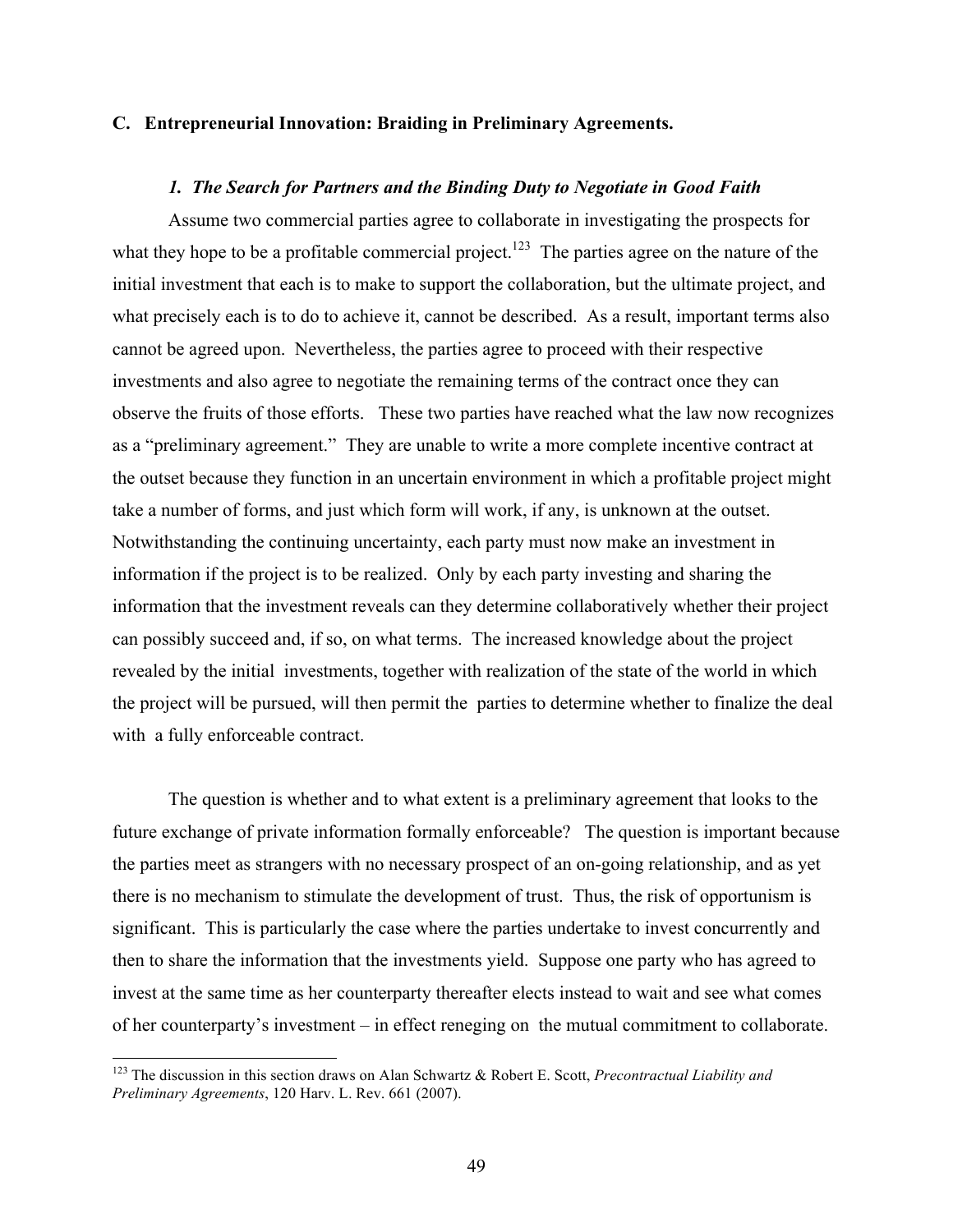### C. Entrepreneurial Innovation: Braiding in Preliminary Agreements.

#### *1. The Search for Partners and the Binding Duty to Negotiate in Good Faith*

Assume two commercial parties agree to collaborate in investigating the prospects for what they hope to be a profitable commercial project.[123] The parties agree on the nature of the initial investment that each is to make to support the collaboration, but the ultimate project, and what precisely each is to do to achieve it, cannot be described. As a result, important terms also cannot be agreed upon. Nevertheless, the parties agree to proceed with their respective investments and also agree to negotiate the remaining terms of the contract once they can observe the fruits of those efforts. These two parties have reached what the law now recognizes as a "preliminary agreement." They are unable to write a more complete incentive contract at the outset because they function in an uncertain environment in which a profitable project might take a number of forms, and just which form will work, if any, is unknown at the outset. Notwithstanding the continuing uncertainty, each party must now make an investment in information if the project is to be realized. Only by each party investing and sharing the information that the investment reveals can they determine collaboratively whether their project can possibly succeed and, if so, on what terms. The increased knowledge about the project revealed by the initial investments, together with realization of the state of the world in which the project will be pursued, will then permit the parties to determine whether to finalize the deal with a fully enforceable contract.

The question is whether and to what extent is a preliminary agreement that looks to the future exchange of private information formally enforceable? The question is important because the parties meet as strangers with no necessary prospect of an on-going relationship, and as yet there is no mechanism to stimulate the development of trust. Thus, the risk of opportunism is significant. This is particularly the case where the parties undertake to invest concurrently and then to share the information that the investments yield. Suppose one party who has agreed to invest at the same time as her counterparty thereafter elects instead to wait and see what comes of her counterparty's investment – in effect reneging on the mutual commitment to collaborate.

---

[123] The discussion in this section draws on Alan Schwartz & Robert E. Scott, *Precontractual Liability and Preliminary Agreements*, 120 Harv. L. Rev. 661 (2007).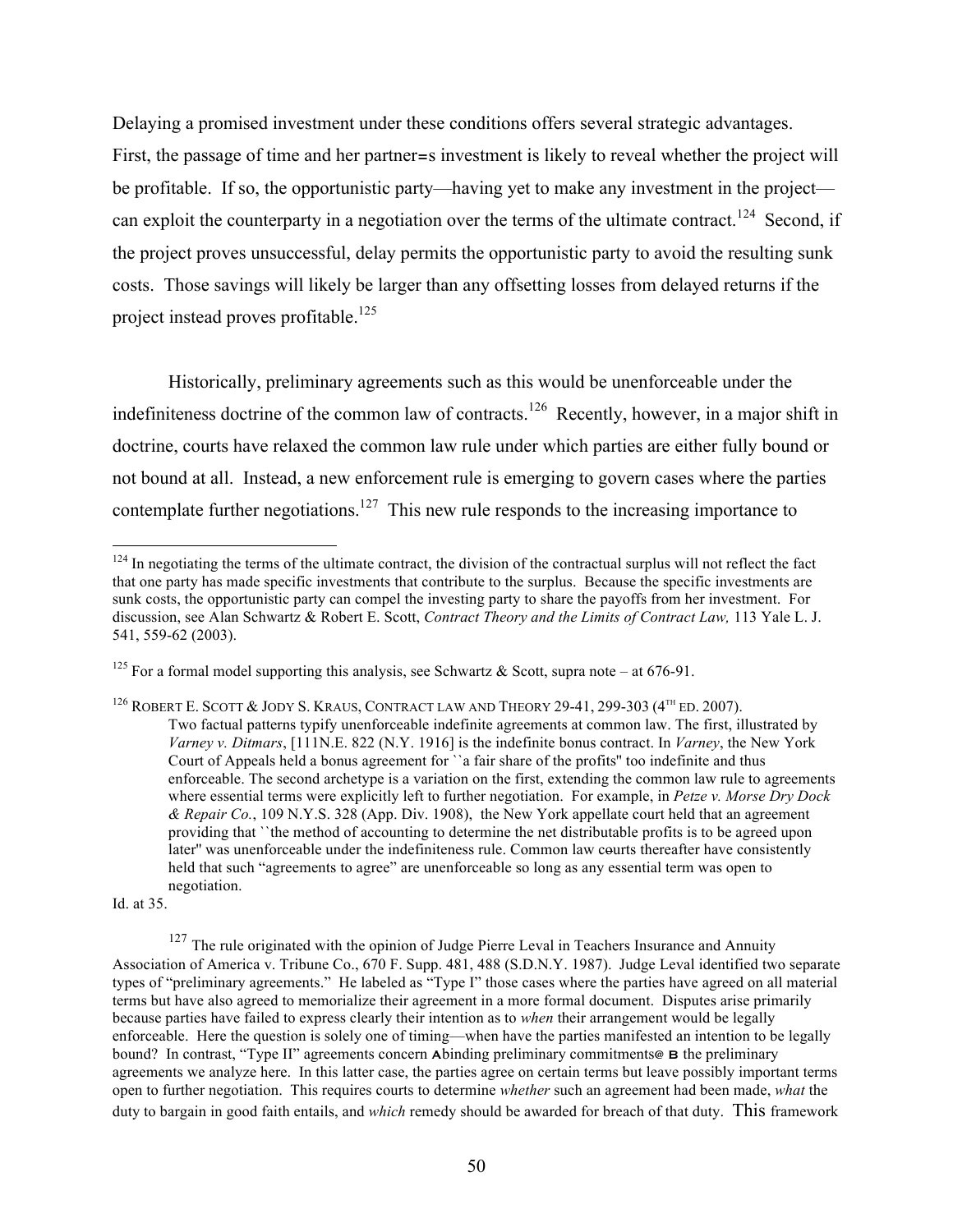Delaying a promised investment under these conditions offers several strategic advantages. First, the passage of time and her partner=s investment is likely to reveal whether the project will be profitable. If so, the opportunistic party—having yet to make any investment in the project—can exploit the counterparty in a negotiation over the terms of the ultimate contract.[124] Second, if the project proves unsuccessful, delay permits the opportunistic party to avoid the resulting sunk costs. Those savings will likely be larger than any offsetting losses from delayed returns if the project instead proves profitable.[125]

Historically, preliminary agreements such as this would be unenforceable under the indefiniteness doctrine of the common law of contracts.[126] Recently, however, in a major shift in doctrine, courts have relaxed the common law rule under which parties are either fully bound or not bound at all. Instead, a new enforcement rule is emerging to govern cases where the parties contemplate further negotiations.[127] This new rule responds to the increasing importance to

---

[124] In negotiating the terms of the ultimate contract, the division of the contractual surplus will not reflect the fact that one party has made specific investments that contribute to the surplus. Because the specific investments are sunk costs, the opportunistic party can compel the investing party to share the payoffs from her investment. For discussion, see Alan Schwartz & Robert E. Scott, *Contract Theory and the Limits of Contract Law,* 113 Yale L. J. 541, 559-62 (2003).

[125] For a formal model supporting this analysis, see Schwartz & Scott, supra note – at 676-91.

[126] ROBERT E. SCOTT & JODY S. KRAUS, CONTRACT LAW AND THEORY 29-41, 299-303 (4TH ED. 2007).

> Two factual patterns typify unenforceable indefinite agreements at common law. The first, illustrated by *Varney v. Ditmars*, [111N.E. 822 (N.Y. 1916] is the indefinite bonus contract. In *Varney*, the New York Court of Appeals held a bonus agreement for ``a fair share of the profits'' too indefinite and thus enforceable. The second archetype is a variation on the first, extending the common law rule to agreements where essential terms were explicitly left to further negotiation. For example, in *Petze v. Morse Dry Dock & Repair Co.*, 109 N.Y.S. 328 (App. Div. 1908), the New York appellate court held that an agreement providing that ``the method of accounting to determine the net distributable profits is to be agreed upon later'' was unenforceable under the indefiniteness rule. Common law courts thereafter have consistently held that such "agreements to agree" are unenforceable so long as any essential term was open to negotiation.

Id. at 35.

[127] The rule originated with the opinion of Judge Pierre Leval in Teachers Insurance and Annuity Association of America v. Tribune Co., 670 F. Supp. 481, 488 (S.D.N.Y. 1987). Judge Leval identified two separate types of "preliminary agreements." He labeled as "Type I" those cases where the parties have agreed on all material terms but have also agreed to memorialize their agreement in a more formal document. Disputes arise primarily because parties have failed to express clearly their intention as to *when* their arrangement would be legally enforceable. Here the question is solely one of timing—when have the parties manifested an intention to be legally bound? In contrast, "Type II" agreements concern Abinding preliminary commitments@ B the preliminary agreements we analyze here. In this latter case, the parties agree on certain terms but leave possibly important terms open to further negotiation. This requires courts to determine *whether* such an agreement had been made, *what* the duty to bargain in good faith entails, and *which* remedy should be awarded for breach of that duty. This framework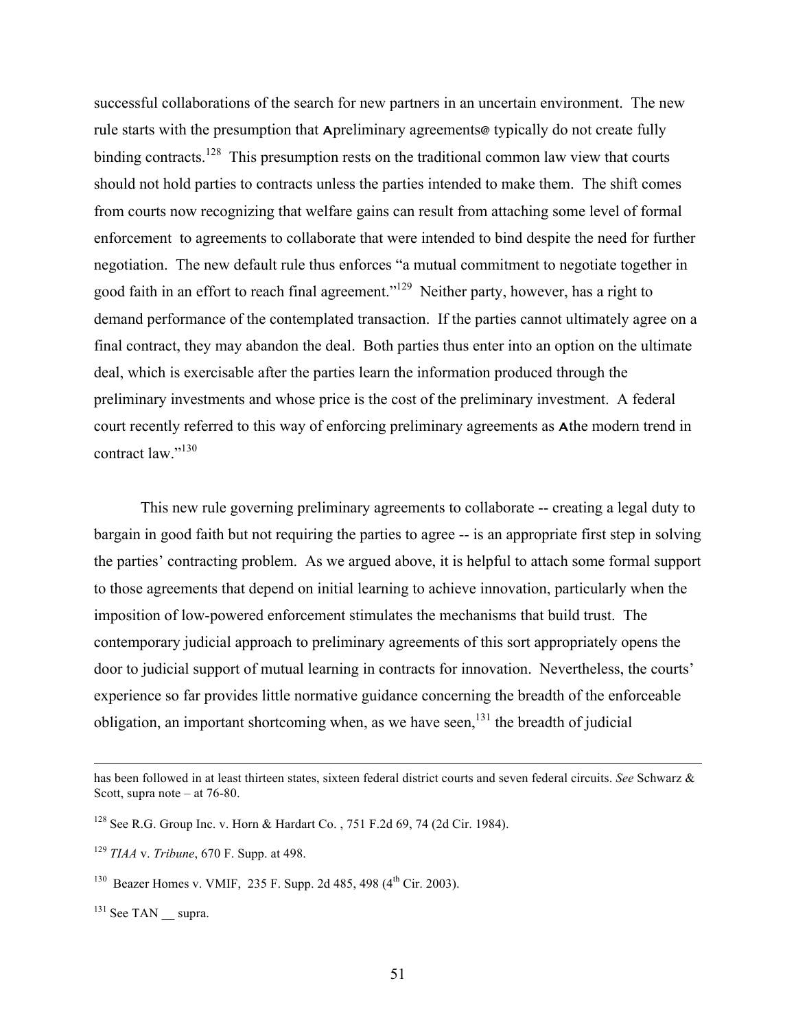successful collaborations of the search for new partners in an uncertain environment. The new rule starts with the presumption that Apreliminary agreements@ typically do not create fully binding contracts.[128] This presumption rests on the traditional common law view that courts should not hold parties to contracts unless the parties intended to make them. The shift comes from courts now recognizing that welfare gains can result from attaching some level of formal enforcement to agreements to collaborate that were intended to bind despite the need for further negotiation. The new default rule thus enforces "a mutual commitment to negotiate together in good faith in an effort to reach final agreement."[129] Neither party, however, has a right to demand performance of the contemplated transaction. If the parties cannot ultimately agree on a final contract, they may abandon the deal. Both parties thus enter into an option on the ultimate deal, which is exercisable after the parties learn the information produced through the preliminary investments and whose price is the cost of the preliminary investment. A federal court recently referred to this way of enforcing preliminary agreements as Athe modern trend in contract law."[130]

This new rule governing preliminary agreements to collaborate -- creating a legal duty to bargain in good faith but not requiring the parties to agree -- is an appropriate first step in solving the parties' contracting problem. As we argued above, it is helpful to attach some formal support to those agreements that depend on initial learning to achieve innovation, particularly when the imposition of low-powered enforcement stimulates the mechanisms that build trust. The contemporary judicial approach to preliminary agreements of this sort appropriately opens the door to judicial support of mutual learning in contracts for innovation. Nevertheless, the courts' experience so far provides little normative guidance concerning the breadth of the enforceable obligation, an important shortcoming when, as we have seen,[131] the breadth of judicial

---

has been followed in at least thirteen states, sixteen federal district courts and seven federal circuits. *See* Schwarz & Scott, supra note – at 76-80.

[128] See R.G. Group Inc. v. Horn & Hardart Co. , 751 F.2d 69, 74 (2d Cir. 1984).

[129] *TIAA* v. *Tribune*, 670 F. Supp. at 498.

[130] Beazer Homes v. VMIF, 235 F. Supp. 2d 485, 498 (4th Cir. 2003).

[131] See TAN __ supra.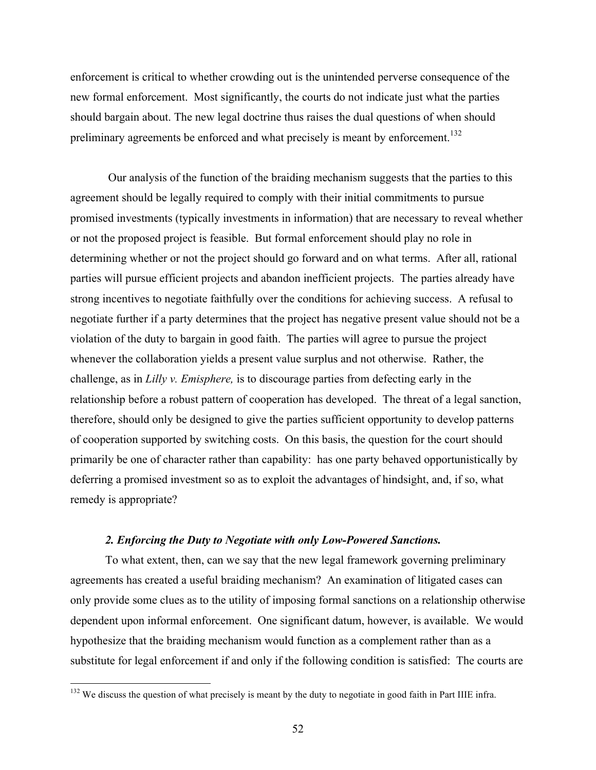enforcement is critical to whether crowding out is the unintended perverse consequence of the new formal enforcement. Most significantly, the courts do not indicate just what the parties should bargain about. The new legal doctrine thus raises the dual questions of when should preliminary agreements be enforced and what precisely is meant by enforcement.[132]

Our analysis of the function of the braiding mechanism suggests that the parties to this agreement should be legally required to comply with their initial commitments to pursue promised investments (typically investments in information) that are necessary to reveal whether or not the proposed project is feasible. But formal enforcement should play no role in determining whether or not the project should go forward and on what terms. After all, rational parties will pursue efficient projects and abandon inefficient projects. The parties already have strong incentives to negotiate faithfully over the conditions for achieving success. A refusal to negotiate further if a party determines that the project has negative present value should not be a violation of the duty to bargain in good faith. The parties will agree to pursue the project whenever the collaboration yields a present value surplus and not otherwise. Rather, the challenge, as in *Lilly v. Emisphere,* is to discourage parties from defecting early in the relationship before a robust pattern of cooperation has developed. The threat of a legal sanction, therefore, should only be designed to give the parties sufficient opportunity to develop patterns of cooperation supported by switching costs. On this basis, the question for the court should primarily be one of character rather than capability: has one party behaved opportunistically by deferring a promised investment so as to exploit the advantages of hindsight, and, if so, what remedy is appropriate?

### *2. Enforcing the Duty to Negotiate with only Low-Powered Sanctions.*

To what extent, then, can we say that the new legal framework governing preliminary agreements has created a useful braiding mechanism? An examination of litigated cases can only provide some clues as to the utility of imposing formal sanctions on a relationship otherwise dependent upon informal enforcement. One significant datum, however, is available. We would hypothesize that the braiding mechanism would function as a complement rather than as a substitute for legal enforcement if and only if the following condition is satisfied: The courts are

[132] We discuss the question of what precisely is meant by the duty to negotiate in good faith in Part IIIE infra.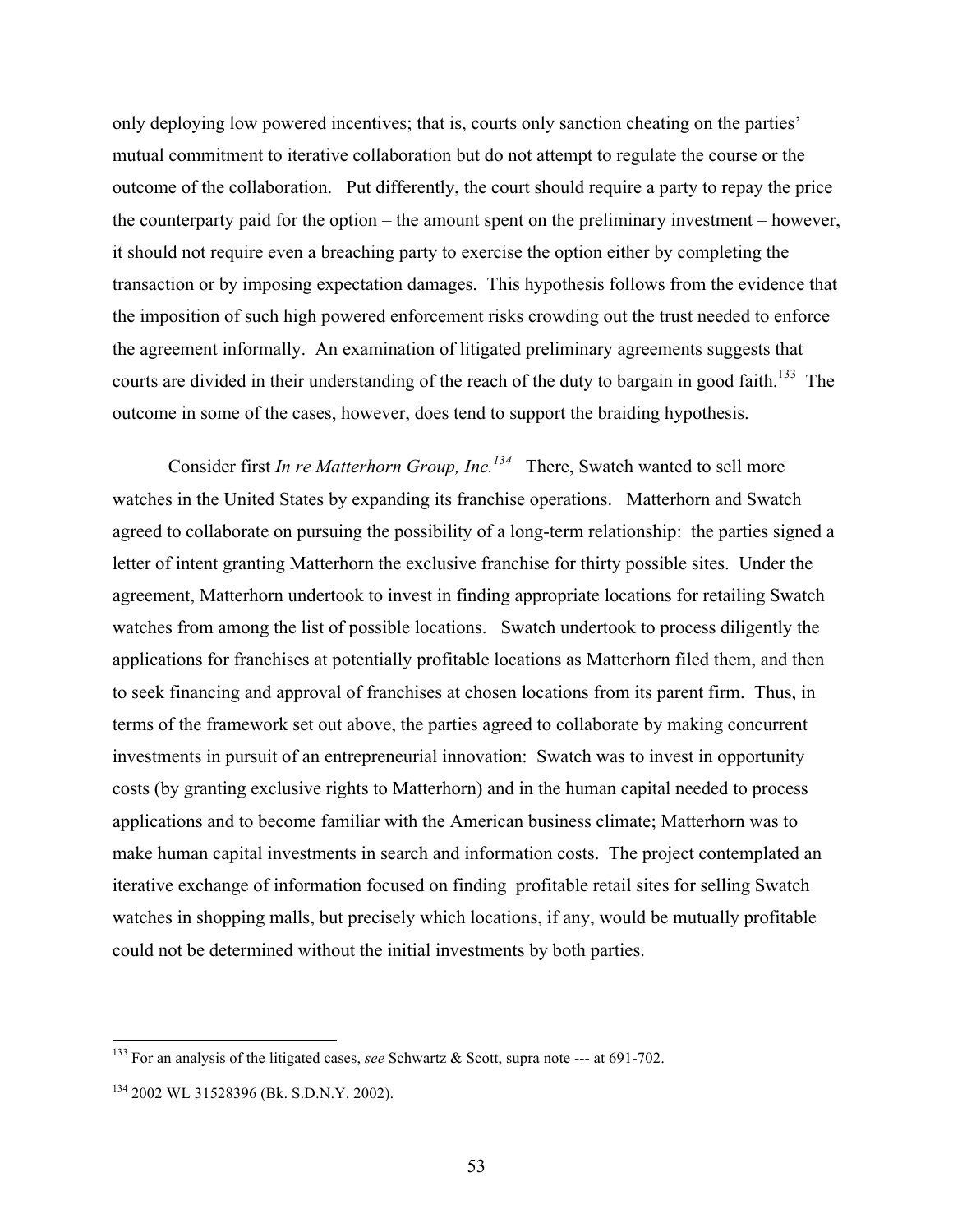only deploying low powered incentives; that is, courts only sanction cheating on the parties' mutual commitment to iterative collaboration but do not attempt to regulate the course or the outcome of the collaboration. Put differently, the court should require a party to repay the price the counterparty paid for the option – the amount spent on the preliminary investment – however, it should not require even a breaching party to exercise the option either by completing the transaction or by imposing expectation damages. This hypothesis follows from the evidence that the imposition of such high powered enforcement risks crowding out the trust needed to enforce the agreement informally. An examination of litigated preliminary agreements suggests that courts are divided in their understanding of the reach of the duty to bargain in good faith.[133] The outcome in some of the cases, however, does tend to support the braiding hypothesis.

Consider first *In re Matterhorn Group, Inc.*[134] There, Swatch wanted to sell more watches in the United States by expanding its franchise operations. Matterhorn and Swatch agreed to collaborate on pursuing the possibility of a long-term relationship: the parties signed a letter of intent granting Matterhorn the exclusive franchise for thirty possible sites. Under the agreement, Matterhorn undertook to invest in finding appropriate locations for retailing Swatch watches from among the list of possible locations. Swatch undertook to process diligently the applications for franchises at potentially profitable locations as Matterhorn filed them, and then to seek financing and approval of franchises at chosen locations from its parent firm. Thus, in terms of the framework set out above, the parties agreed to collaborate by making concurrent investments in pursuit of an entrepreneurial innovation: Swatch was to invest in opportunity costs (by granting exclusive rights to Matterhorn) and in the human capital needed to process applications and to become familiar with the American business climate; Matterhorn was to make human capital investments in search and information costs. The project contemplated an iterative exchange of information focused on finding profitable retail sites for selling Swatch watches in shopping malls, but precisely which locations, if any, would be mutually profitable could not be determined without the initial investments by both parties.

---

[133] For an analysis of the litigated cases, *see* Schwartz & Scott, supra note --- at 691-702.

[134] 2002 WL 31528396 (Bk. S.D.N.Y. 2002).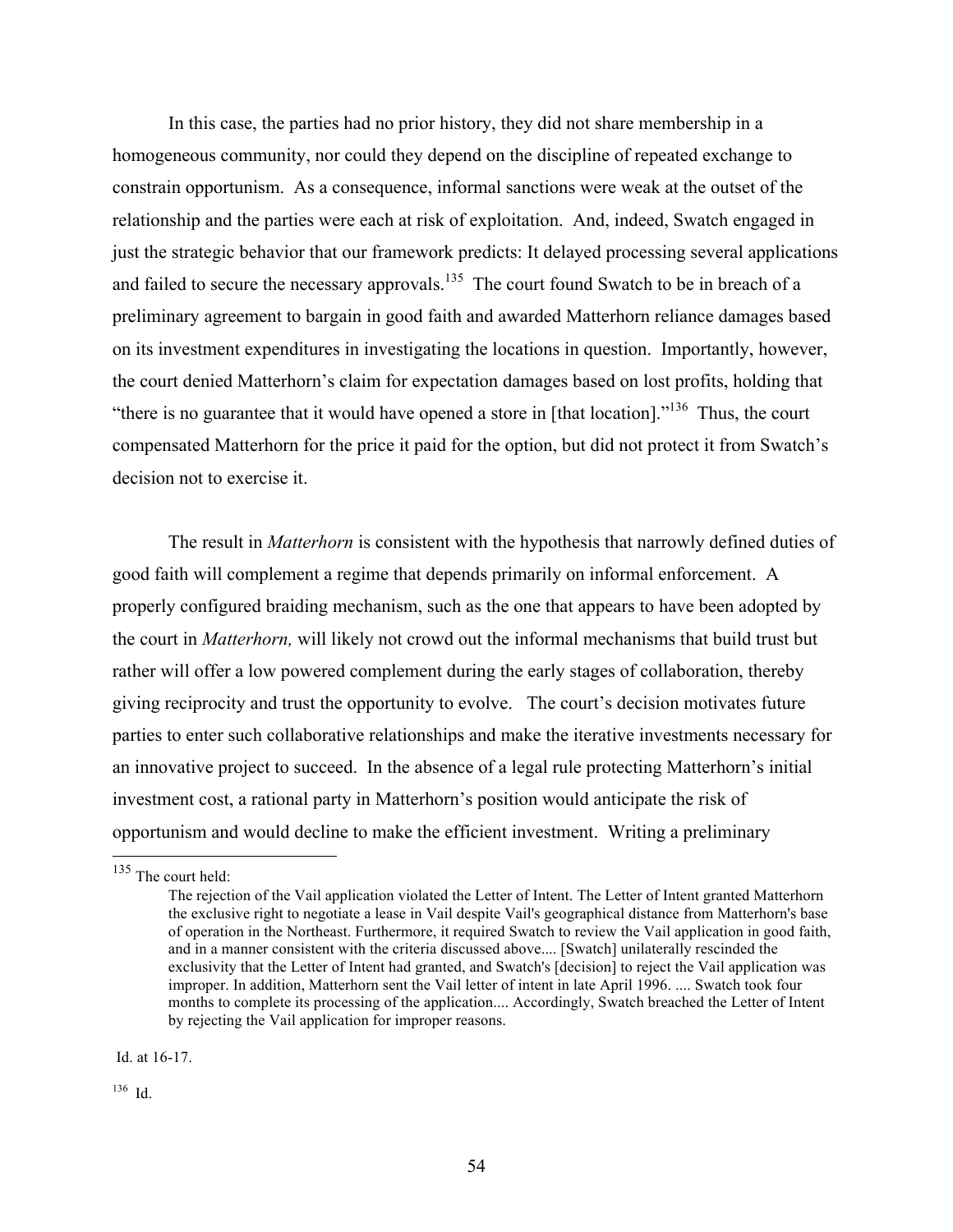In this case, the parties had no prior history, they did not share membership in a homogeneous community, nor could they depend on the discipline of repeated exchange to constrain opportunism. As a consequence, informal sanctions were weak at the outset of the relationship and the parties were each at risk of exploitation. And, indeed, Swatch engaged in just the strategic behavior that our framework predicts: It delayed processing several applications and failed to secure the necessary approvals.[135] The court found Swatch to be in breach of a preliminary agreement to bargain in good faith and awarded Matterhorn reliance damages based on its investment expenditures in investigating the locations in question. Importantly, however, the court denied Matterhorn's claim for expectation damages based on lost profits, holding that "there is no guarantee that it would have opened a store in [that location]."[136] Thus, the court compensated Matterhorn for the price it paid for the option, but did not protect it from Swatch's decision not to exercise it.

The result in *Matterhorn* is consistent with the hypothesis that narrowly defined duties of good faith will complement a regime that depends primarily on informal enforcement. A properly configured braiding mechanism, such as the one that appears to have been adopted by the court in *Matterhorn,* will likely not crowd out the informal mechanisms that build trust but rather will offer a low powered complement during the early stages of collaboration, thereby giving reciprocity and trust the opportunity to evolve. The court's decision motivates future parties to enter such collaborative relationships and make the iterative investments necessary for an innovative project to succeed. In the absence of a legal rule protecting Matterhorn's initial investment cost, a rational party in Matterhorn's position would anticipate the risk of opportunism and would decline to make the efficient investment. Writing a preliminary

---

[135] The court held:

> The rejection of the Vail application violated the Letter of Intent. The Letter of Intent granted Matterhorn the exclusive right to negotiate a lease in Vail despite Vail's geographical distance from Matterhorn's base of operation in the Northeast. Furthermore, it required Swatch to review the Vail application in good faith, and in a manner consistent with the criteria discussed above.... [Swatch] unilaterally rescinded the exclusivity that the Letter of Intent had granted, and Swatch's [decision] to reject the Vail application was improper. In addition, Matterhorn sent the Vail letter of intent in late April 1996. .... Swatch took four months to complete its processing of the application.... Accordingly, Swatch breached the Letter of Intent by rejecting the Vail application for improper reasons.

Id. at 16-17.

[136] Id.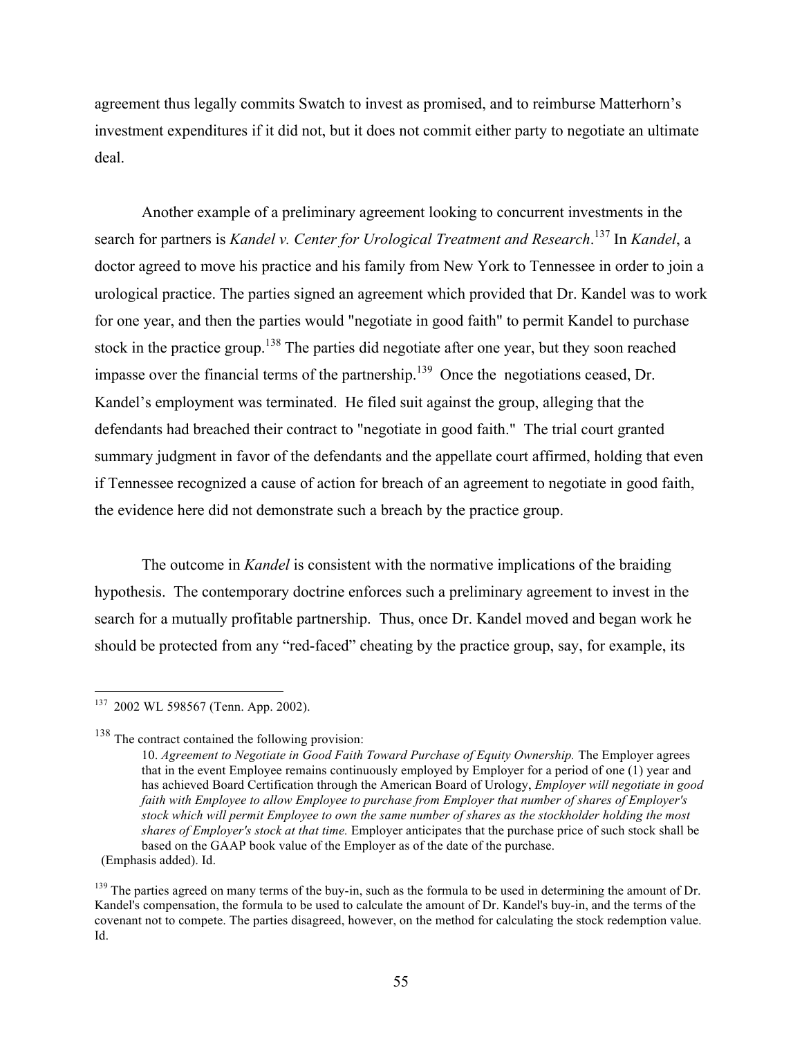agreement thus legally commits Swatch to invest as promised, and to reimburse Matterhorn's investment expenditures if it did not, but it does not commit either party to negotiate an ultimate deal.

Another example of a preliminary agreement looking to concurrent investments in the search for partners is *Kandel v. Center for Urological Treatment and Research*.[137] In *Kandel*, a doctor agreed to move his practice and his family from New York to Tennessee in order to join a urological practice. The parties signed an agreement which provided that Dr. Kandel was to work for one year, and then the parties would "negotiate in good faith" to permit Kandel to purchase stock in the practice group.[138] The parties did negotiate after one year, but they soon reached impasse over the financial terms of the partnership.[139] Once the negotiations ceased, Dr. Kandel's employment was terminated. He filed suit against the group, alleging that the defendants had breached their contract to "negotiate in good faith." The trial court granted summary judgment in favor of the defendants and the appellate court affirmed, holding that even if Tennessee recognized a cause of action for breach of an agreement to negotiate in good faith, the evidence here did not demonstrate such a breach by the practice group.

The outcome in *Kandel* is consistent with the normative implications of the braiding hypothesis. The contemporary doctrine enforces such a preliminary agreement to invest in the search for a mutually profitable partnership. Thus, once Dr. Kandel moved and began work he should be protected from any "red-faced" cheating by the practice group, say, for example, its

---

[137] 2002 WL 598567 (Tenn. App. 2002).

[138] The contract contained the following provision:

> 10. *Agreement to Negotiate in Good Faith Toward Purchase of Equity Ownership.* The Employer agrees that in the event Employee remains continuously employed by Employer for a period of one (1) year and has achieved Board Certification through the American Board of Urology, *Employer will negotiate in good faith with Employee to allow Employee to purchase from Employer that number of shares of Employer's stock which will permit Employee to own the same number of shares as the stockholder holding the most shares of Employer's stock at that time.* Employer anticipates that the purchase price of such stock shall be based on the GAAP book value of the Employer as of the date of the purchase.

(Emphasis added). Id.

[139] The parties agreed on many terms of the buy-in, such as the formula to be used in determining the amount of Dr. Kandel's compensation, the formula to be used to calculate the amount of Dr. Kandel's buy-in, and the terms of the covenant not to compete. The parties disagreed, however, on the method for calculating the stock redemption value. Id.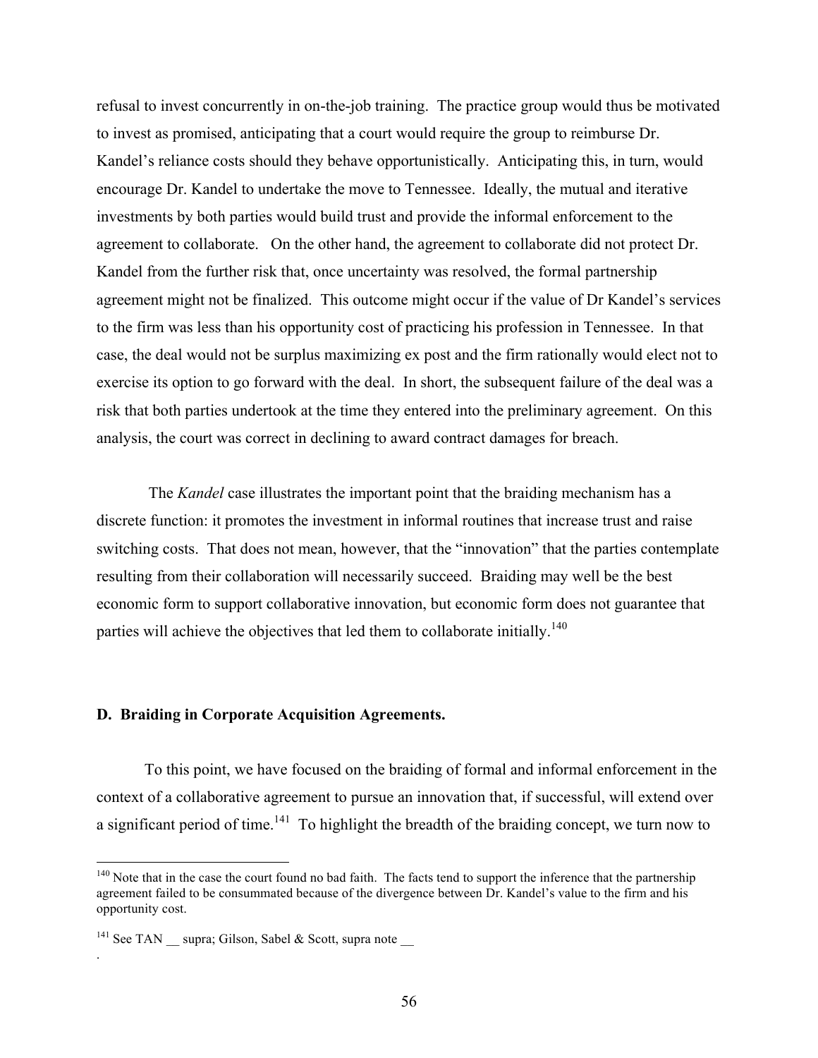refusal to invest concurrently in on-the-job training. The practice group would thus be motivated to invest as promised, anticipating that a court would require the group to reimburse Dr. Kandel's reliance costs should they behave opportunistically. Anticipating this, in turn, would encourage Dr. Kandel to undertake the move to Tennessee. Ideally, the mutual and iterative investments by both parties would build trust and provide the informal enforcement to the agreement to collaborate. On the other hand, the agreement to collaborate did not protect Dr. Kandel from the further risk that, once uncertainty was resolved, the formal partnership agreement might not be finalized. This outcome might occur if the value of Dr Kandel's services to the firm was less than his opportunity cost of practicing his profession in Tennessee. In that case, the deal would not be surplus maximizing ex post and the firm rationally would elect not to exercise its option to go forward with the deal. In short, the subsequent failure of the deal was a risk that both parties undertook at the time they entered into the preliminary agreement. On this analysis, the court was correct in declining to award contract damages for breach.

The *Kandel* case illustrates the important point that the braiding mechanism has a discrete function: it promotes the investment in informal routines that increase trust and raise switching costs. That does not mean, however, that the "innovation" that the parties contemplate resulting from their collaboration will necessarily succeed. Braiding may well be the best economic form to support collaborative innovation, but economic form does not guarantee that parties will achieve the objectives that led them to collaborate initially.[140]

### D. Braiding in Corporate Acquisition Agreements.

To this point, we have focused on the braiding of formal and informal enforcement in the context of a collaborative agreement to pursue an innovation that, if successful, will extend over a significant period of time.[141] To highlight the breadth of the braiding concept, we turn now to

---

[140] Note that in the case the court found no bad faith. The facts tend to support the inference that the partnership agreement failed to be consummated because of the divergence between Dr. Kandel's value to the firm and his opportunity cost.

[141] See TAN __ supra; Gilson, Sabel & Scott, supra note __
.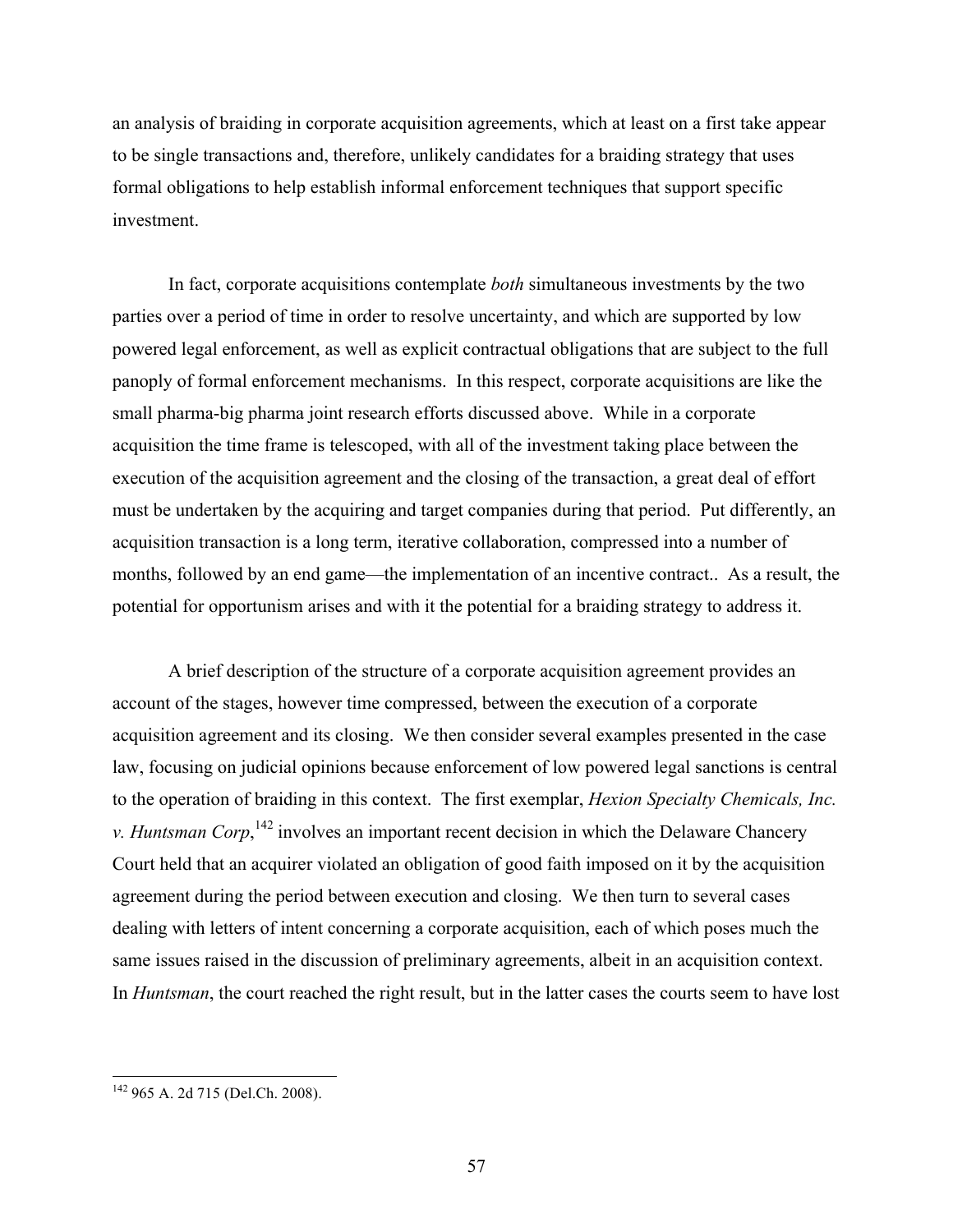an analysis of braiding in corporate acquisition agreements, which at least on a first take appear to be single transactions and, therefore, unlikely candidates for a braiding strategy that uses formal obligations to help establish informal enforcement techniques that support specific investment.

In fact, corporate acquisitions contemplate *both* simultaneous investments by the two parties over a period of time in order to resolve uncertainty, and which are supported by low powered legal enforcement, as well as explicit contractual obligations that are subject to the full panoply of formal enforcement mechanisms. In this respect, corporate acquisitions are like the small pharma-big pharma joint research efforts discussed above. While in a corporate acquisition the time frame is telescoped, with all of the investment taking place between the execution of the acquisition agreement and the closing of the transaction, a great deal of effort must be undertaken by the acquiring and target companies during that period. Put differently, an acquisition transaction is a long term, iterative collaboration, compressed into a number of months, followed by an end game—the implementation of an incentive contract.. As a result, the potential for opportunism arises and with it the potential for a braiding strategy to address it.

A brief description of the structure of a corporate acquisition agreement provides an account of the stages, however time compressed, between the execution of a corporate acquisition agreement and its closing. We then consider several examples presented in the case law, focusing on judicial opinions because enforcement of low powered legal sanctions is central to the operation of braiding in this context. The first exemplar, *Hexion Specialty Chemicals, Inc. v. Huntsman Corp*,[142] involves an important recent decision in which the Delaware Chancery Court held that an acquirer violated an obligation of good faith imposed on it by the acquisition agreement during the period between execution and closing. We then turn to several cases dealing with letters of intent concerning a corporate acquisition, each of which poses much the same issues raised in the discussion of preliminary agreements, albeit in an acquisition context. In *Huntsman*, the court reached the right result, but in the latter cases the courts seem to have lost

---

[142] 965 A. 2d 715 (Del.Ch. 2008).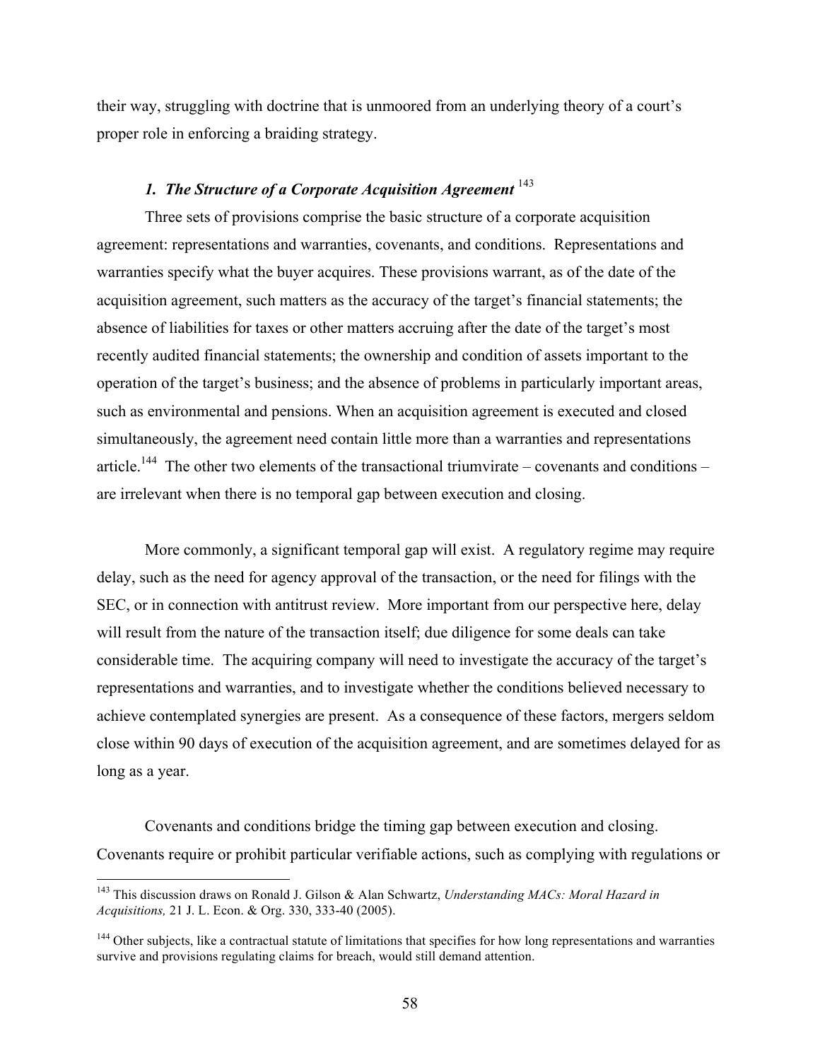their way, struggling with doctrine that is unmoored from an underlying theory of a court's proper role in enforcing a braiding strategy.

### *1. The Structure of a Corporate Acquisition Agreement* [143]

Three sets of provisions comprise the basic structure of a corporate acquisition agreement: representations and warranties, covenants, and conditions. Representations and warranties specify what the buyer acquires. These provisions warrant, as of the date of the acquisition agreement, such matters as the accuracy of the target's financial statements; the absence of liabilities for taxes or other matters accruing after the date of the target's most recently audited financial statements; the ownership and condition of assets important to the operation of the target's business; and the absence of problems in particularly important areas, such as environmental and pensions. When an acquisition agreement is executed and closed simultaneously, the agreement need contain little more than a warranties and representations article.[144] The other two elements of the transactional triumvirate – covenants and conditions – are irrelevant when there is no temporal gap between execution and closing.

More commonly, a significant temporal gap will exist. A regulatory regime may require delay, such as the need for agency approval of the transaction, or the need for filings with the SEC, or in connection with antitrust review. More important from our perspective here, delay will result from the nature of the transaction itself; due diligence for some deals can take considerable time. The acquiring company will need to investigate the accuracy of the target's representations and warranties, and to investigate whether the conditions believed necessary to achieve contemplated synergies are present. As a consequence of these factors, mergers seldom close within 90 days of execution of the acquisition agreement, and are sometimes delayed for as long as a year.

Covenants and conditions bridge the timing gap between execution and closing. Covenants require or prohibit particular verifiable actions, such as complying with regulations or

---

[143] This discussion draws on Ronald J. Gilson & Alan Schwartz, *Understanding MACs: Moral Hazard in Acquisitions,* 21 J. L. Econ. & Org. 330, 333-40 (2005).

[144] Other subjects, like a contractual statute of limitations that specifies for how long representations and warranties survive and provisions regulating claims for breach, would still demand attention.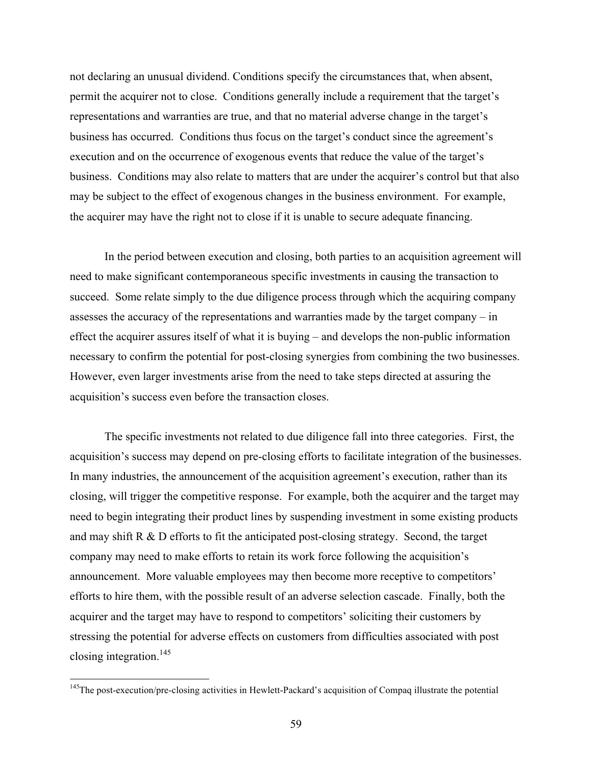not declaring an unusual dividend. Conditions specify the circumstances that, when absent, permit the acquirer not to close. Conditions generally include a requirement that the target's representations and warranties are true, and that no material adverse change in the target's business has occurred. Conditions thus focus on the target's conduct since the agreement's execution and on the occurrence of exogenous events that reduce the value of the target's business. Conditions may also relate to matters that are under the acquirer's control but that also may be subject to the effect of exogenous changes in the business environment. For example, the acquirer may have the right not to close if it is unable to secure adequate financing.

In the period between execution and closing, both parties to an acquisition agreement will need to make significant contemporaneous specific investments in causing the transaction to succeed. Some relate simply to the due diligence process through which the acquiring company assesses the accuracy of the representations and warranties made by the target company – in effect the acquirer assures itself of what it is buying – and develops the non-public information necessary to confirm the potential for post-closing synergies from combining the two businesses. However, even larger investments arise from the need to take steps directed at assuring the acquisition's success even before the transaction closes.

The specific investments not related to due diligence fall into three categories. First, the acquisition's success may depend on pre-closing efforts to facilitate integration of the businesses. In many industries, the announcement of the acquisition agreement's execution, rather than its closing, will trigger the competitive response. For example, both the acquirer and the target may need to begin integrating their product lines by suspending investment in some existing products and may shift R & D efforts to fit the anticipated post-closing strategy. Second, the target company may need to make efforts to retain its work force following the acquisition's announcement. More valuable employees may then become more receptive to competitors' efforts to hire them, with the possible result of an adverse selection cascade. Finally, both the acquirer and the target may have to respond to competitors' soliciting their customers by stressing the potential for adverse effects on customers from difficulties associated with post closing integration.[145]

---

[145]The post-execution/pre-closing activities in Hewlett-Packard's acquisition of Compaq illustrate the potential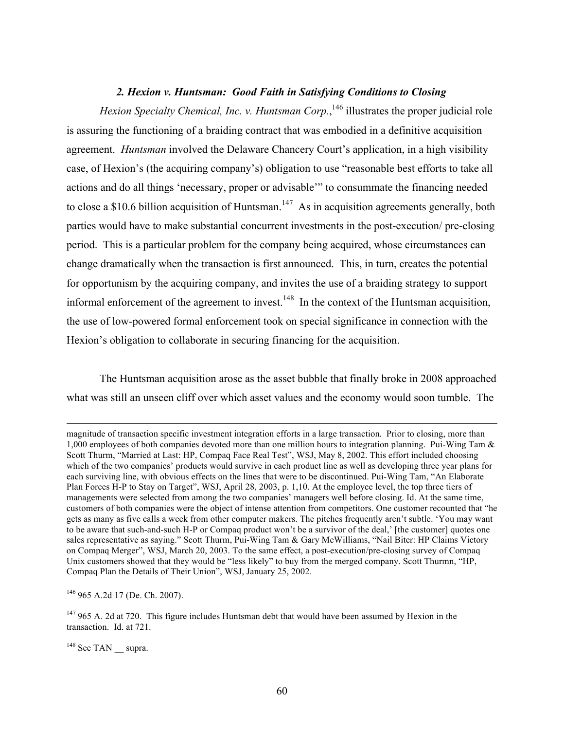### *2. Hexion v. Huntsman: Good Faith in Satisfying Conditions to Closing*

*Hexion Specialty Chemical, Inc. v. Huntsman Corp.*,[146] illustrates the proper judicial role is assuring the functioning of a braiding contract that was embodied in a definitive acquisition agreement. *Huntsman* involved the Delaware Chancery Court's application, in a high visibility case, of Hexion's (the acquiring company's) obligation to use "reasonable best efforts to take all actions and do all things 'necessary, proper or advisable'" to consummate the financing needed to close a \$10.6 billion acquisition of Huntsman.[147] As in acquisition agreements generally, both parties would have to make substantial concurrent investments in the post-execution/ pre-closing period. This is a particular problem for the company being acquired, whose circumstances can change dramatically when the transaction is first announced. This, in turn, creates the potential for opportunism by the acquiring company, and invites the use of a braiding strategy to support informal enforcement of the agreement to invest.[148] In the context of the Huntsman acquisition, the use of low-powered formal enforcement took on special significance in connection with the Hexion's obligation to collaborate in securing financing for the acquisition.

The Huntsman acquisition arose as the asset bubble that finally broke in 2008 approached what was still an unseen cliff over which asset values and the economy would soon tumble. The

---

magnitude of transaction specific investment integration efforts in a large transaction. Prior to closing, more than 1,000 employees of both companies devoted more than one million hours to integration planning. Pui-Wing Tam & Scott Thurm, "Married at Last: HP, Compaq Face Real Test", WSJ, May 8, 2002. This effort included choosing which of the two companies' products would survive in each product line as well as developing three year plans for each surviving line, with obvious effects on the lines that were to be discontinued. Pui-Wing Tam, "An Elaborate Plan Forces H-P to Stay on Target", WSJ, April 28, 2003, p. 1,10. At the employee level, the top three tiers of managements were selected from among the two companies' managers well before closing. Id. At the same time, customers of both companies were the object of intense attention from competitors. One customer recounted that "he gets as many as five calls a week from other computer makers. The pitches frequently aren't subtle. 'You may want to be aware that such-and-such H-P or Compaq product won't be a survivor of the deal,' [the customer] quotes one sales representative as saying." Scott Thurm, Pui-Wing Tam & Gary McWilliams, "Nail Biter: HP Claims Victory on Compaq Merger", WSJ, March 20, 2003. To the same effect, a post-execution/pre-closing survey of Compaq Unix customers showed that they would be "less likely" to buy from the merged company. Scott Thurmn, "HP, Compaq Plan the Details of Their Union", WSJ, January 25, 2002.

[146] 965 A.2d 17 (De. Ch. 2007).

[147] 965 A. 2d at 720. This figure includes Huntsman debt that would have been assumed by Hexion in the transaction. Id. at 721.

[148] See TAN __ supra.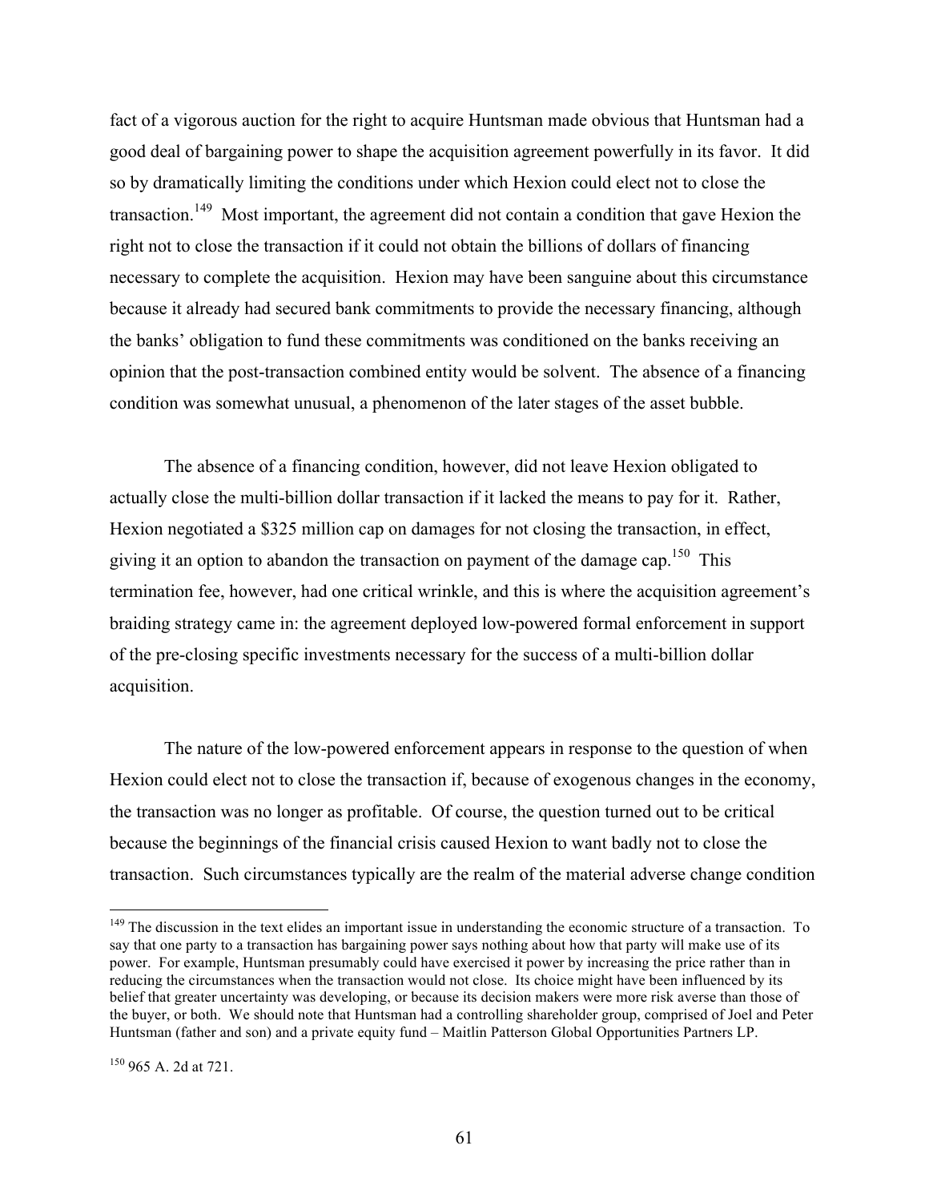fact of a vigorous auction for the right to acquire Huntsman made obvious that Huntsman had a good deal of bargaining power to shape the acquisition agreement powerfully in its favor. It did so by dramatically limiting the conditions under which Hexion could elect not to close the transaction.[149] Most important, the agreement did not contain a condition that gave Hexion the right not to close the transaction if it could not obtain the billions of dollars of financing necessary to complete the acquisition. Hexion may have been sanguine about this circumstance because it already had secured bank commitments to provide the necessary financing, although the banks' obligation to fund these commitments was conditioned on the banks receiving an opinion that the post-transaction combined entity would be solvent. The absence of a financing condition was somewhat unusual, a phenomenon of the later stages of the asset bubble.

The absence of a financing condition, however, did not leave Hexion obligated to actually close the multi-billion dollar transaction if it lacked the means to pay for it. Rather, Hexion negotiated a $325 million cap on damages for not closing the transaction, in effect, giving it an option to abandon the transaction on payment of the damage cap.[150] This termination fee, however, had one critical wrinkle, and this is where the acquisition agreement's braiding strategy came in: the agreement deployed low-powered formal enforcement in support of the pre-closing specific investments necessary for the success of a multi-billion dollar acquisition.

The nature of the low-powered enforcement appears in response to the question of when Hexion could elect not to close the transaction if, because of exogenous changes in the economy, the transaction was no longer as profitable. Of course, the question turned out to be critical because the beginnings of the financial crisis caused Hexion to want badly not to close the transaction. Such circumstances typically are the realm of the material adverse change condition

[149] The discussion in the text elides an important issue in understanding the economic structure of a transaction. To say that one party to a transaction has bargaining power says nothing about how that party will make use of its power. For example, Huntsman presumably could have exercised it power by increasing the price rather than in reducing the circumstances when the transaction would not close. Its choice might have been influenced by its belief that greater uncertainty was developing, or because its decision makers were more risk averse than those of the buyer, or both. We should note that Huntsman had a controlling shareholder group, comprised of Joel and Peter Huntsman (father and son) and a private equity fund – Maitlin Patterson Global Opportunities Partners LP.

[150] 965 A. 2d at 721.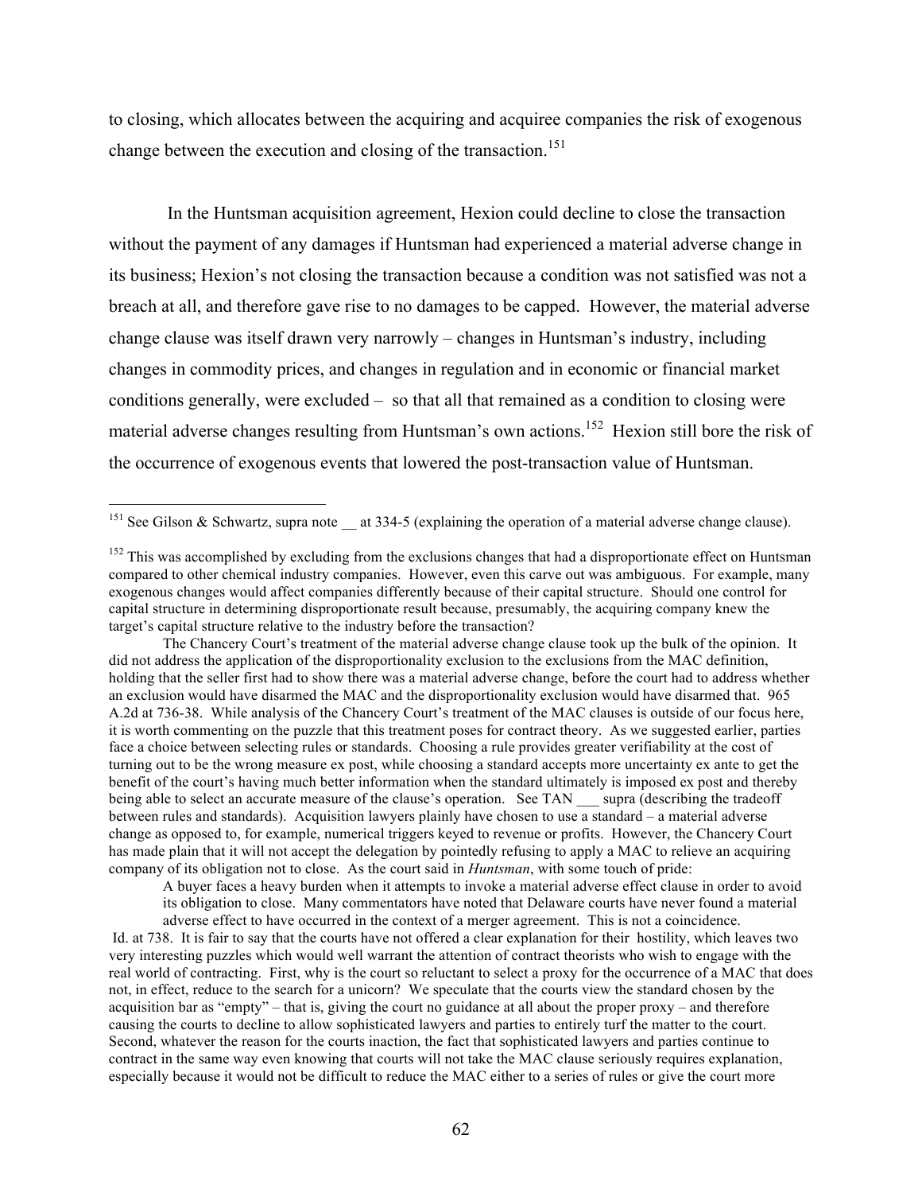to closing, which allocates between the acquiring and acquiree companies the risk of exogenous change between the execution and closing of the transaction.[151]

In the Huntsman acquisition agreement, Hexion could decline to close the transaction without the payment of any damages if Huntsman had experienced a material adverse change in its business; Hexion's not closing the transaction because a condition was not satisfied was not a breach at all, and therefore gave rise to no damages to be capped. However, the material adverse change clause was itself drawn very narrowly – changes in Huntsman's industry, including changes in commodity prices, and changes in regulation and in economic or financial market conditions generally, were excluded – so that all that remained as a condition to closing were material adverse changes resulting from Huntsman's own actions.[152] Hexion still bore the risk of the occurrence of exogenous events that lowered the post-transaction value of Huntsman.

---

[151] See Gilson & Schwartz, supra note __ at 334-5 (explaining the operation of a material adverse change clause).

[152] This was accomplished by excluding from the exclusions changes that had a disproportionate effect on Huntsman compared to other chemical industry companies. However, even this carve out was ambiguous. For example, many exogenous changes would affect companies differently because of their capital structure. Should one control for capital structure in determining disproportionate result because, presumably, the acquiring company knew the target's capital structure relative to the industry before the transaction?

The Chancery Court's treatment of the material adverse change clause took up the bulk of the opinion. It did not address the application of the disproportionality exclusion to the exclusions from the MAC definition, holding that the seller first had to show there was a material adverse change, before the court had to address whether an exclusion would have disarmed the MAC and the disproportionality exclusion would have disarmed that. 965 A.2d at 736-38. While analysis of the Chancery Court's treatment of the MAC clauses is outside of our focus here, it is worth commenting on the puzzle that this treatment poses for contract theory. As we suggested earlier, parties face a choice between selecting rules or standards. Choosing a rule provides greater verifiability at the cost of turning out to be the wrong measure ex post, while choosing a standard accepts more uncertainty ex ante to get the benefit of the court's having much better information when the standard ultimately is imposed ex post and thereby being able to select an accurate measure of the clause's operation. See TAN ___ supra (describing the tradeoff between rules and standards). Acquisition lawyers plainly have chosen to use a standard – a material adverse change as opposed to, for example, numerical triggers keyed to revenue or profits. However, the Chancery Court has made plain that it will not accept the delegation by pointedly refusing to apply a MAC to relieve an acquiring company of its obligation not to close. As the court said in *Huntsman*, with some touch of pride:

> A buyer faces a heavy burden when it attempts to invoke a material adverse effect clause in order to avoid its obligation to close. Many commentators have noted that Delaware courts have never found a material adverse effect to have occurred in the context of a merger agreement. This is not a coincidence.

Id. at 738. It is fair to say that the courts have not offered a clear explanation for their hostility, which leaves two very interesting puzzles which would well warrant the attention of contract theorists who wish to engage with the real world of contracting. First, why is the court so reluctant to select a proxy for the occurrence of a MAC that does not, in effect, reduce to the search for a unicorn? We speculate that the courts view the standard chosen by the acquisition bar as "empty" – that is, giving the court no guidance at all about the proper proxy – and therefore causing the courts to decline to allow sophisticated lawyers and parties to entirely turf the matter to the court. Second, whatever the reason for the courts inaction, the fact that sophisticated lawyers and parties continue to contract in the same way even knowing that courts will not take the MAC clause seriously requires explanation, especially because it would not be difficult to reduce the MAC either to a series of rules or give the court more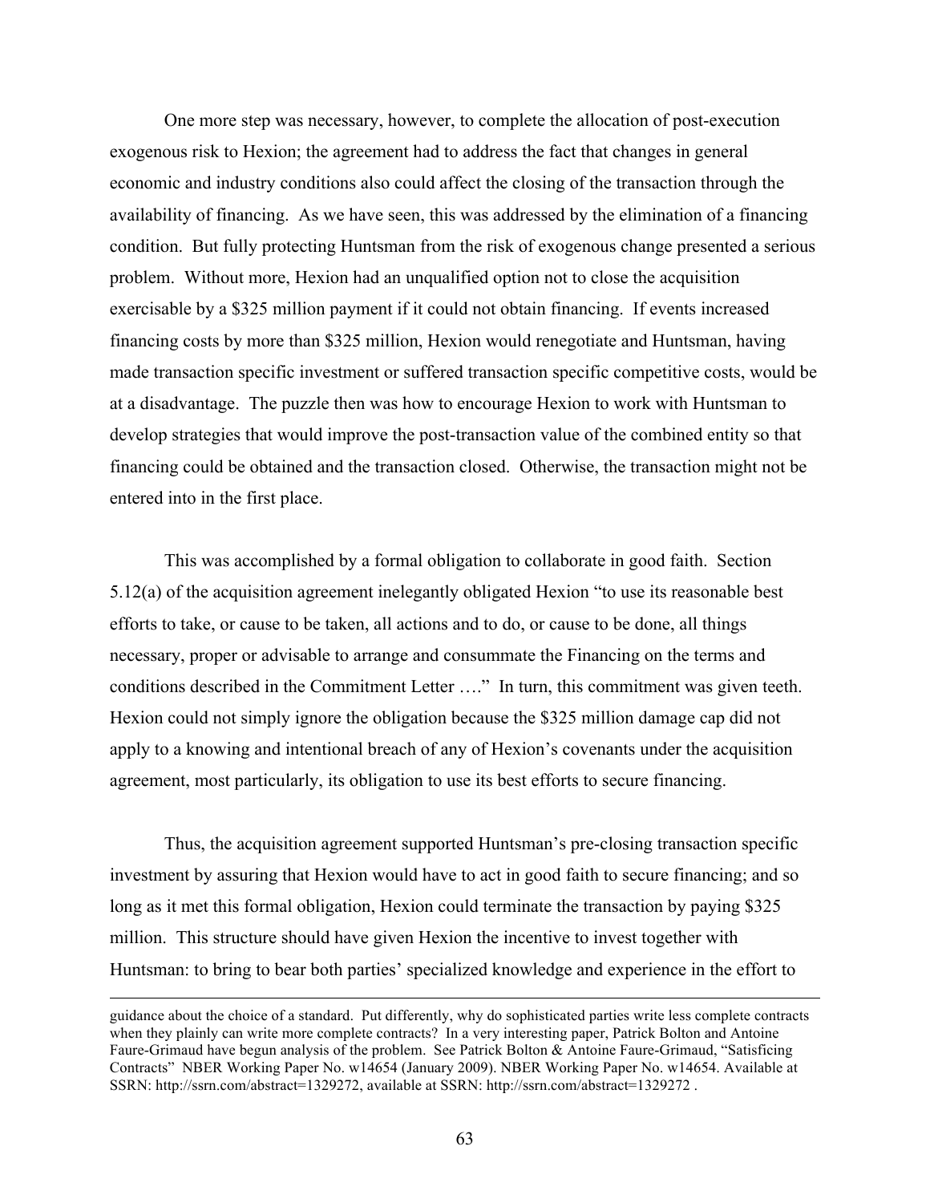One more step was necessary, however, to complete the allocation of post-execution exogenous risk to Hexion; the agreement had to address the fact that changes in general economic and industry conditions also could affect the closing of the transaction through the availability of financing. As we have seen, this was addressed by the elimination of a financing condition. But fully protecting Huntsman from the risk of exogenous change presented a serious problem. Without more, Hexion had an unqualified option not to close the acquisition exercisable by a $325 million payment if it could not obtain financing. If events increased financing costs by more than $325 million, Hexion would renegotiate and Huntsman, having made transaction specific investment or suffered transaction specific competitive costs, would be at a disadvantage. The puzzle then was how to encourage Hexion to work with Huntsman to develop strategies that would improve the post-transaction value of the combined entity so that financing could be obtained and the transaction closed. Otherwise, the transaction might not be entered into in the first place.

This was accomplished by a formal obligation to collaborate in good faith. Section 5.12(a) of the acquisition agreement inelegantly obligated Hexion "to use its reasonable best efforts to take, or cause to be taken, all actions and to do, or cause to be done, all things necessary, proper or advisable to arrange and consummate the Financing on the terms and conditions described in the Commitment Letter …." In turn, this commitment was given teeth. Hexion could not simply ignore the obligation because the $325 million damage cap did not apply to a knowing and intentional breach of any of Hexion's covenants under the acquisition agreement, most particularly, its obligation to use its best efforts to secure financing.

Thus, the acquisition agreement supported Huntsman's pre-closing transaction specific investment by assuring that Hexion would have to act in good faith to secure financing; and so long as it met this formal obligation, Hexion could terminate the transaction by paying $325 million. This structure should have given Hexion the incentive to invest together with Huntsman: to bring to bear both parties' specialized knowledge and experience in the effort to

---

guidance about the choice of a standard. Put differently, why do sophisticated parties write less complete contracts when they plainly can write more complete contracts? In a very interesting paper, Patrick Bolton and Antoine Faure-Grimaud have begun analysis of the problem. See Patrick Bolton & Antoine Faure-Grimaud, "Satisficing Contracts" NBER Working Paper No. w14654 (January 2009). NBER Working Paper No. w14654. Available at SSRN: http://ssrn.com/abstract=1329272, available at SSRN: http://ssrn.com/abstract=1329272 .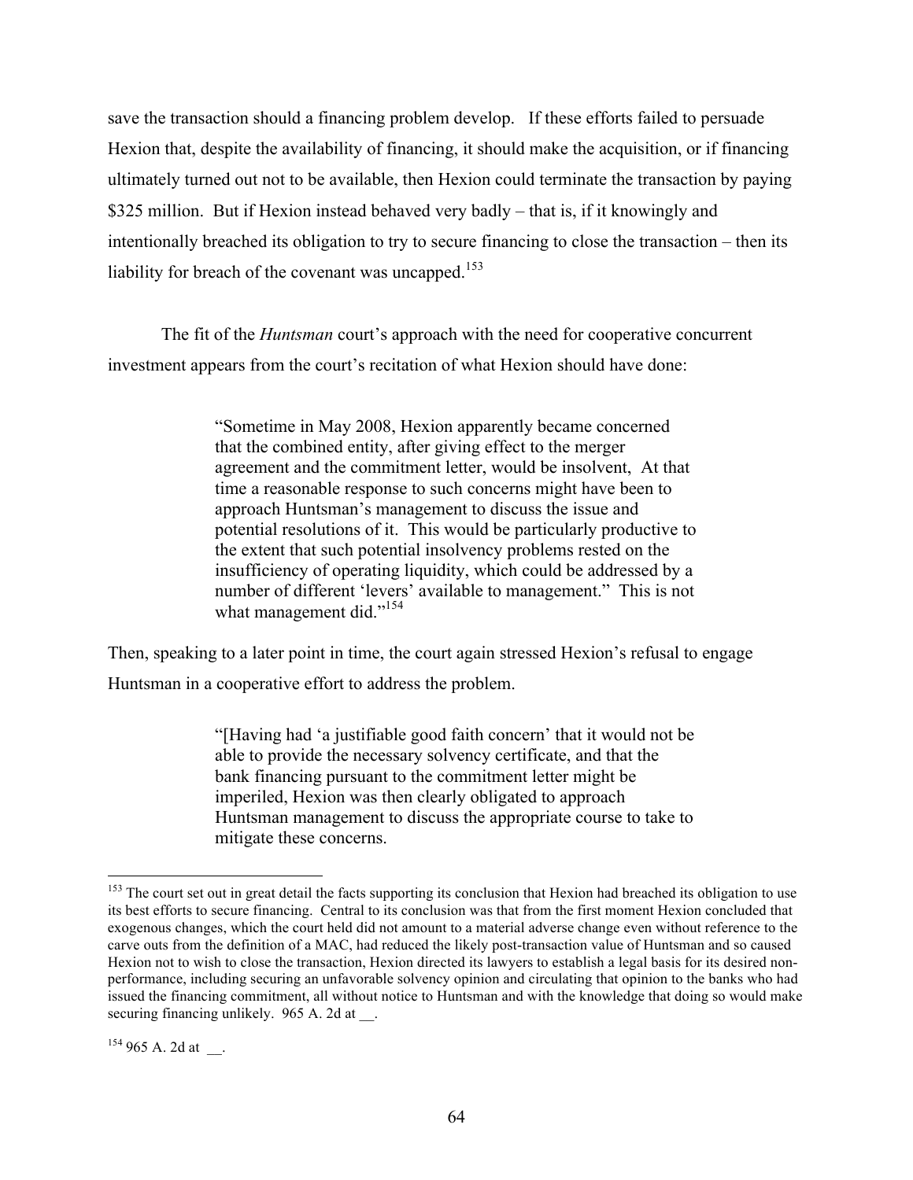save the transaction should a financing problem develop. If these efforts failed to persuade Hexion that, despite the availability of financing, it should make the acquisition, or if financing ultimately turned out not to be available, then Hexion could terminate the transaction by paying \$325 million. But if Hexion instead behaved very badly – that is, if it knowingly and intentionally breached its obligation to try to secure financing to close the transaction – then its liability for breach of the covenant was uncapped.[153]

The fit of the *Huntsman* court's approach with the need for cooperative concurrent investment appears from the court's recitation of what Hexion should have done:

> "Sometime in May 2008, Hexion apparently became concerned that the combined entity, after giving effect to the merger agreement and the commitment letter, would be insolvent, At that time a reasonable response to such concerns might have been to approach Huntsman's management to discuss the issue and potential resolutions of it. This would be particularly productive to the extent that such potential insolvency problems rested on the insufficiency of operating liquidity, which could be addressed by a number of different 'levers' available to management." This is not what management did."[154]

Then, speaking to a later point in time, the court again stressed Hexion's refusal to engage Huntsman in a cooperative effort to address the problem.

> "[Having had 'a justifiable good faith concern' that it would not be able to provide the necessary solvency certificate, and that the bank financing pursuant to the commitment letter might be imperiled, Hexion was then clearly obligated to approach Huntsman management to discuss the appropriate course to take to mitigate these concerns.

---

[153] The court set out in great detail the facts supporting its conclusion that Hexion had breached its obligation to use its best efforts to secure financing. Central to its conclusion was that from the first moment Hexion concluded that exogenous changes, which the court held did not amount to a material adverse change even without reference to the carve outs from the definition of a MAC, had reduced the likely post-transaction value of Huntsman and so caused Hexion not to wish to close the transaction, Hexion directed its lawyers to establish a legal basis for its desired non-performance, including securing an unfavorable solvency opinion and circulating that opinion to the banks who had issued the financing commitment, all without notice to Huntsman and with the knowledge that doing so would make securing financing unlikely. 965 A. 2d at __.

[154] 965 A. 2d at __.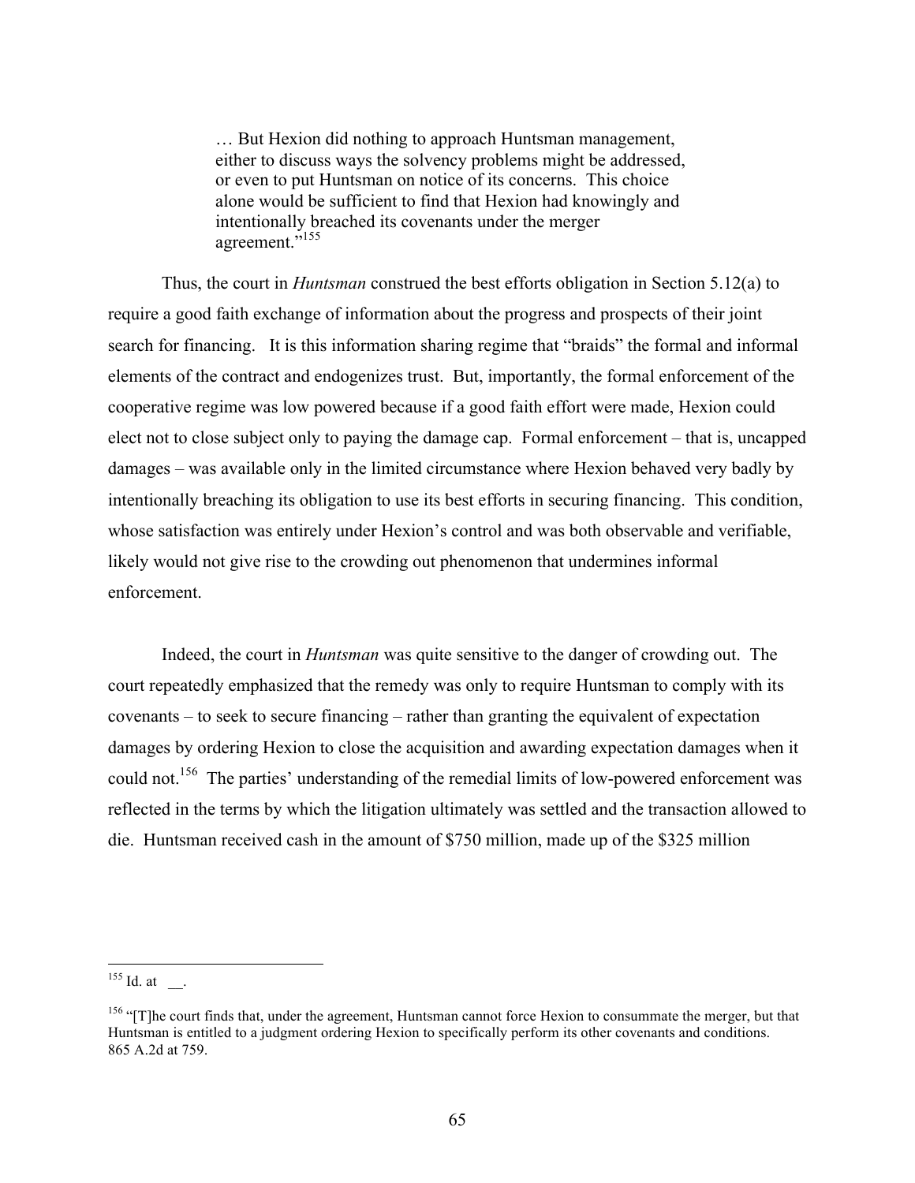> … But Hexion did nothing to approach Huntsman management, either to discuss ways the solvency problems might be addressed, or even to put Huntsman on notice of its concerns. This choice alone would be sufficient to find that Hexion had knowingly and intentionally breached its covenants under the merger agreement."[155]

Thus, the court in *Huntsman* construed the best efforts obligation in Section 5.12(a) to require a good faith exchange of information about the progress and prospects of their joint search for financing. It is this information sharing regime that "braids" the formal and informal elements of the contract and endogenizes trust. But, importantly, the formal enforcement of the cooperative regime was low powered because if a good faith effort were made, Hexion could elect not to close subject only to paying the damage cap. Formal enforcement – that is, uncapped damages – was available only in the limited circumstance where Hexion behaved very badly by intentionally breaching its obligation to use its best efforts in securing financing. This condition, whose satisfaction was entirely under Hexion's control and was both observable and verifiable, likely would not give rise to the crowding out phenomenon that undermines informal enforcement.

Indeed, the court in *Huntsman* was quite sensitive to the danger of crowding out. The court repeatedly emphasized that the remedy was only to require Huntsman to comply with its covenants – to seek to secure financing – rather than granting the equivalent of expectation damages by ordering Hexion to close the acquisition and awarding expectation damages when it could not.[156] The parties' understanding of the remedial limits of low-powered enforcement was reflected in the terms by which the litigation ultimately was settled and the transaction allowed to die. Huntsman received cash in the amount of $750 million, made up of the $325 million

---

[155] Id. at __.

[156] "[T]he court finds that, under the agreement, Huntsman cannot force Hexion to consummate the merger, but that Huntsman is entitled to a judgment ordering Hexion to specifically perform its other covenants and conditions. 865 A.2d at 759.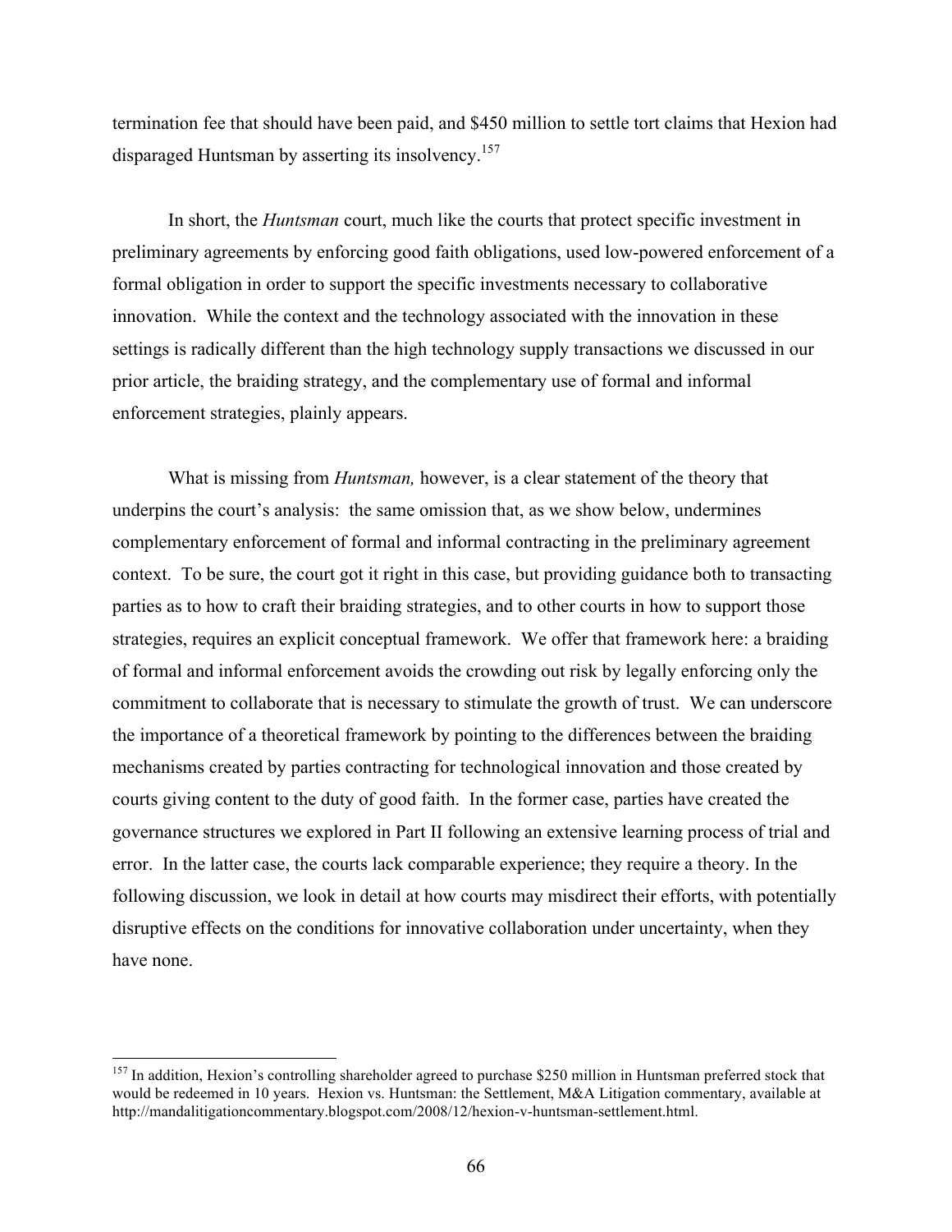termination fee that should have been paid, and $450 million to settle tort claims that Hexion had disparaged Huntsman by asserting its insolvency.[157]

In short, the *Huntsman* court, much like the courts that protect specific investment in preliminary agreements by enforcing good faith obligations, used low-powered enforcement of a formal obligation in order to support the specific investments necessary to collaborative innovation. While the context and the technology associated with the innovation in these settings is radically different than the high technology supply transactions we discussed in our prior article, the braiding strategy, and the complementary use of formal and informal enforcement strategies, plainly appears.

What is missing from *Huntsman,* however, is a clear statement of the theory that underpins the court's analysis: the same omission that, as we show below, undermines complementary enforcement of formal and informal contracting in the preliminary agreement context. To be sure, the court got it right in this case, but providing guidance both to transacting parties as to how to craft their braiding strategies, and to other courts in how to support those strategies, requires an explicit conceptual framework. We offer that framework here: a braiding of formal and informal enforcement avoids the crowding out risk by legally enforcing only the commitment to collaborate that is necessary to stimulate the growth of trust. We can underscore the importance of a theoretical framework by pointing to the differences between the braiding mechanisms created by parties contracting for technological innovation and those created by courts giving content to the duty of good faith. In the former case, parties have created the governance structures we explored in Part II following an extensive learning process of trial and error. In the latter case, the courts lack comparable experience; they require a theory. In the following discussion, we look in detail at how courts may misdirect their efforts, with potentially disruptive effects on the conditions for innovative collaboration under uncertainty, when they have none.

---

[157] In addition, Hexion's controlling shareholder agreed to purchase $250 million in Huntsman preferred stock that would be redeemed in 10 years. Hexion vs. Huntsman: the Settlement, M&A Litigation commentary, available at http://mandalitigationcommentary.blogspot.com/2008/12/hexion-v-huntsman-settlement.html.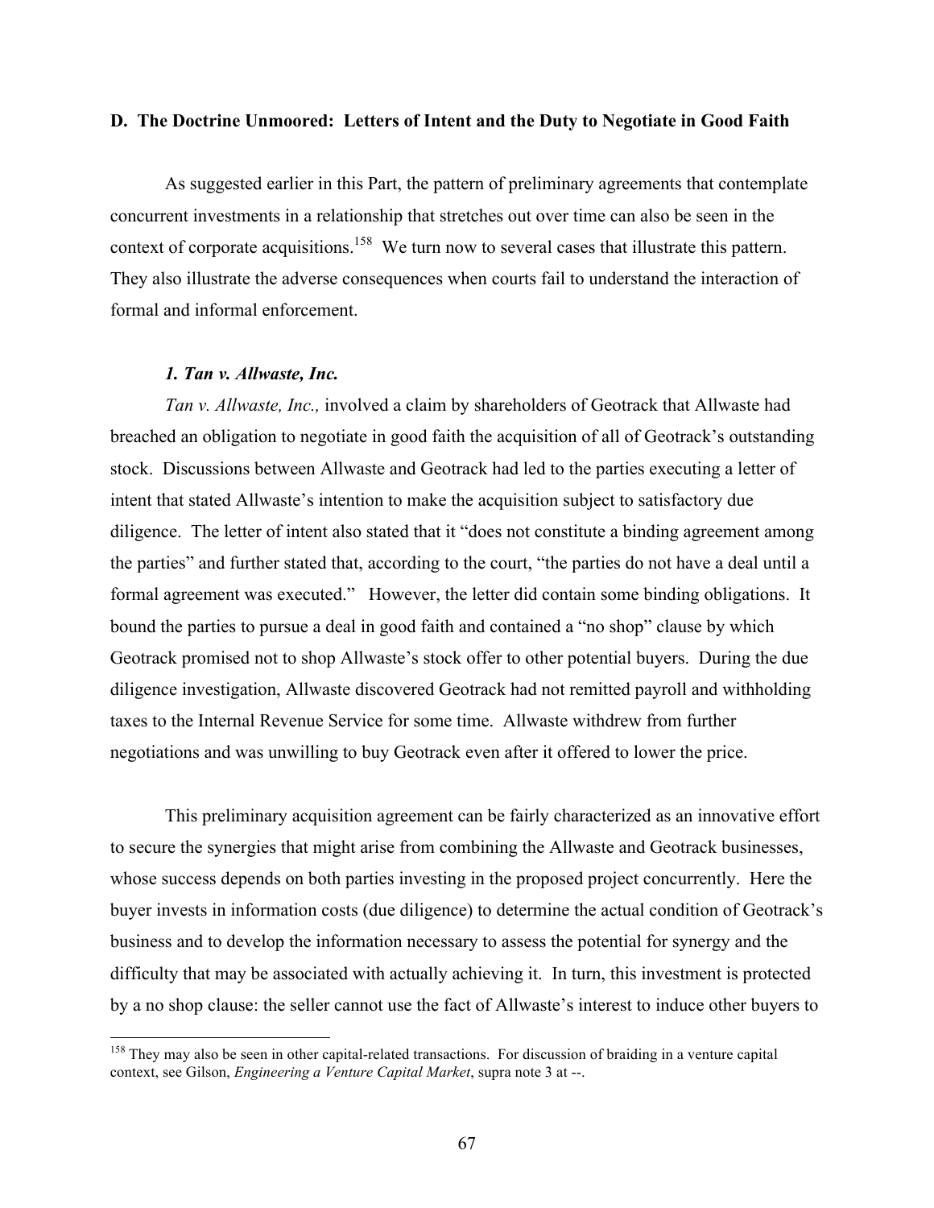### D. The Doctrine Unmoored: Letters of Intent and the Duty to Negotiate in Good Faith

As suggested earlier in this Part, the pattern of preliminary agreements that contemplate concurrent investments in a relationship that stretches out over time can also be seen in the context of corporate acquisitions.[158] We turn now to several cases that illustrate this pattern. They also illustrate the adverse consequences when courts fail to understand the interaction of formal and informal enforcement.

#### *1. Tan v. Allwaste, Inc.*

*Tan v. Allwaste, Inc.,* involved a claim by shareholders of Geotrack that Allwaste had breached an obligation to negotiate in good faith the acquisition of all of Geotrack's outstanding stock. Discussions between Allwaste and Geotrack had led to the parties executing a letter of intent that stated Allwaste's intention to make the acquisition subject to satisfactory due diligence. The letter of intent also stated that it "does not constitute a binding agreement among the parties" and further stated that, according to the court, "the parties do not have a deal until a formal agreement was executed." However, the letter did contain some binding obligations. It bound the parties to pursue a deal in good faith and contained a "no shop" clause by which Geotrack promised not to shop Allwaste's stock offer to other potential buyers. During the due diligence investigation, Allwaste discovered Geotrack had not remitted payroll and withholding taxes to the Internal Revenue Service for some time. Allwaste withdrew from further negotiations and was unwilling to buy Geotrack even after it offered to lower the price.

This preliminary acquisition agreement can be fairly characterized as an innovative effort to secure the synergies that might arise from combining the Allwaste and Geotrack businesses, whose success depends on both parties investing in the proposed project concurrently. Here the buyer invests in information costs (due diligence) to determine the actual condition of Geotrack's business and to develop the information necessary to assess the potential for synergy and the difficulty that may be associated with actually achieving it. In turn, this investment is protected by a no shop clause: the seller cannot use the fact of Allwaste's interest to induce other buyers to

---

[158] They may also be seen in other capital-related transactions. For discussion of braiding in a venture capital context, see Gilson, *Engineering a Venture Capital Market*, supra note 3 at --.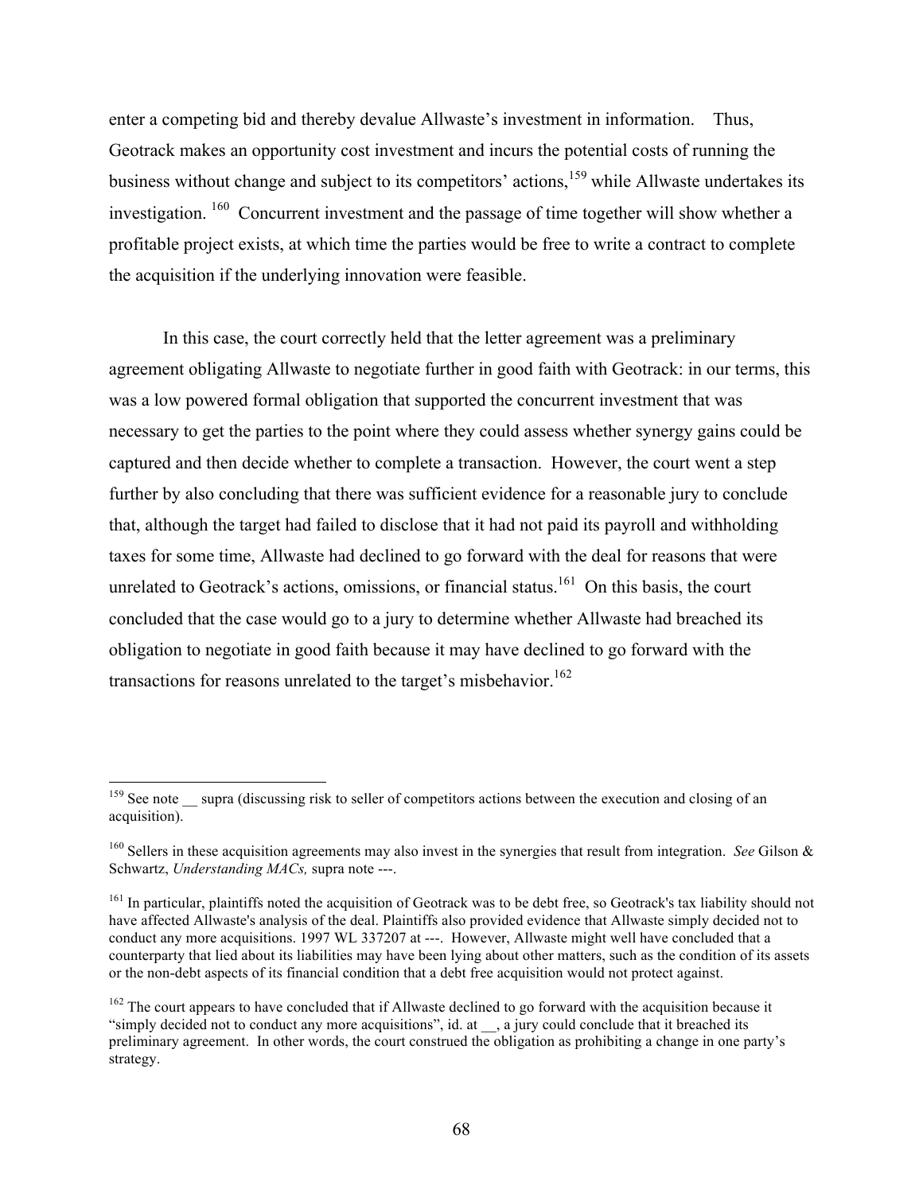enter a competing bid and thereby devalue Allwaste's investment in information. Thus, Geotrack makes an opportunity cost investment and incurs the potential costs of running the business without change and subject to its competitors' actions,[159] while Allwaste undertakes its investigation.[160] Concurrent investment and the passage of time together will show whether a profitable project exists, at which time the parties would be free to write a contract to complete the acquisition if the underlying innovation were feasible.

In this case, the court correctly held that the letter agreement was a preliminary agreement obligating Allwaste to negotiate further in good faith with Geotrack: in our terms, this was a low powered formal obligation that supported the concurrent investment that was necessary to get the parties to the point where they could assess whether synergy gains could be captured and then decide whether to complete a transaction. However, the court went a step further by also concluding that there was sufficient evidence for a reasonable jury to conclude that, although the target had failed to disclose that it had not paid its payroll and withholding taxes for some time, Allwaste had declined to go forward with the deal for reasons that were unrelated to Geotrack's actions, omissions, or financial status.[161] On this basis, the court concluded that the case would go to a jury to determine whether Allwaste had breached its obligation to negotiate in good faith because it may have declined to go forward with the transactions for reasons unrelated to the target's misbehavior.[162]

---

[159] See note __ supra (discussing risk to seller of competitors actions between the execution and closing of an acquisition).

[160] Sellers in these acquisition agreements may also invest in the synergies that result from integration. *See* Gilson & Schwartz, *Understanding MACs,* supra note ---.

[161] In particular, plaintiffs noted the acquisition of Geotrack was to be debt free, so Geotrack's tax liability should not have affected Allwaste's analysis of the deal. Plaintiffs also provided evidence that Allwaste simply decided not to conduct any more acquisitions. 1997 WL 337207 at ---. However, Allwaste might well have concluded that a counterparty that lied about its liabilities may have been lying about other matters, such as the condition of its assets or the non-debt aspects of its financial condition that a debt free acquisition would not protect against.

[162] The court appears to have concluded that if Allwaste declined to go forward with the acquisition because it "simply decided not to conduct any more acquisitions", id. at __, a jury could conclude that it breached its preliminary agreement. In other words, the court construed the obligation as prohibiting a change in one party's strategy.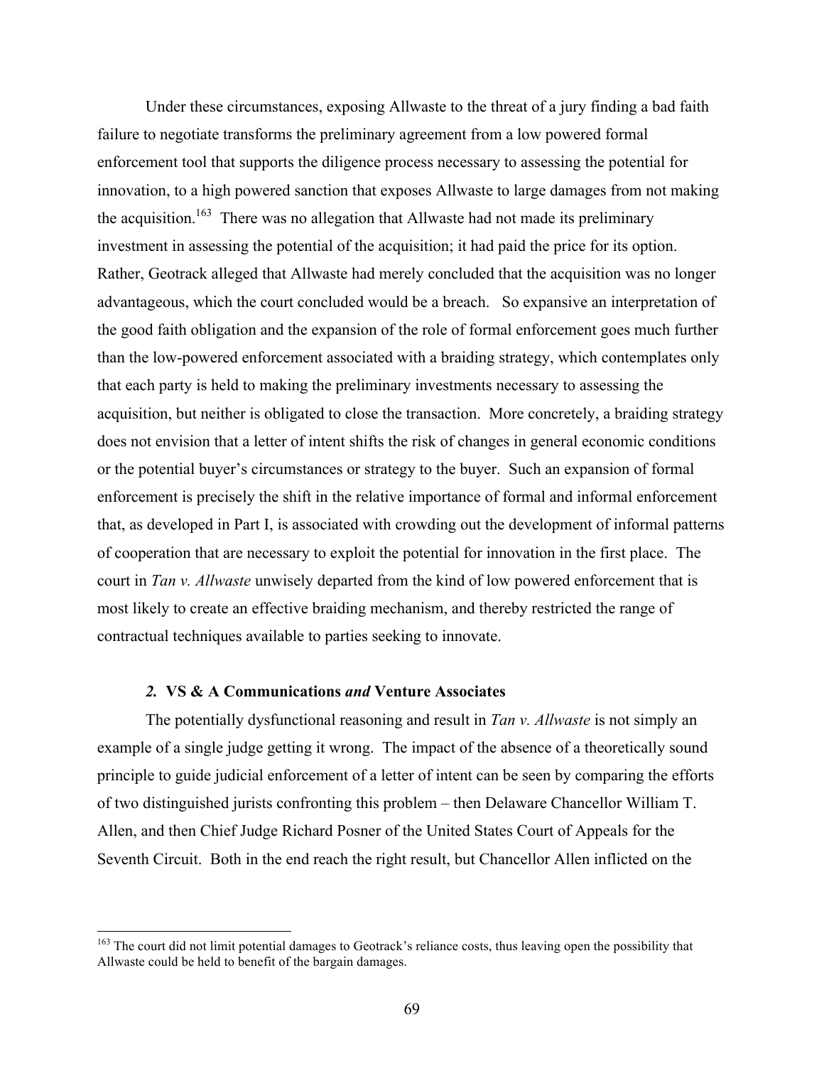Under these circumstances, exposing Allwaste to the threat of a jury finding a bad faith failure to negotiate transforms the preliminary agreement from a low powered formal enforcement tool that supports the diligence process necessary to assessing the potential for innovation, to a high powered sanction that exposes Allwaste to large damages from not making the acquisition.[163] There was no allegation that Allwaste had not made its preliminary investment in assessing the potential of the acquisition; it had paid the price for its option. Rather, Geotrack alleged that Allwaste had merely concluded that the acquisition was no longer advantageous, which the court concluded would be a breach. So expansive an interpretation of the good faith obligation and the expansion of the role of formal enforcement goes much further than the low-powered enforcement associated with a braiding strategy, which contemplates only that each party is held to making the preliminary investments necessary to assessing the acquisition, but neither is obligated to close the transaction. More concretely, a braiding strategy does not envision that a letter of intent shifts the risk of changes in general economic conditions or the potential buyer's circumstances or strategy to the buyer. Such an expansion of formal enforcement is precisely the shift in the relative importance of formal and informal enforcement that, as developed in Part I, is associated with crowding out the development of informal patterns of cooperation that are necessary to exploit the potential for innovation in the first place. The court in *Tan v. Allwaste* unwisely departed from the kind of low powered enforcement that is most likely to create an effective braiding mechanism, and thereby restricted the range of contractual techniques available to parties seeking to innovate.

#### *2.* VS & A Communications *and* Venture Associates

The potentially dysfunctional reasoning and result in *Tan v. Allwaste* is not simply an example of a single judge getting it wrong. The impact of the absence of a theoretically sound principle to guide judicial enforcement of a letter of intent can be seen by comparing the efforts of two distinguished jurists confronting this problem – then Delaware Chancellor William T. Allen, and then Chief Judge Richard Posner of the United States Court of Appeals for the Seventh Circuit. Both in the end reach the right result, but Chancellor Allen inflicted on the

---

[163] The court did not limit potential damages to Geotrack's reliance costs, thus leaving open the possibility that Allwaste could be held to benefit of the bargain damages.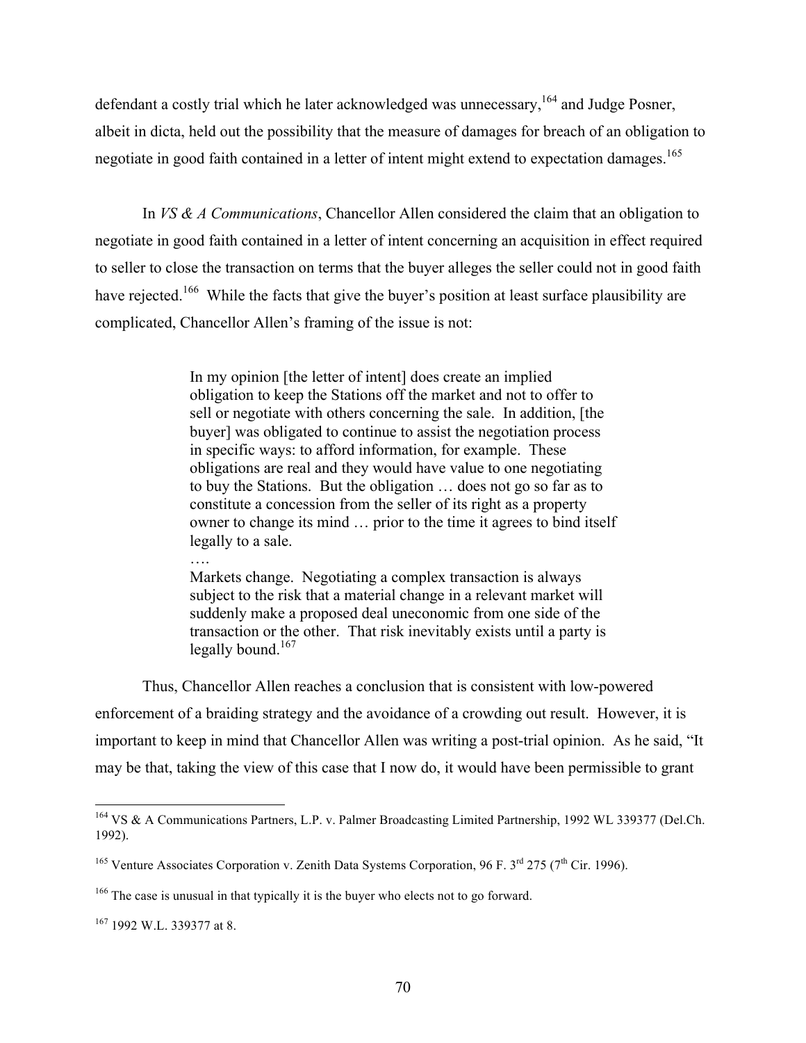defendant a costly trial which he later acknowledged was unnecessary,[164] and Judge Posner, albeit in dicta, held out the possibility that the measure of damages for breach of an obligation to negotiate in good faith contained in a letter of intent might extend to expectation damages.[165]

In *VS & A Communications*, Chancellor Allen considered the claim that an obligation to negotiate in good faith contained in a letter of intent concerning an acquisition in effect required to seller to close the transaction on terms that the buyer alleges the seller could not in good faith have rejected.[166] While the facts that give the buyer's position at least surface plausibility are complicated, Chancellor Allen's framing of the issue is not:

> In my opinion [the letter of intent] does create an implied obligation to keep the Stations off the market and not to offer to sell or negotiate with others concerning the sale. In addition, [the buyer] was obligated to continue to assist the negotiation process in specific ways: to afford information, for example. These obligations are real and they would have value to one negotiating to buy the Stations. But the obligation … does not go so far as to constitute a concession from the seller of its right as a property owner to change its mind … prior to the time it agrees to bind itself legally to a sale.
>
> ….
>
> Markets change. Negotiating a complex transaction is always subject to the risk that a material change in a relevant market will suddenly make a proposed deal uneconomic from one side of the transaction or the other. That risk inevitably exists until a party is legally bound.[167]

Thus, Chancellor Allen reaches a conclusion that is consistent with low-powered enforcement of a braiding strategy and the avoidance of a crowding out result. However, it is important to keep in mind that Chancellor Allen was writing a post-trial opinion. As he said, "It may be that, taking the view of this case that I now do, it would have been permissible to grant

---

[164] VS & A Communications Partners, L.P. v. Palmer Broadcasting Limited Partnership, 1992 WL 339377 (Del.Ch. 1992).

[165] Venture Associates Corporation v. Zenith Data Systems Corporation, 96 F. 3rd 275 (7th Cir. 1996).

[166] The case is unusual in that typically it is the buyer who elects not to go forward.

[167] 1992 W.L. 339377 at 8.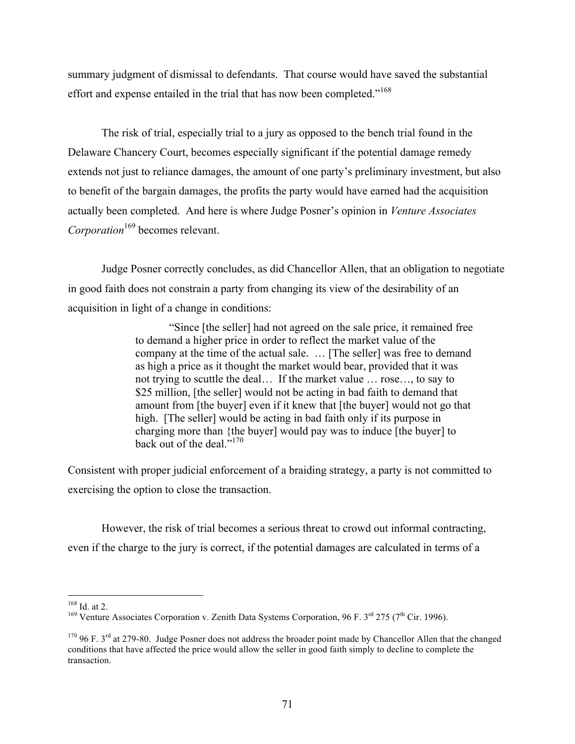summary judgment of dismissal to defendants. That course would have saved the substantial effort and expense entailed in the trial that has now been completed."[168]

The risk of trial, especially trial to a jury as opposed to the bench trial found in the Delaware Chancery Court, becomes especially significant if the potential damage remedy extends not just to reliance damages, the amount of one party's preliminary investment, but also to benefit of the bargain damages, the profits the party would have earned had the acquisition actually been completed. And here is where Judge Posner's opinion in *Venture Associates Corporation*[169] becomes relevant.

Judge Posner correctly concludes, as did Chancellor Allen, that an obligation to negotiate in good faith does not constrain a party from changing its view of the desirability of an acquisition in light of a change in conditions:

> "Since [the seller] had not agreed on the sale price, it remained free to demand a higher price in order to reflect the market value of the company at the time of the actual sale. … [The seller] was free to demand as high a price as it thought the market would bear, provided that it was not trying to scuttle the deal… If the market value … rose…, to say to $25 million, [the seller] would not be acting in bad faith to demand that amount from [the buyer] even if it knew that [the buyer] would not go that high. [The seller] would be acting in bad faith only if its purpose in charging more than {the buyer] would pay was to induce [the buyer] to back out of the deal."[170]

Consistent with proper judicial enforcement of a braiding strategy, a party is not committed to exercising the option to close the transaction.

However, the risk of trial becomes a serious threat to crowd out informal contracting, even if the charge to the jury is correct, if the potential damages are calculated in terms of a

---

[168] Id. at 2.

[169] Venture Associates Corporation v. Zenith Data Systems Corporation, 96 F. 3rd 275 (7th Cir. 1996).

[170] 96 F. 3rd at 279-80. Judge Posner does not address the broader point made by Chancellor Allen that the changed conditions that have affected the price would allow the seller in good faith simply to decline to complete the transaction.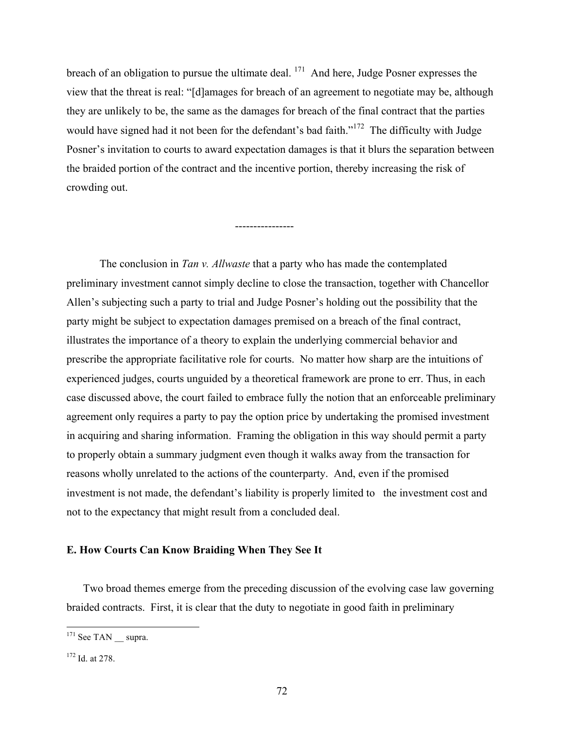breach of an obligation to pursue the ultimate deal.[171] And here, Judge Posner expresses the view that the threat is real: "[d]amages for breach of an agreement to negotiate may be, although they are unlikely to be, the same as the damages for breach of the final contract that the parties would have signed had it not been for the defendant's bad faith."[172] The difficulty with Judge Posner's invitation to courts to award expectation damages is that it blurs the separation between the braided portion of the contract and the incentive portion, thereby increasing the risk of crowding out.

----------------

The conclusion in *Tan v. Allwaste* that a party who has made the contemplated preliminary investment cannot simply decline to close the transaction, together with Chancellor Allen's subjecting such a party to trial and Judge Posner's holding out the possibility that the party might be subject to expectation damages premised on a breach of the final contract, illustrates the importance of a theory to explain the underlying commercial behavior and prescribe the appropriate facilitative role for courts. No matter how sharp are the intuitions of experienced judges, courts unguided by a theoretical framework are prone to err. Thus, in each case discussed above, the court failed to embrace fully the notion that an enforceable preliminary agreement only requires a party to pay the option price by undertaking the promised investment in acquiring and sharing information. Framing the obligation in this way should permit a party to properly obtain a summary judgment even though it walks away from the transaction for reasons wholly unrelated to the actions of the counterparty. And, even if the promised investment is not made, the defendant's liability is properly limited to the investment cost and not to the expectancy that might result from a concluded deal.

### E. How Courts Can Know Braiding When They See It

Two broad themes emerge from the preceding discussion of the evolving case law governing braided contracts. First, it is clear that the duty to negotiate in good faith in preliminary

---

[171] See TAN __ supra.

[172] Id. at 278.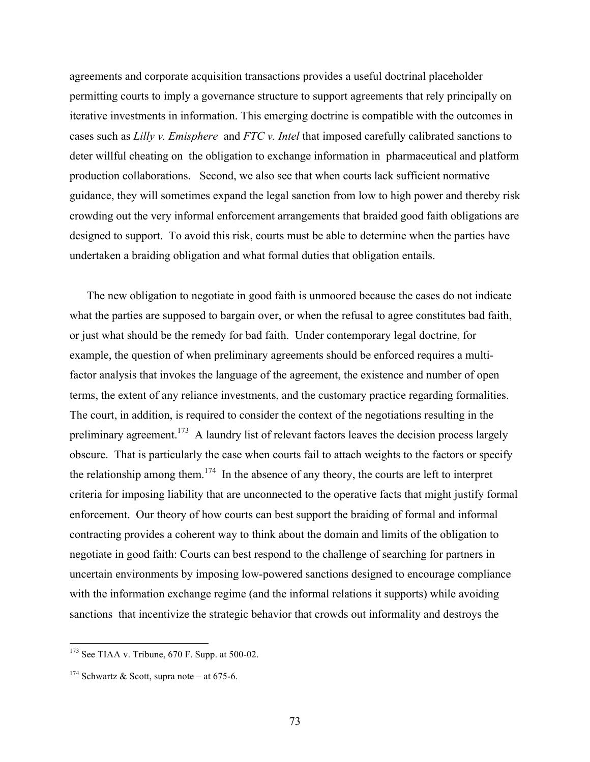agreements and corporate acquisition transactions provides a useful doctrinal placeholder permitting courts to imply a governance structure to support agreements that rely principally on iterative investments in information. This emerging doctrine is compatible with the outcomes in cases such as *Lilly v. Emisphere* and *FTC v. Intel* that imposed carefully calibrated sanctions to deter willful cheating on the obligation to exchange information in pharmaceutical and platform production collaborations. Second, we also see that when courts lack sufficient normative guidance, they will sometimes expand the legal sanction from low to high power and thereby risk crowding out the very informal enforcement arrangements that braided good faith obligations are designed to support. To avoid this risk, courts must be able to determine when the parties have undertaken a braiding obligation and what formal duties that obligation entails.

The new obligation to negotiate in good faith is unmoored because the cases do not indicate what the parties are supposed to bargain over, or when the refusal to agree constitutes bad faith, or just what should be the remedy for bad faith. Under contemporary legal doctrine, for example, the question of when preliminary agreements should be enforced requires a multi-factor analysis that invokes the language of the agreement, the existence and number of open terms, the extent of any reliance investments, and the customary practice regarding formalities. The court, in addition, is required to consider the context of the negotiations resulting in the preliminary agreement.[173] A laundry list of relevant factors leaves the decision process largely obscure. That is particularly the case when courts fail to attach weights to the factors or specify the relationship among them.[174] In the absence of any theory, the courts are left to interpret criteria for imposing liability that are unconnected to the operative facts that might justify formal enforcement. Our theory of how courts can best support the braiding of formal and informal contracting provides a coherent way to think about the domain and limits of the obligation to negotiate in good faith: Courts can best respond to the challenge of searching for partners in uncertain environments by imposing low-powered sanctions designed to encourage compliance with the information exchange regime (and the informal relations it supports) while avoiding sanctions that incentivize the strategic behavior that crowds out informality and destroys the

---

[173] See TIAA v. Tribune, 670 F. Supp. at 500-02.

[174] Schwartz & Scott, supra note – at 675-6.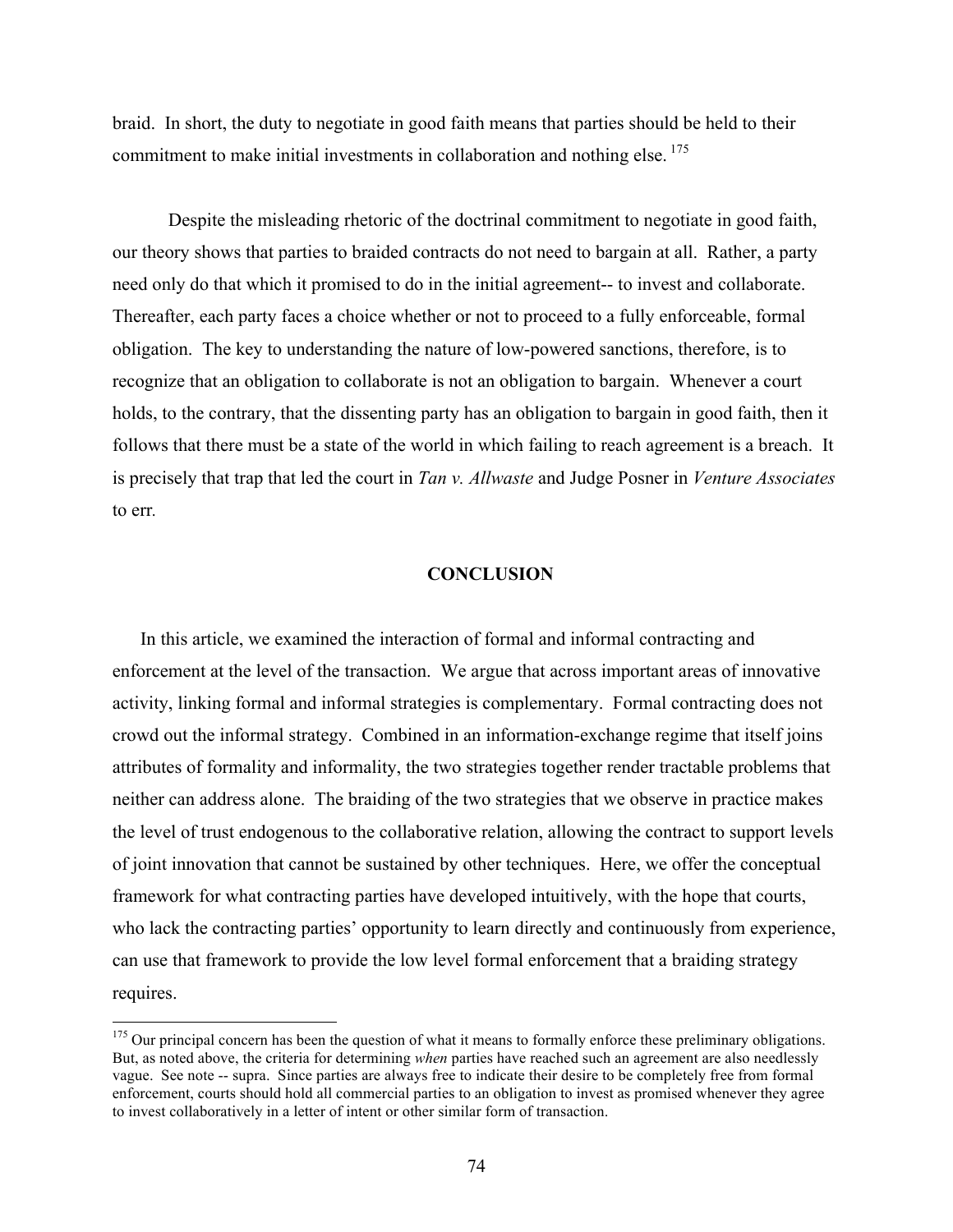braid. In short, the duty to negotiate in good faith means that parties should be held to their commitment to make initial investments in collaboration and nothing else.[175]

Despite the misleading rhetoric of the doctrinal commitment to negotiate in good faith, our theory shows that parties to braided contracts do not need to bargain at all. Rather, a party need only do that which it promised to do in the initial agreement-- to invest and collaborate. Thereafter, each party faces a choice whether or not to proceed to a fully enforceable, formal obligation. The key to understanding the nature of low-powered sanctions, therefore, is to recognize that an obligation to collaborate is not an obligation to bargain. Whenever a court holds, to the contrary, that the dissenting party has an obligation to bargain in good faith, then it follows that there must be a state of the world in which failing to reach agreement is a breach. It is precisely that trap that led the court in *Tan v. Allwaste* and Judge Posner in *Venture Associates* to err.

## CONCLUSION

In this article, we examined the interaction of formal and informal contracting and enforcement at the level of the transaction. We argue that across important areas of innovative activity, linking formal and informal strategies is complementary. Formal contracting does not crowd out the informal strategy. Combined in an information-exchange regime that itself joins attributes of formality and informality, the two strategies together render tractable problems that neither can address alone. The braiding of the two strategies that we observe in practice makes the level of trust endogenous to the collaborative relation, allowing the contract to support levels of joint innovation that cannot be sustained by other techniques. Here, we offer the conceptual framework for what contracting parties have developed intuitively, with the hope that courts, who lack the contracting parties' opportunity to learn directly and continuously from experience, can use that framework to provide the low level formal enforcement that a braiding strategy requires.

---

[175] Our principal concern has been the question of what it means to formally enforce these preliminary obligations. But, as noted above, the criteria for determining *when* parties have reached such an agreement are also needlessly vague. See note -- supra. Since parties are always free to indicate their desire to be completely free from formal enforcement, courts should hold all commercial parties to an obligation to invest as promised whenever they agree to invest collaboratively in a letter of intent or other similar form of transaction.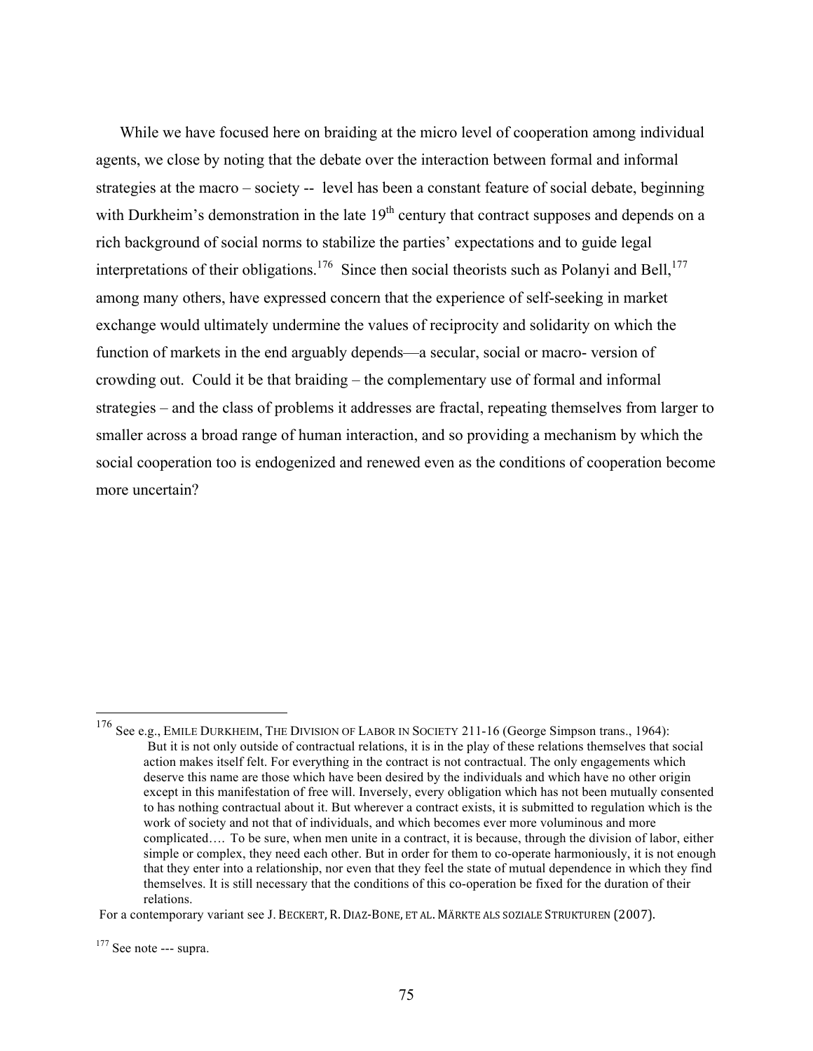While we have focused here on braiding at the micro level of cooperation among individual agents, we close by noting that the debate over the interaction between formal and informal strategies at the macro – society -- level has been a constant feature of social debate, beginning with Durkheim's demonstration in the late 19th century that contract supposes and depends on a rich background of social norms to stabilize the parties' expectations and to guide legal interpretations of their obligations.[176] Since then social theorists such as Polanyi and Bell,[177] among many others, have expressed concern that the experience of self-seeking in market exchange would ultimately undermine the values of reciprocity and solidarity on which the function of markets in the end arguably depends—a secular, social or macro- version of crowding out. Could it be that braiding – the complementary use of formal and informal strategies – and the class of problems it addresses are fractal, repeating themselves from larger to smaller across a broad range of human interaction, and so providing a mechanism by which the social cooperation too is endogenized and renewed even as the conditions of cooperation become more uncertain?

---

[176] See e.g., EMILE DURKHEIM, THE DIVISION OF LABOR IN SOCIETY 211-16 (George Simpson trans., 1964):

> But it is not only outside of contractual relations, it is in the play of these relations themselves that social action makes itself felt. For everything in the contract is not contractual. The only engagements which deserve this name are those which have been desired by the individuals and which have no other origin except in this manifestation of free will. Inversely, every obligation which has not been mutually consented to has nothing contractual about it. But wherever a contract exists, it is submitted to regulation which is the work of society and not that of individuals, and which becomes ever more voluminous and more complicated…. To be sure, when men unite in a contract, it is because, through the division of labor, either simple or complex, they need each other. But in order for them to co-operate harmoniously, it is not enough that they enter into a relationship, nor even that they feel the state of mutual dependence in which they find themselves. It is still necessary that the conditions of this co-operation be fixed for the duration of their relations.

For a contemporary variant see J. BECKERT, R. DIAZ-BONE, ET AL. MÄRKTE ALS SOZIALE STRUKTUREN (2007).

[177] See note --- supra.